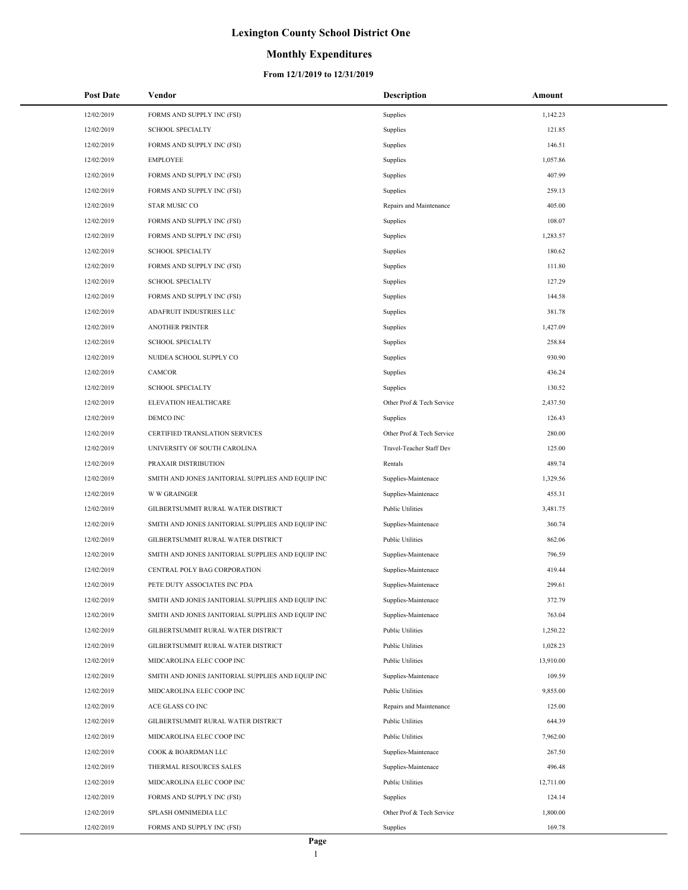# Lexington County School District One

## Monthly Expenditures

### From 12/1/2019 to 12/31/2019

| Post Date | Vendor | Description | Amount |
|---|---|---|---|
| 12/02/2019 | FORMS AND SUPPLY INC (FSI) | Supplies | 1,142.23 |
| 12/02/2019 | SCHOOL SPECIALTY | Supplies | 121.85 |
| 12/02/2019 | FORMS AND SUPPLY INC (FSI) | Supplies | 146.51 |
| 12/02/2019 | EMPLOYEE | Supplies | 1,057.86 |
| 12/02/2019 | FORMS AND SUPPLY INC (FSI) | Supplies | 407.99 |
| 12/02/2019 | FORMS AND SUPPLY INC (FSI) | Supplies | 259.13 |
| 12/02/2019 | STAR MUSIC CO | Repairs and Maintenance | 405.00 |
| 12/02/2019 | FORMS AND SUPPLY INC (FSI) | Supplies | 108.07 |
| 12/02/2019 | FORMS AND SUPPLY INC (FSI) | Supplies | 1,283.57 |
| 12/02/2019 | SCHOOL SPECIALTY | Supplies | 180.62 |
| 12/02/2019 | FORMS AND SUPPLY INC (FSI) | Supplies | 111.80 |
| 12/02/2019 | SCHOOL SPECIALTY | Supplies | 127.29 |
| 12/02/2019 | FORMS AND SUPPLY INC (FSI) | Supplies | 144.58 |
| 12/02/2019 | ADAFRUIT INDUSTRIES LLC | Supplies | 381.78 |
| 12/02/2019 | ANOTHER PRINTER | Supplies | 1,427.09 |
| 12/02/2019 | SCHOOL SPECIALTY | Supplies | 258.84 |
| 12/02/2019 | NUIDEA SCHOOL SUPPLY CO | Supplies | 930.90 |
| 12/02/2019 | CAMCOR | Supplies | 436.24 |
| 12/02/2019 | SCHOOL SPECIALTY | Supplies | 130.52 |
| 12/02/2019 | ELEVATION HEALTHCARE | Other Prof & Tech Service | 2,437.50 |
| 12/02/2019 | DEMCO INC | Supplies | 126.43 |
| 12/02/2019 | CERTIFIED TRANSLATION SERVICES | Other Prof & Tech Service | 280.00 |
| 12/02/2019 | UNIVERSITY OF SOUTH CAROLINA | Travel-Teacher Staff Dev | 125.00 |
| 12/02/2019 | PRAXAIR DISTRIBUTION | Rentals | 489.74 |
| 12/02/2019 | SMITH AND JONES JANITORIAL SUPPLIES AND EQUIP INC | Supplies-Maintenace | 1,329.56 |
| 12/02/2019 | W W GRAINGER | Supplies-Maintenace | 455.31 |
| 12/02/2019 | GILBERTSUMMIT RURAL WATER DISTRICT | Public Utilities | 3,481.75 |
| 12/02/2019 | SMITH AND JONES JANITORIAL SUPPLIES AND EQUIP INC | Supplies-Maintenace | 360.74 |
| 12/02/2019 | GILBERTSUMMIT RURAL WATER DISTRICT | Public Utilities | 862.06 |
| 12/02/2019 | SMITH AND JONES JANITORIAL SUPPLIES AND EQUIP INC | Supplies-Maintenace | 796.59 |
| 12/02/2019 | CENTRAL POLY BAG CORPORATION | Supplies-Maintenace | 419.44 |
| 12/02/2019 | PETE DUTY ASSOCIATES INC PDA | Supplies-Maintenace | 299.61 |
| 12/02/2019 | SMITH AND JONES JANITORIAL SUPPLIES AND EQUIP INC | Supplies-Maintenace | 372.79 |
| 12/02/2019 | SMITH AND JONES JANITORIAL SUPPLIES AND EQUIP INC | Supplies-Maintenace | 763.04 |
| 12/02/2019 | GILBERTSUMMIT RURAL WATER DISTRICT | Public Utilities | 1,250.22 |
| 12/02/2019 | GILBERTSUMMIT RURAL WATER DISTRICT | Public Utilities | 1,028.23 |
| 12/02/2019 | MIDCAROLINA ELEC COOP INC | Public Utilities | 13,910.00 |
| 12/02/2019 | SMITH AND JONES JANITORIAL SUPPLIES AND EQUIP INC | Supplies-Maintenace | 109.59 |
| 12/02/2019 | MIDCAROLINA ELEC COOP INC | Public Utilities | 9,855.00 |
| 12/02/2019 | ACE GLASS CO INC | Repairs and Maintenance | 125.00 |
| 12/02/2019 | GILBERTSUMMIT RURAL WATER DISTRICT | Public Utilities | 644.39 |
| 12/02/2019 | MIDCAROLINA ELEC COOP INC | Public Utilities | 7,962.00 |
| 12/02/2019 | COOK & BOARDMAN LLC | Supplies-Maintenace | 267.50 |
| 12/02/2019 | THERMAL RESOURCES SALES | Supplies-Maintenace | 496.48 |
| 12/02/2019 | MIDCAROLINA ELEC COOP INC | Public Utilities | 12,711.00 |
| 12/02/2019 | FORMS AND SUPPLY INC (FSI) | Supplies | 124.14 |
| 12/02/2019 | SPLASH OMNIMEDIA LLC | Other Prof & Tech Service | 1,800.00 |
| 12/02/2019 | FORMS AND SUPPLY INC (FSI) | Supplies | 169.78 |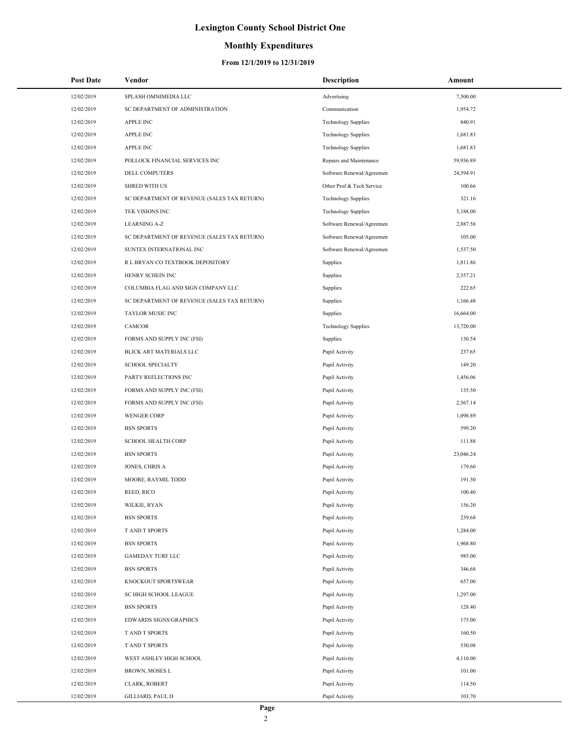# Lexington County School District One

## Monthly Expenditures

### From 12/1/2019 to 12/31/2019

| Post Date | Vendor | Description | Amount |
|---|---|---|---|
| 12/02/2019 | SPLASH OMNIMEDIA LLC | Advertising | 7,500.00 |
| 12/02/2019 | SC DEPARTMENT OF ADMINISTRATION | Communication | 1,954.72 |
| 12/02/2019 | APPLE INC | Technology Supplies | 840.91 |
| 12/02/2019 | APPLE INC | Technology Supplies | 1,681.83 |
| 12/02/2019 | APPLE INC | Technology Supplies | 1,681.83 |
| 12/02/2019 | POLLOCK FINANCIAL SERVICES INC | Repairs and Maintenance | 59,936.89 |
| 12/02/2019 | DELL COMPUTERS | Software Renewal/Agreemen | 24,594.91 |
| 12/02/2019 | SHRED WITH US | Other Prof & Tech Service | 100.66 |
| 12/02/2019 | SC DEPARTMENT OF REVENUE (SALES TAX RETURN) | Technology Supplies | 321.16 |
| 12/02/2019 | TEK VISIONS INC | Technology Supplies | 5,188.00 |
| 12/02/2019 | LEARNING A-Z | Software Renewal/Agreemen | 2,887.56 |
| 12/02/2019 | SC DEPARTMENT OF REVENUE (SALES TAX RETURN) | Software Renewal/Agreemen | 105.00 |
| 12/02/2019 | SUNTEX INTERNATIONAL INC | Software Renewal/Agreemen | 1,537.50 |
| 12/02/2019 | R L BRYAN CO TEXTBOOK DEPOSITORY | Supplies | 1,811.86 |
| 12/02/2019 | HENRY SCHEIN INC | Supplies | 2,357.21 |
| 12/02/2019 | COLUMBIA FLAG AND SIGN COMPANY LLC | Supplies | 222.65 |
| 12/02/2019 | SC DEPARTMENT OF REVENUE (SALES TAX RETURN) | Supplies | 1,166.48 |
| 12/02/2019 | TAYLOR MUSIC INC | Supplies | 16,664.00 |
| 12/02/2019 | CAMCOR | Technology Supplies | 13,720.00 |
| 12/02/2019 | FORMS AND SUPPLY INC (FSI) | Supplies | 130.54 |
| 12/02/2019 | BLICK ART MATERIALS LLC | Pupil Activity | 237.65 |
| 12/02/2019 | SCHOOL SPECIALTY | Pupil Activity | 149.20 |
| 12/02/2019 | PARTY REFLECTIONS INC | Pupil Activity | 1,456.06 |
| 12/02/2019 | FORMS AND SUPPLY INC (FSI) | Pupil Activity | 135.50 |
| 12/02/2019 | FORMS AND SUPPLY INC (FSI) | Pupil Activity | 2,567.14 |
| 12/02/2019 | WENGER CORP | Pupil Activity | 1,098.89 |
| 12/02/2019 | BSN SPORTS | Pupil Activity | 599.20 |
| 12/02/2019 | SCHOOL HEALTH CORP | Pupil Activity | 111.88 |
| 12/02/2019 | BSN SPORTS | Pupil Activity | 23,046.24 |
| 12/02/2019 | JONES, CHRIS A | Pupil Activity | 179.60 |
| 12/02/2019 | MOORE, RAYMIL TODD | Pupil Activity | 191.30 |
| 12/02/2019 | REED, RICO | Pupil Activity | 100.40 |
| 12/02/2019 | WILKIE, RYAN | Pupil Activity | 156.20 |
| 12/02/2019 | BSN SPORTS | Pupil Activity | 239.68 |
| 12/02/2019 | T AND T SPORTS | Pupil Activity | 1,284.00 |
| 12/02/2019 | BSN SPORTS | Pupil Activity | 1,968.80 |
| 12/02/2019 | GAMEDAY TURF LLC | Pupil Activity | 985.00 |
| 12/02/2019 | BSN SPORTS | Pupil Activity | 346.68 |
| 12/02/2019 | KNOCKOUT SPORTSWEAR | Pupil Activity | 657.00 |
| 12/02/2019 | SC HIGH SCHOOL LEAGUE | Pupil Activity | 1,297.00 |
| 12/02/2019 | BSN SPORTS | Pupil Activity | 128.40 |
| 12/02/2019 | EDWARDS SIGNS/GRAPHICS | Pupil Activity | 175.00 |
| 12/02/2019 | T AND T SPORTS | Pupil Activity | 160.50 |
| 12/02/2019 | T AND T SPORTS | Pupil Activity | 530.08 |
| 12/02/2019 | WEST ASHLEY HIGH SCHOOL | Pupil Activity | 4,110.00 |
| 12/02/2019 | BROWN, MOSES L | Pupil Activity | 101.00 |
| 12/02/2019 | CLARK, ROBERT | Pupil Activity | 114.50 |
| 12/02/2019 | GILLIARD, PAUL D | Pupil Activity | 103.70 |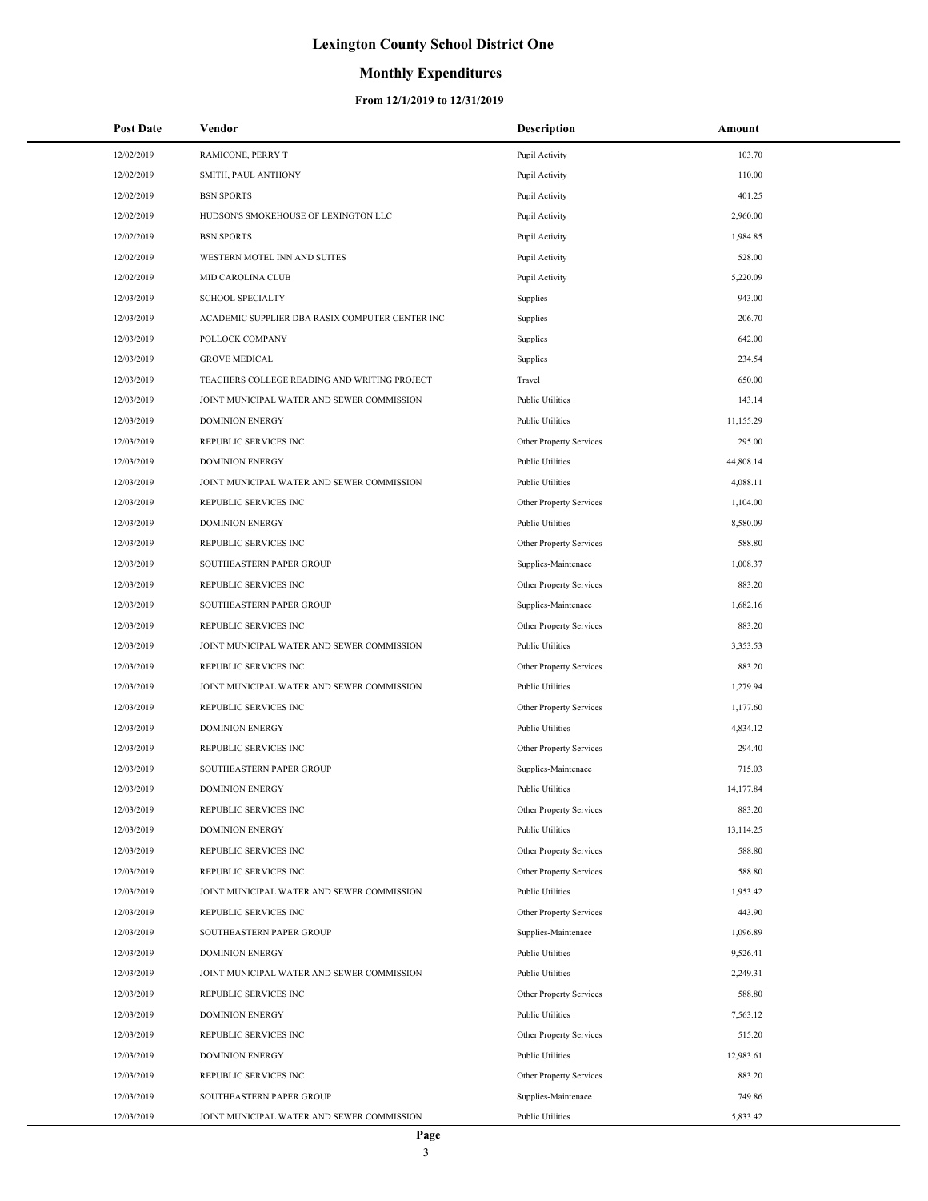# Lexington County School District One

## Monthly Expenditures

### From 12/1/2019 to 12/31/2019

| Post Date | Vendor | Description | Amount |
|---|---|---|---|
| 12/02/2019 | RAMICONE, PERRY T | Pupil Activity | 103.70 |
| 12/02/2019 | SMITH, PAUL ANTHONY | Pupil Activity | 110.00 |
| 12/02/2019 | BSN SPORTS | Pupil Activity | 401.25 |
| 12/02/2019 | HUDSON'S SMOKEHOUSE OF LEXINGTON LLC | Pupil Activity | 2,960.00 |
| 12/02/2019 | BSN SPORTS | Pupil Activity | 1,984.85 |
| 12/02/2019 | WESTERN MOTEL INN AND SUITES | Pupil Activity | 528.00 |
| 12/02/2019 | MID CAROLINA CLUB | Pupil Activity | 5,220.09 |
| 12/03/2019 | SCHOOL SPECIALTY | Supplies | 943.00 |
| 12/03/2019 | ACADEMIC SUPPLIER DBA RASIX COMPUTER CENTER INC | Supplies | 206.70 |
| 12/03/2019 | POLLOCK COMPANY | Supplies | 642.00 |
| 12/03/2019 | GROVE MEDICAL | Supplies | 234.54 |
| 12/03/2019 | TEACHERS COLLEGE READING AND WRITING PROJECT | Travel | 650.00 |
| 12/03/2019 | JOINT MUNICIPAL WATER AND SEWER COMMISSION | Public Utilities | 143.14 |
| 12/03/2019 | DOMINION ENERGY | Public Utilities | 11,155.29 |
| 12/03/2019 | REPUBLIC SERVICES INC | Other Property Services | 295.00 |
| 12/03/2019 | DOMINION ENERGY | Public Utilities | 44,808.14 |
| 12/03/2019 | JOINT MUNICIPAL WATER AND SEWER COMMISSION | Public Utilities | 4,088.11 |
| 12/03/2019 | REPUBLIC SERVICES INC | Other Property Services | 1,104.00 |
| 12/03/2019 | DOMINION ENERGY | Public Utilities | 8,580.09 |
| 12/03/2019 | REPUBLIC SERVICES INC | Other Property Services | 588.80 |
| 12/03/2019 | SOUTHEASTERN PAPER GROUP | Supplies-Maintenace | 1,008.37 |
| 12/03/2019 | REPUBLIC SERVICES INC | Other Property Services | 883.20 |
| 12/03/2019 | SOUTHEASTERN PAPER GROUP | Supplies-Maintenace | 1,682.16 |
| 12/03/2019 | REPUBLIC SERVICES INC | Other Property Services | 883.20 |
| 12/03/2019 | JOINT MUNICIPAL WATER AND SEWER COMMISSION | Public Utilities | 3,353.53 |
| 12/03/2019 | REPUBLIC SERVICES INC | Other Property Services | 883.20 |
| 12/03/2019 | JOINT MUNICIPAL WATER AND SEWER COMMISSION | Public Utilities | 1,279.94 |
| 12/03/2019 | REPUBLIC SERVICES INC | Other Property Services | 1,177.60 |
| 12/03/2019 | DOMINION ENERGY | Public Utilities | 4,834.12 |
| 12/03/2019 | REPUBLIC SERVICES INC | Other Property Services | 294.40 |
| 12/03/2019 | SOUTHEASTERN PAPER GROUP | Supplies-Maintenace | 715.03 |
| 12/03/2019 | DOMINION ENERGY | Public Utilities | 14,177.84 |
| 12/03/2019 | REPUBLIC SERVICES INC | Other Property Services | 883.20 |
| 12/03/2019 | DOMINION ENERGY | Public Utilities | 13,114.25 |
| 12/03/2019 | REPUBLIC SERVICES INC | Other Property Services | 588.80 |
| 12/03/2019 | REPUBLIC SERVICES INC | Other Property Services | 588.80 |
| 12/03/2019 | JOINT MUNICIPAL WATER AND SEWER COMMISSION | Public Utilities | 1,953.42 |
| 12/03/2019 | REPUBLIC SERVICES INC | Other Property Services | 443.90 |
| 12/03/2019 | SOUTHEASTERN PAPER GROUP | Supplies-Maintenace | 1,096.89 |
| 12/03/2019 | DOMINION ENERGY | Public Utilities | 9,526.41 |
| 12/03/2019 | JOINT MUNICIPAL WATER AND SEWER COMMISSION | Public Utilities | 2,249.31 |
| 12/03/2019 | REPUBLIC SERVICES INC | Other Property Services | 588.80 |
| 12/03/2019 | DOMINION ENERGY | Public Utilities | 7,563.12 |
| 12/03/2019 | REPUBLIC SERVICES INC | Other Property Services | 515.20 |
| 12/03/2019 | DOMINION ENERGY | Public Utilities | 12,983.61 |
| 12/03/2019 | REPUBLIC SERVICES INC | Other Property Services | 883.20 |
| 12/03/2019 | SOUTHEASTERN PAPER GROUP | Supplies-Maintenace | 749.86 |
| 12/03/2019 | JOINT MUNICIPAL WATER AND SEWER COMMISSION | Public Utilities | 5,833.42 |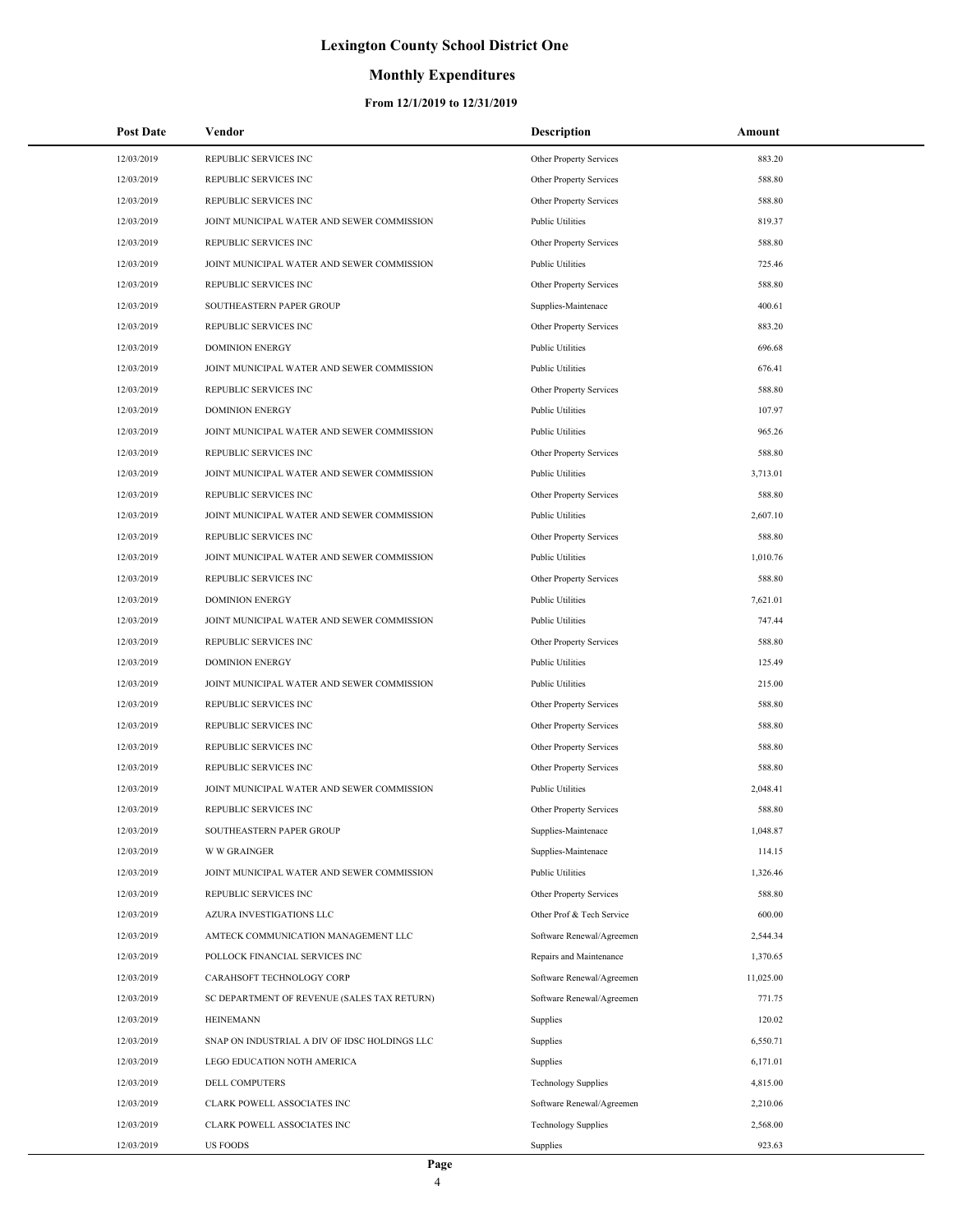# Lexington County School District One

## Monthly Expenditures

### From 12/1/2019 to 12/31/2019

| Post Date | Vendor | Description | Amount |
|---|---|---|---|
| 12/03/2019 | REPUBLIC SERVICES INC | Other Property Services | 883.20 |
| 12/03/2019 | REPUBLIC SERVICES INC | Other Property Services | 588.80 |
| 12/03/2019 | REPUBLIC SERVICES INC | Other Property Services | 588.80 |
| 12/03/2019 | JOINT MUNICIPAL WATER AND SEWER COMMISSION | Public Utilities | 819.37 |
| 12/03/2019 | REPUBLIC SERVICES INC | Other Property Services | 588.80 |
| 12/03/2019 | JOINT MUNICIPAL WATER AND SEWER COMMISSION | Public Utilities | 725.46 |
| 12/03/2019 | REPUBLIC SERVICES INC | Other Property Services | 588.80 |
| 12/03/2019 | SOUTHEASTERN PAPER GROUP | Supplies-Maintenace | 400.61 |
| 12/03/2019 | REPUBLIC SERVICES INC | Other Property Services | 883.20 |
| 12/03/2019 | DOMINION ENERGY | Public Utilities | 696.68 |
| 12/03/2019 | JOINT MUNICIPAL WATER AND SEWER COMMISSION | Public Utilities | 676.41 |
| 12/03/2019 | REPUBLIC SERVICES INC | Other Property Services | 588.80 |
| 12/03/2019 | DOMINION ENERGY | Public Utilities | 107.97 |
| 12/03/2019 | JOINT MUNICIPAL WATER AND SEWER COMMISSION | Public Utilities | 965.26 |
| 12/03/2019 | REPUBLIC SERVICES INC | Other Property Services | 588.80 |
| 12/03/2019 | JOINT MUNICIPAL WATER AND SEWER COMMISSION | Public Utilities | 3,713.01 |
| 12/03/2019 | REPUBLIC SERVICES INC | Other Property Services | 588.80 |
| 12/03/2019 | JOINT MUNICIPAL WATER AND SEWER COMMISSION | Public Utilities | 2,607.10 |
| 12/03/2019 | REPUBLIC SERVICES INC | Other Property Services | 588.80 |
| 12/03/2019 | JOINT MUNICIPAL WATER AND SEWER COMMISSION | Public Utilities | 1,010.76 |
| 12/03/2019 | REPUBLIC SERVICES INC | Other Property Services | 588.80 |
| 12/03/2019 | DOMINION ENERGY | Public Utilities | 7,621.01 |
| 12/03/2019 | JOINT MUNICIPAL WATER AND SEWER COMMISSION | Public Utilities | 747.44 |
| 12/03/2019 | REPUBLIC SERVICES INC | Other Property Services | 588.80 |
| 12/03/2019 | DOMINION ENERGY | Public Utilities | 125.49 |
| 12/03/2019 | JOINT MUNICIPAL WATER AND SEWER COMMISSION | Public Utilities | 215.00 |
| 12/03/2019 | REPUBLIC SERVICES INC | Other Property Services | 588.80 |
| 12/03/2019 | REPUBLIC SERVICES INC | Other Property Services | 588.80 |
| 12/03/2019 | REPUBLIC SERVICES INC | Other Property Services | 588.80 |
| 12/03/2019 | REPUBLIC SERVICES INC | Other Property Services | 588.80 |
| 12/03/2019 | JOINT MUNICIPAL WATER AND SEWER COMMISSION | Public Utilities | 2,048.41 |
| 12/03/2019 | REPUBLIC SERVICES INC | Other Property Services | 588.80 |
| 12/03/2019 | SOUTHEASTERN PAPER GROUP | Supplies-Maintenace | 1,048.87 |
| 12/03/2019 | W W GRAINGER | Supplies-Maintenace | 114.15 |
| 12/03/2019 | JOINT MUNICIPAL WATER AND SEWER COMMISSION | Public Utilities | 1,326.46 |
| 12/03/2019 | REPUBLIC SERVICES INC | Other Property Services | 588.80 |
| 12/03/2019 | AZURA INVESTIGATIONS LLC | Other Prof & Tech Service | 600.00 |
| 12/03/2019 | AMTECK COMMUNICATION MANAGEMENT LLC | Software Renewal/Agreemen | 2,544.34 |
| 12/03/2019 | POLLOCK FINANCIAL SERVICES INC | Repairs and Maintenance | 1,370.65 |
| 12/03/2019 | CARAHSOFT TECHNOLOGY CORP | Software Renewal/Agreemen | 11,025.00 |
| 12/03/2019 | SC DEPARTMENT OF REVENUE (SALES TAX RETURN) | Software Renewal/Agreemen | 771.75 |
| 12/03/2019 | HEINEMANN | Supplies | 120.02 |
| 12/03/2019 | SNAP ON INDUSTRIAL A DIV OF IDSC HOLDINGS LLC | Supplies | 6,550.71 |
| 12/03/2019 | LEGO EDUCATION NOTH AMERICA | Supplies | 6,171.01 |
| 12/03/2019 | DELL COMPUTERS | Technology Supplies | 4,815.00 |
| 12/03/2019 | CLARK POWELL ASSOCIATES INC | Software Renewal/Agreemen | 2,210.06 |
| 12/03/2019 | CLARK POWELL ASSOCIATES INC | Technology Supplies | 2,568.00 |
| 12/03/2019 | US FOODS | Supplies | 923.63 |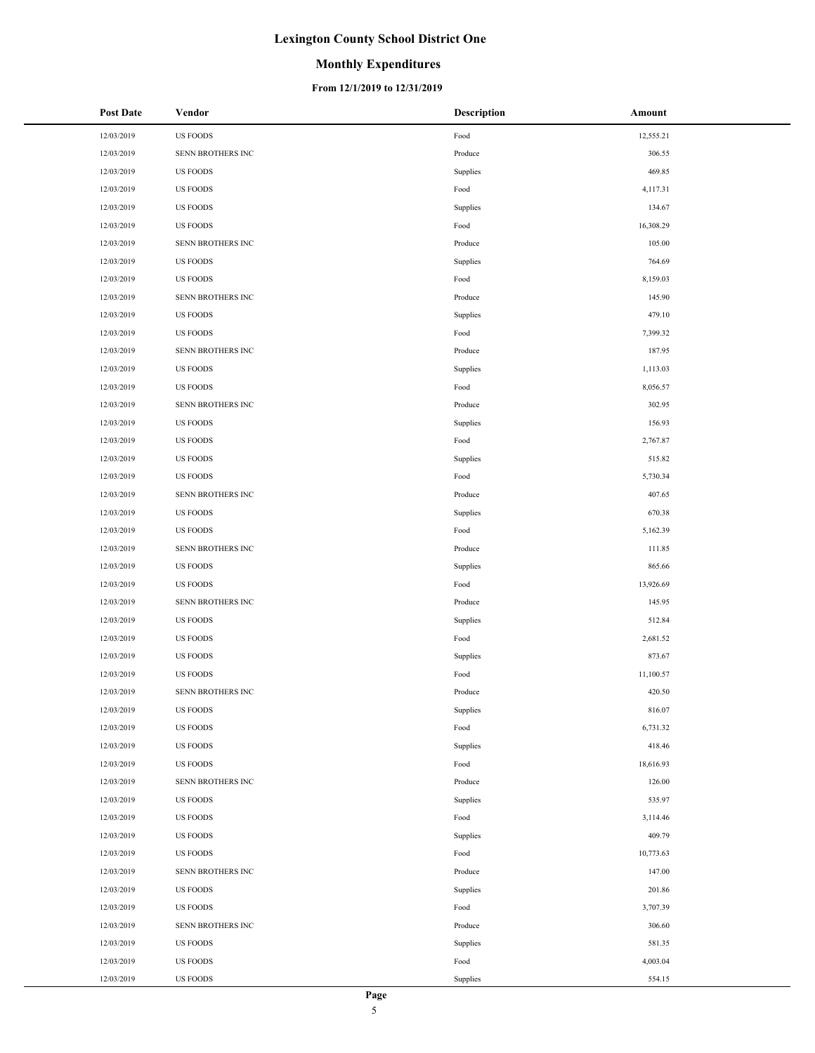# Lexington County School District One

## Monthly Expenditures

### From 12/1/2019 to 12/31/2019

| Post Date | Vendor | Description | Amount |
|---|---|---|---|
| 12/03/2019 | US FOODS | Food | 12,555.21 |
| 12/03/2019 | SENN BROTHERS INC | Produce | 306.55 |
| 12/03/2019 | US FOODS | Supplies | 469.85 |
| 12/03/2019 | US FOODS | Food | 4,117.31 |
| 12/03/2019 | US FOODS | Supplies | 134.67 |
| 12/03/2019 | US FOODS | Food | 16,308.29 |
| 12/03/2019 | SENN BROTHERS INC | Produce | 105.00 |
| 12/03/2019 | US FOODS | Supplies | 764.69 |
| 12/03/2019 | US FOODS | Food | 8,159.03 |
| 12/03/2019 | SENN BROTHERS INC | Produce | 145.90 |
| 12/03/2019 | US FOODS | Supplies | 479.10 |
| 12/03/2019 | US FOODS | Food | 7,399.32 |
| 12/03/2019 | SENN BROTHERS INC | Produce | 187.95 |
| 12/03/2019 | US FOODS | Supplies | 1,113.03 |
| 12/03/2019 | US FOODS | Food | 8,056.57 |
| 12/03/2019 | SENN BROTHERS INC | Produce | 302.95 |
| 12/03/2019 | US FOODS | Supplies | 156.93 |
| 12/03/2019 | US FOODS | Food | 2,767.87 |
| 12/03/2019 | US FOODS | Supplies | 515.82 |
| 12/03/2019 | US FOODS | Food | 5,730.34 |
| 12/03/2019 | SENN BROTHERS INC | Produce | 407.65 |
| 12/03/2019 | US FOODS | Supplies | 670.38 |
| 12/03/2019 | US FOODS | Food | 5,162.39 |
| 12/03/2019 | SENN BROTHERS INC | Produce | 111.85 |
| 12/03/2019 | US FOODS | Supplies | 865.66 |
| 12/03/2019 | US FOODS | Food | 13,926.69 |
| 12/03/2019 | SENN BROTHERS INC | Produce | 145.95 |
| 12/03/2019 | US FOODS | Supplies | 512.84 |
| 12/03/2019 | US FOODS | Food | 2,681.52 |
| 12/03/2019 | US FOODS | Supplies | 873.67 |
| 12/03/2019 | US FOODS | Food | 11,100.57 |
| 12/03/2019 | SENN BROTHERS INC | Produce | 420.50 |
| 12/03/2019 | US FOODS | Supplies | 816.07 |
| 12/03/2019 | US FOODS | Food | 6,731.32 |
| 12/03/2019 | US FOODS | Supplies | 418.46 |
| 12/03/2019 | US FOODS | Food | 18,616.93 |
| 12/03/2019 | SENN BROTHERS INC | Produce | 126.00 |
| 12/03/2019 | US FOODS | Supplies | 535.97 |
| 12/03/2019 | US FOODS | Food | 3,114.46 |
| 12/03/2019 | US FOODS | Supplies | 409.79 |
| 12/03/2019 | US FOODS | Food | 10,773.63 |
| 12/03/2019 | SENN BROTHERS INC | Produce | 147.00 |
| 12/03/2019 | US FOODS | Supplies | 201.86 |
| 12/03/2019 | US FOODS | Food | 3,707.39 |
| 12/03/2019 | SENN BROTHERS INC | Produce | 306.60 |
| 12/03/2019 | US FOODS | Supplies | 581.35 |
| 12/03/2019 | US FOODS | Food | 4,003.04 |
| 12/03/2019 | US FOODS | Supplies | 554.15 |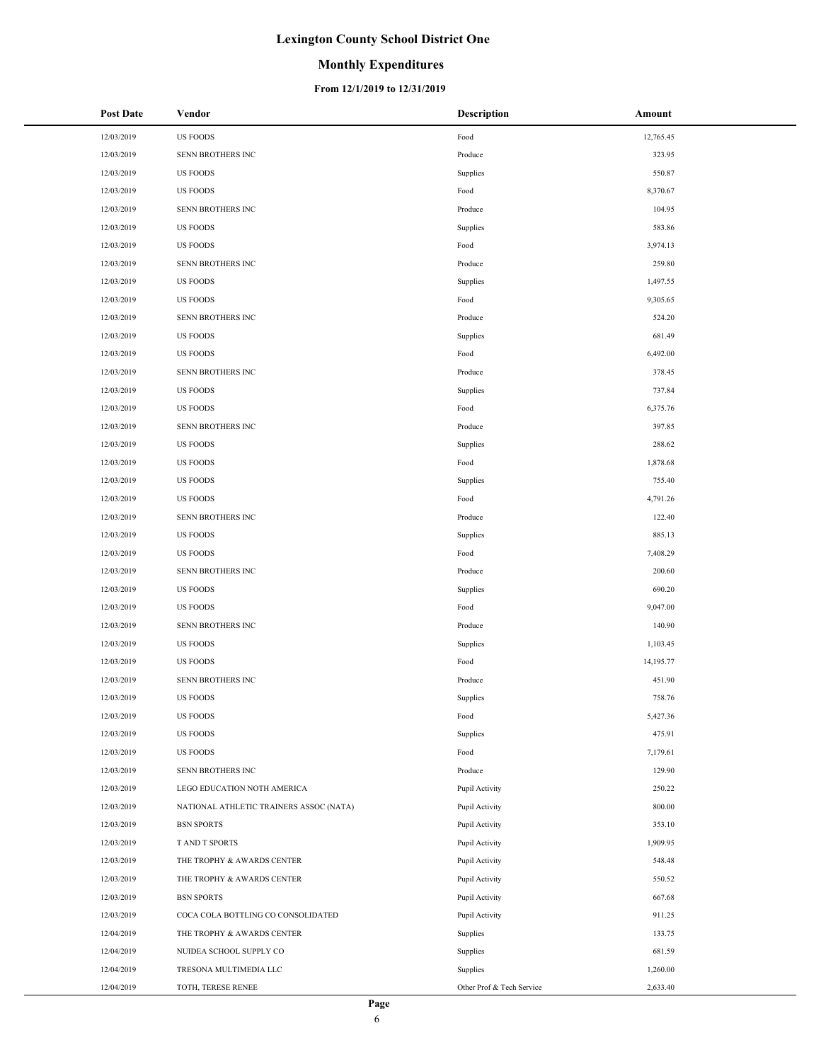# Lexington County School District One

## Monthly Expenditures

### From 12/1/2019 to 12/31/2019

| Post Date | Vendor | Description | Amount |
|---|---|---|---|
| 12/03/2019 | US FOODS | Food | 12,765.45 |
| 12/03/2019 | SENN BROTHERS INC | Produce | 323.95 |
| 12/03/2019 | US FOODS | Supplies | 550.87 |
| 12/03/2019 | US FOODS | Food | 8,370.67 |
| 12/03/2019 | SENN BROTHERS INC | Produce | 104.95 |
| 12/03/2019 | US FOODS | Supplies | 583.86 |
| 12/03/2019 | US FOODS | Food | 3,974.13 |
| 12/03/2019 | SENN BROTHERS INC | Produce | 259.80 |
| 12/03/2019 | US FOODS | Supplies | 1,497.55 |
| 12/03/2019 | US FOODS | Food | 9,305.65 |
| 12/03/2019 | SENN BROTHERS INC | Produce | 524.20 |
| 12/03/2019 | US FOODS | Supplies | 681.49 |
| 12/03/2019 | US FOODS | Food | 6,492.00 |
| 12/03/2019 | SENN BROTHERS INC | Produce | 378.45 |
| 12/03/2019 | US FOODS | Supplies | 737.84 |
| 12/03/2019 | US FOODS | Food | 6,375.76 |
| 12/03/2019 | SENN BROTHERS INC | Produce | 397.85 |
| 12/03/2019 | US FOODS | Supplies | 288.62 |
| 12/03/2019 | US FOODS | Food | 1,878.68 |
| 12/03/2019 | US FOODS | Supplies | 755.40 |
| 12/03/2019 | US FOODS | Food | 4,791.26 |
| 12/03/2019 | SENN BROTHERS INC | Produce | 122.40 |
| 12/03/2019 | US FOODS | Supplies | 885.13 |
| 12/03/2019 | US FOODS | Food | 7,408.29 |
| 12/03/2019 | SENN BROTHERS INC | Produce | 200.60 |
| 12/03/2019 | US FOODS | Supplies | 690.20 |
| 12/03/2019 | US FOODS | Food | 9,047.00 |
| 12/03/2019 | SENN BROTHERS INC | Produce | 140.90 |
| 12/03/2019 | US FOODS | Supplies | 1,103.45 |
| 12/03/2019 | US FOODS | Food | 14,195.77 |
| 12/03/2019 | SENN BROTHERS INC | Produce | 451.90 |
| 12/03/2019 | US FOODS | Supplies | 758.76 |
| 12/03/2019 | US FOODS | Food | 5,427.36 |
| 12/03/2019 | US FOODS | Supplies | 475.91 |
| 12/03/2019 | US FOODS | Food | 7,179.61 |
| 12/03/2019 | SENN BROTHERS INC | Produce | 129.90 |
| 12/03/2019 | LEGO EDUCATION NOTH AMERICA | Pupil Activity | 250.22 |
| 12/03/2019 | NATIONAL ATHLETIC TRAINERS ASSOC (NATA) | Pupil Activity | 800.00 |
| 12/03/2019 | BSN SPORTS | Pupil Activity | 353.10 |
| 12/03/2019 | T AND T SPORTS | Pupil Activity | 1,909.95 |
| 12/03/2019 | THE TROPHY & AWARDS CENTER | Pupil Activity | 548.48 |
| 12/03/2019 | THE TROPHY & AWARDS CENTER | Pupil Activity | 550.52 |
| 12/03/2019 | BSN SPORTS | Pupil Activity | 667.68 |
| 12/03/2019 | COCA COLA BOTTLING CO CONSOLIDATED | Pupil Activity | 911.25 |
| 12/04/2019 | THE TROPHY & AWARDS CENTER | Supplies | 133.75 |
| 12/04/2019 | NUIDEA SCHOOL SUPPLY CO | Supplies | 681.59 |
| 12/04/2019 | TRESONA MULTIMEDIA LLC | Supplies | 1,260.00 |
| 12/04/2019 | TOTH, TERESE RENEE | Other Prof & Tech Service | 2,633.40 |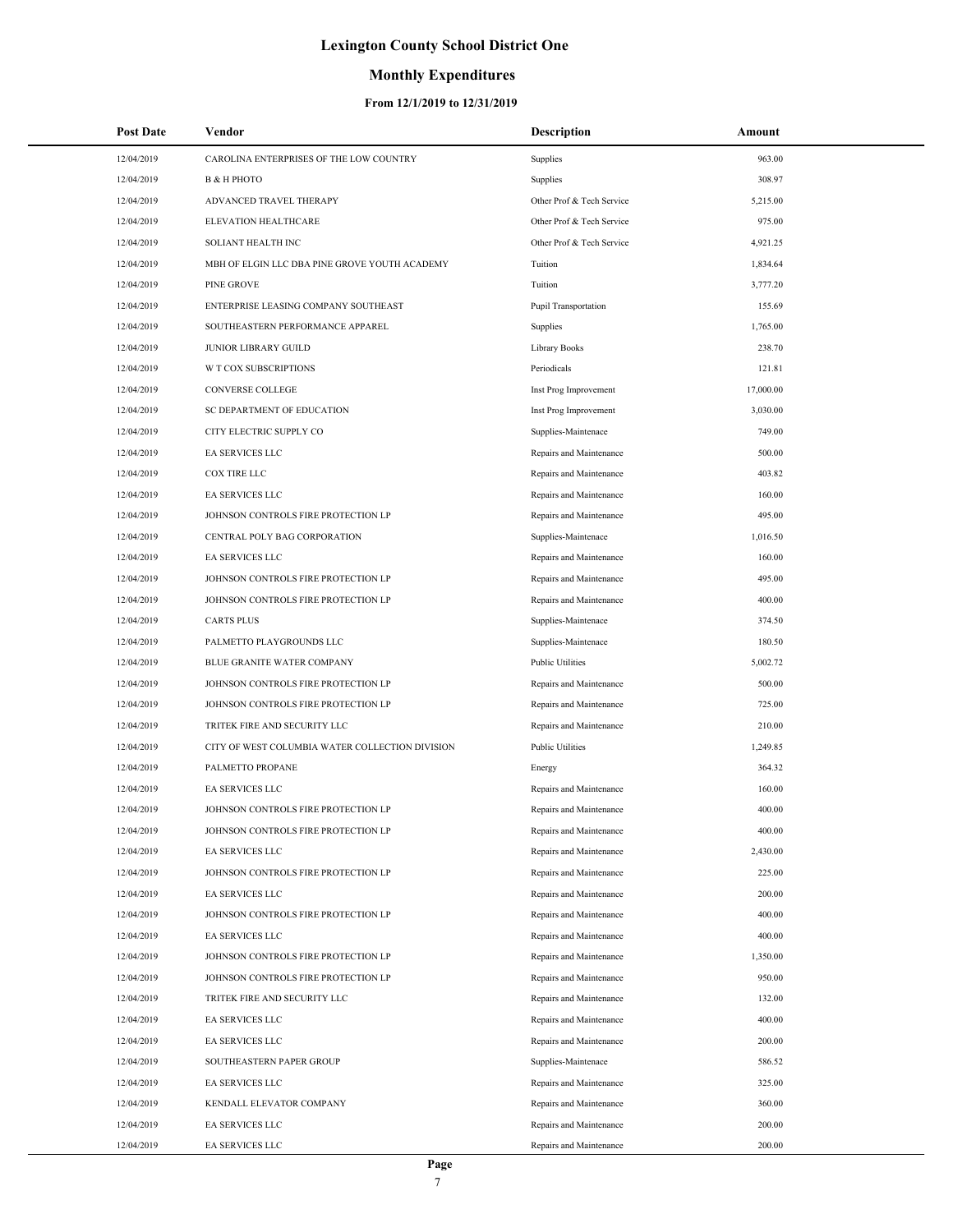# Lexington County School District One

## Monthly Expenditures

### From 12/1/2019 to 12/31/2019

| Post Date | Vendor | Description | Amount |
|---|---|---|---|
| 12/04/2019 | CAROLINA ENTERPRISES OF THE LOW COUNTRY | Supplies | 963.00 |
| 12/04/2019 | B & H PHOTO | Supplies | 308.97 |
| 12/04/2019 | ADVANCED TRAVEL THERAPY | Other Prof & Tech Service | 5,215.00 |
| 12/04/2019 | ELEVATION HEALTHCARE | Other Prof & Tech Service | 975.00 |
| 12/04/2019 | SOLIANT HEALTH INC | Other Prof & Tech Service | 4,921.25 |
| 12/04/2019 | MBH OF ELGIN LLC DBA PINE GROVE YOUTH ACADEMY | Tuition | 1,834.64 |
| 12/04/2019 | PINE GROVE | Tuition | 3,777.20 |
| 12/04/2019 | ENTERPRISE LEASING COMPANY SOUTHEAST | Pupil Transportation | 155.69 |
| 12/04/2019 | SOUTHEASTERN PERFORMANCE APPAREL | Supplies | 1,765.00 |
| 12/04/2019 | JUNIOR LIBRARY GUILD | Library Books | 238.70 |
| 12/04/2019 | W T COX SUBSCRIPTIONS | Periodicals | 121.81 |
| 12/04/2019 | CONVERSE COLLEGE | Inst Prog Improvement | 17,000.00 |
| 12/04/2019 | SC DEPARTMENT OF EDUCATION | Inst Prog Improvement | 3,030.00 |
| 12/04/2019 | CITY ELECTRIC SUPPLY CO | Supplies-Maintenace | 749.00 |
| 12/04/2019 | EA SERVICES LLC | Repairs and Maintenance | 500.00 |
| 12/04/2019 | COX TIRE LLC | Repairs and Maintenance | 403.82 |
| 12/04/2019 | EA SERVICES LLC | Repairs and Maintenance | 160.00 |
| 12/04/2019 | JOHNSON CONTROLS FIRE PROTECTION LP | Repairs and Maintenance | 495.00 |
| 12/04/2019 | CENTRAL POLY BAG CORPORATION | Supplies-Maintenace | 1,016.50 |
| 12/04/2019 | EA SERVICES LLC | Repairs and Maintenance | 160.00 |
| 12/04/2019 | JOHNSON CONTROLS FIRE PROTECTION LP | Repairs and Maintenance | 495.00 |
| 12/04/2019 | JOHNSON CONTROLS FIRE PROTECTION LP | Repairs and Maintenance | 400.00 |
| 12/04/2019 | CARTS PLUS | Supplies-Maintenace | 374.50 |
| 12/04/2019 | PALMETTO PLAYGROUNDS LLC | Supplies-Maintenace | 180.50 |
| 12/04/2019 | BLUE GRANITE WATER COMPANY | Public Utilities | 5,002.72 |
| 12/04/2019 | JOHNSON CONTROLS FIRE PROTECTION LP | Repairs and Maintenance | 500.00 |
| 12/04/2019 | JOHNSON CONTROLS FIRE PROTECTION LP | Repairs and Maintenance | 725.00 |
| 12/04/2019 | TRITEK FIRE AND SECURITY LLC | Repairs and Maintenance | 210.00 |
| 12/04/2019 | CITY OF WEST COLUMBIA WATER COLLECTION DIVISION | Public Utilities | 1,249.85 |
| 12/04/2019 | PALMETTO PROPANE | Energy | 364.32 |
| 12/04/2019 | EA SERVICES LLC | Repairs and Maintenance | 160.00 |
| 12/04/2019 | JOHNSON CONTROLS FIRE PROTECTION LP | Repairs and Maintenance | 400.00 |
| 12/04/2019 | JOHNSON CONTROLS FIRE PROTECTION LP | Repairs and Maintenance | 400.00 |
| 12/04/2019 | EA SERVICES LLC | Repairs and Maintenance | 2,430.00 |
| 12/04/2019 | JOHNSON CONTROLS FIRE PROTECTION LP | Repairs and Maintenance | 225.00 |
| 12/04/2019 | EA SERVICES LLC | Repairs and Maintenance | 200.00 |
| 12/04/2019 | JOHNSON CONTROLS FIRE PROTECTION LP | Repairs and Maintenance | 400.00 |
| 12/04/2019 | EA SERVICES LLC | Repairs and Maintenance | 400.00 |
| 12/04/2019 | JOHNSON CONTROLS FIRE PROTECTION LP | Repairs and Maintenance | 1,350.00 |
| 12/04/2019 | JOHNSON CONTROLS FIRE PROTECTION LP | Repairs and Maintenance | 950.00 |
| 12/04/2019 | TRITEK FIRE AND SECURITY LLC | Repairs and Maintenance | 132.00 |
| 12/04/2019 | EA SERVICES LLC | Repairs and Maintenance | 400.00 |
| 12/04/2019 | EA SERVICES LLC | Repairs and Maintenance | 200.00 |
| 12/04/2019 | SOUTHEASTERN PAPER GROUP | Supplies-Maintenace | 586.52 |
| 12/04/2019 | EA SERVICES LLC | Repairs and Maintenance | 325.00 |
| 12/04/2019 | KENDALL ELEVATOR COMPANY | Repairs and Maintenance | 360.00 |
| 12/04/2019 | EA SERVICES LLC | Repairs and Maintenance | 200.00 |
| 12/04/2019 | EA SERVICES LLC | Repairs and Maintenance | 200.00 |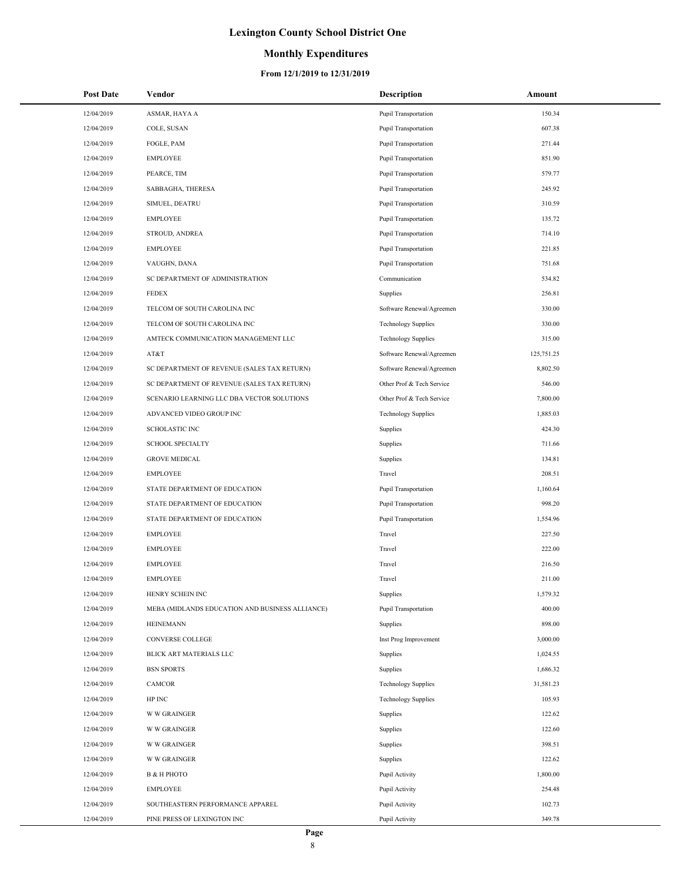# Lexington County School District One

## Monthly Expenditures

### From 12/1/2019 to 12/31/2019

| Post Date | Vendor | Description | Amount |
|---|---|---|---|
| 12/04/2019 | ASMAR, HAYA A | Pupil Transportation | 150.34 |
| 12/04/2019 | COLE, SUSAN | Pupil Transportation | 607.38 |
| 12/04/2019 | FOGLE, PAM | Pupil Transportation | 271.44 |
| 12/04/2019 | EMPLOYEE | Pupil Transportation | 851.90 |
| 12/04/2019 | PEARCE, TIM | Pupil Transportation | 579.77 |
| 12/04/2019 | SABBAGHA, THERESA | Pupil Transportation | 245.92 |
| 12/04/2019 | SIMUEL, DEATRU | Pupil Transportation | 310.59 |
| 12/04/2019 | EMPLOYEE | Pupil Transportation | 135.72 |
| 12/04/2019 | STROUD, ANDREA | Pupil Transportation | 714.10 |
| 12/04/2019 | EMPLOYEE | Pupil Transportation | 221.85 |
| 12/04/2019 | VAUGHN, DANA | Pupil Transportation | 751.68 |
| 12/04/2019 | SC DEPARTMENT OF ADMINISTRATION | Communication | 534.82 |
| 12/04/2019 | FEDEX | Supplies | 256.81 |
| 12/04/2019 | TELCOM OF SOUTH CAROLINA INC | Software Renewal/Agreemen | 330.00 |
| 12/04/2019 | TELCOM OF SOUTH CAROLINA INC | Technology Supplies | 330.00 |
| 12/04/2019 | AMTECK COMMUNICATION MANAGEMENT LLC | Technology Supplies | 315.00 |
| 12/04/2019 | AT&T | Software Renewal/Agreemen | 125,751.25 |
| 12/04/2019 | SC DEPARTMENT OF REVENUE (SALES TAX RETURN) | Software Renewal/Agreemen | 8,802.50 |
| 12/04/2019 | SC DEPARTMENT OF REVENUE (SALES TAX RETURN) | Other Prof & Tech Service | 546.00 |
| 12/04/2019 | SCENARIO LEARNING LLC DBA VECTOR SOLUTIONS | Other Prof & Tech Service | 7,800.00 |
| 12/04/2019 | ADVANCED VIDEO GROUP INC | Technology Supplies | 1,885.03 |
| 12/04/2019 | SCHOLASTIC INC | Supplies | 424.30 |
| 12/04/2019 | SCHOOL SPECIALTY | Supplies | 711.66 |
| 12/04/2019 | GROVE MEDICAL | Supplies | 134.81 |
| 12/04/2019 | EMPLOYEE | Travel | 208.51 |
| 12/04/2019 | STATE DEPARTMENT OF EDUCATION | Pupil Transportation | 1,160.64 |
| 12/04/2019 | STATE DEPARTMENT OF EDUCATION | Pupil Transportation | 998.20 |
| 12/04/2019 | STATE DEPARTMENT OF EDUCATION | Pupil Transportation | 1,554.96 |
| 12/04/2019 | EMPLOYEE | Travel | 227.50 |
| 12/04/2019 | EMPLOYEE | Travel | 222.00 |
| 12/04/2019 | EMPLOYEE | Travel | 216.50 |
| 12/04/2019 | EMPLOYEE | Travel | 211.00 |
| 12/04/2019 | HENRY SCHEIN INC | Supplies | 1,579.32 |
| 12/04/2019 | MEBA (MIDLANDS EDUCATION AND BUSINESS ALLIANCE) | Pupil Transportation | 400.00 |
| 12/04/2019 | HEINEMANN | Supplies | 898.00 |
| 12/04/2019 | CONVERSE COLLEGE | Inst Prog Improvement | 3,000.00 |
| 12/04/2019 | BLICK ART MATERIALS LLC | Supplies | 1,024.55 |
| 12/04/2019 | BSN SPORTS | Supplies | 1,686.32 |
| 12/04/2019 | CAMCOR | Technology Supplies | 31,581.23 |
| 12/04/2019 | HP INC | Technology Supplies | 105.93 |
| 12/04/2019 | W W GRAINGER | Supplies | 122.62 |
| 12/04/2019 | W W GRAINGER | Supplies | 122.60 |
| 12/04/2019 | W W GRAINGER | Supplies | 398.51 |
| 12/04/2019 | W W GRAINGER | Supplies | 122.62 |
| 12/04/2019 | B & H PHOTO | Pupil Activity | 1,800.00 |
| 12/04/2019 | EMPLOYEE | Pupil Activity | 254.48 |
| 12/04/2019 | SOUTHEASTERN PERFORMANCE APPAREL | Pupil Activity | 102.73 |
| 12/04/2019 | PINE PRESS OF LEXINGTON INC | Pupil Activity | 349.78 |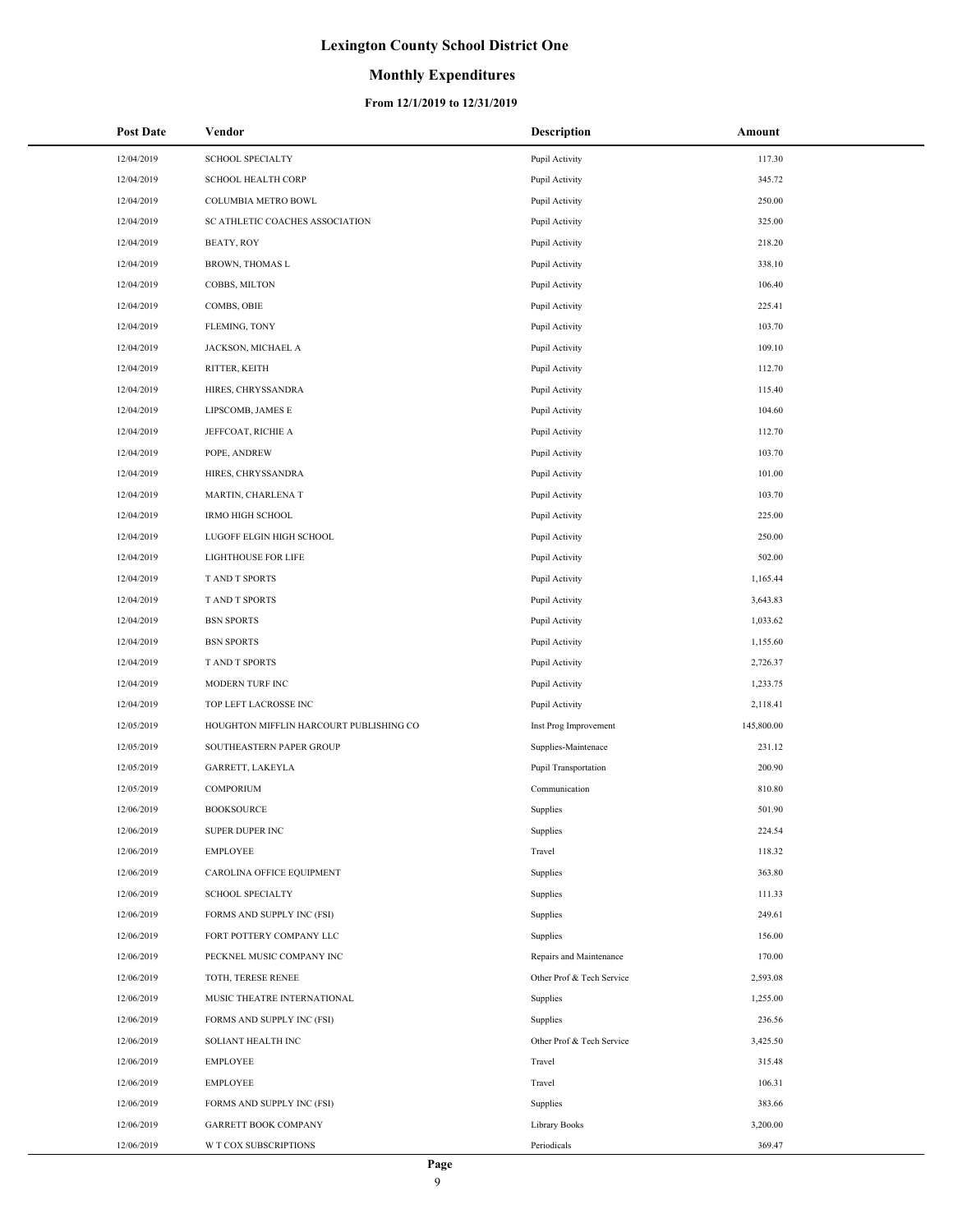# Lexington County School District One

## Monthly Expenditures

### From 12/1/2019 to 12/31/2019

| Post Date | Vendor | Description | Amount |
|---|---|---|---|
| 12/04/2019 | SCHOOL SPECIALTY | Pupil Activity | 117.30 |
| 12/04/2019 | SCHOOL HEALTH CORP | Pupil Activity | 345.72 |
| 12/04/2019 | COLUMBIA METRO BOWL | Pupil Activity | 250.00 |
| 12/04/2019 | SC ATHLETIC COACHES ASSOCIATION | Pupil Activity | 325.00 |
| 12/04/2019 | BEATY, ROY | Pupil Activity | 218.20 |
| 12/04/2019 | BROWN, THOMAS L | Pupil Activity | 338.10 |
| 12/04/2019 | COBBS, MILTON | Pupil Activity | 106.40 |
| 12/04/2019 | COMBS, OBIE | Pupil Activity | 225.41 |
| 12/04/2019 | FLEMING, TONY | Pupil Activity | 103.70 |
| 12/04/2019 | JACKSON, MICHAEL A | Pupil Activity | 109.10 |
| 12/04/2019 | RITTER, KEITH | Pupil Activity | 112.70 |
| 12/04/2019 | HIRES, CHRYSSANDRA | Pupil Activity | 115.40 |
| 12/04/2019 | LIPSCOMB, JAMES E | Pupil Activity | 104.60 |
| 12/04/2019 | JEFFCOAT, RICHIE A | Pupil Activity | 112.70 |
| 12/04/2019 | POPE, ANDREW | Pupil Activity | 103.70 |
| 12/04/2019 | HIRES, CHRYSSANDRA | Pupil Activity | 101.00 |
| 12/04/2019 | MARTIN, CHARLENA T | Pupil Activity | 103.70 |
| 12/04/2019 | IRMO HIGH SCHOOL | Pupil Activity | 225.00 |
| 12/04/2019 | LUGOFF ELGIN HIGH SCHOOL | Pupil Activity | 250.00 |
| 12/04/2019 | LIGHTHOUSE FOR LIFE | Pupil Activity | 502.00 |
| 12/04/2019 | T AND T SPORTS | Pupil Activity | 1,165.44 |
| 12/04/2019 | T AND T SPORTS | Pupil Activity | 3,643.83 |
| 12/04/2019 | BSN SPORTS | Pupil Activity | 1,033.62 |
| 12/04/2019 | BSN SPORTS | Pupil Activity | 1,155.60 |
| 12/04/2019 | T AND T SPORTS | Pupil Activity | 2,726.37 |
| 12/04/2019 | MODERN TURF INC | Pupil Activity | 1,233.75 |
| 12/04/2019 | TOP LEFT LACROSSE INC | Pupil Activity | 2,118.41 |
| 12/05/2019 | HOUGHTON MIFFLIN HARCOURT PUBLISHING CO | Inst Prog Improvement | 145,800.00 |
| 12/05/2019 | SOUTHEASTERN PAPER GROUP | Supplies-Maintenace | 231.12 |
| 12/05/2019 | GARRETT, LAKEYLA | Pupil Transportation | 200.90 |
| 12/05/2019 | COMPORIUM | Communication | 810.80 |
| 12/06/2019 | BOOKSOURCE | Supplies | 501.90 |
| 12/06/2019 | SUPER DUPER INC | Supplies | 224.54 |
| 12/06/2019 | EMPLOYEE | Travel | 118.32 |
| 12/06/2019 | CAROLINA OFFICE EQUIPMENT | Supplies | 363.80 |
| 12/06/2019 | SCHOOL SPECIALTY | Supplies | 111.33 |
| 12/06/2019 | FORMS AND SUPPLY INC (FSI) | Supplies | 249.61 |
| 12/06/2019 | FORT POTTERY COMPANY LLC | Supplies | 156.00 |
| 12/06/2019 | PECKNEL MUSIC COMPANY INC | Repairs and Maintenance | 170.00 |
| 12/06/2019 | TOTH, TERESE RENEE | Other Prof & Tech Service | 2,593.08 |
| 12/06/2019 | MUSIC THEATRE INTERNATIONAL | Supplies | 1,255.00 |
| 12/06/2019 | FORMS AND SUPPLY INC (FSI) | Supplies | 236.56 |
| 12/06/2019 | SOLIANT HEALTH INC | Other Prof & Tech Service | 3,425.50 |
| 12/06/2019 | EMPLOYEE | Travel | 315.48 |
| 12/06/2019 | EMPLOYEE | Travel | 106.31 |
| 12/06/2019 | FORMS AND SUPPLY INC (FSI) | Supplies | 383.66 |
| 12/06/2019 | GARRETT BOOK COMPANY | Library Books | 3,200.00 |
| 12/06/2019 | W T COX SUBSCRIPTIONS | Periodicals | 369.47 |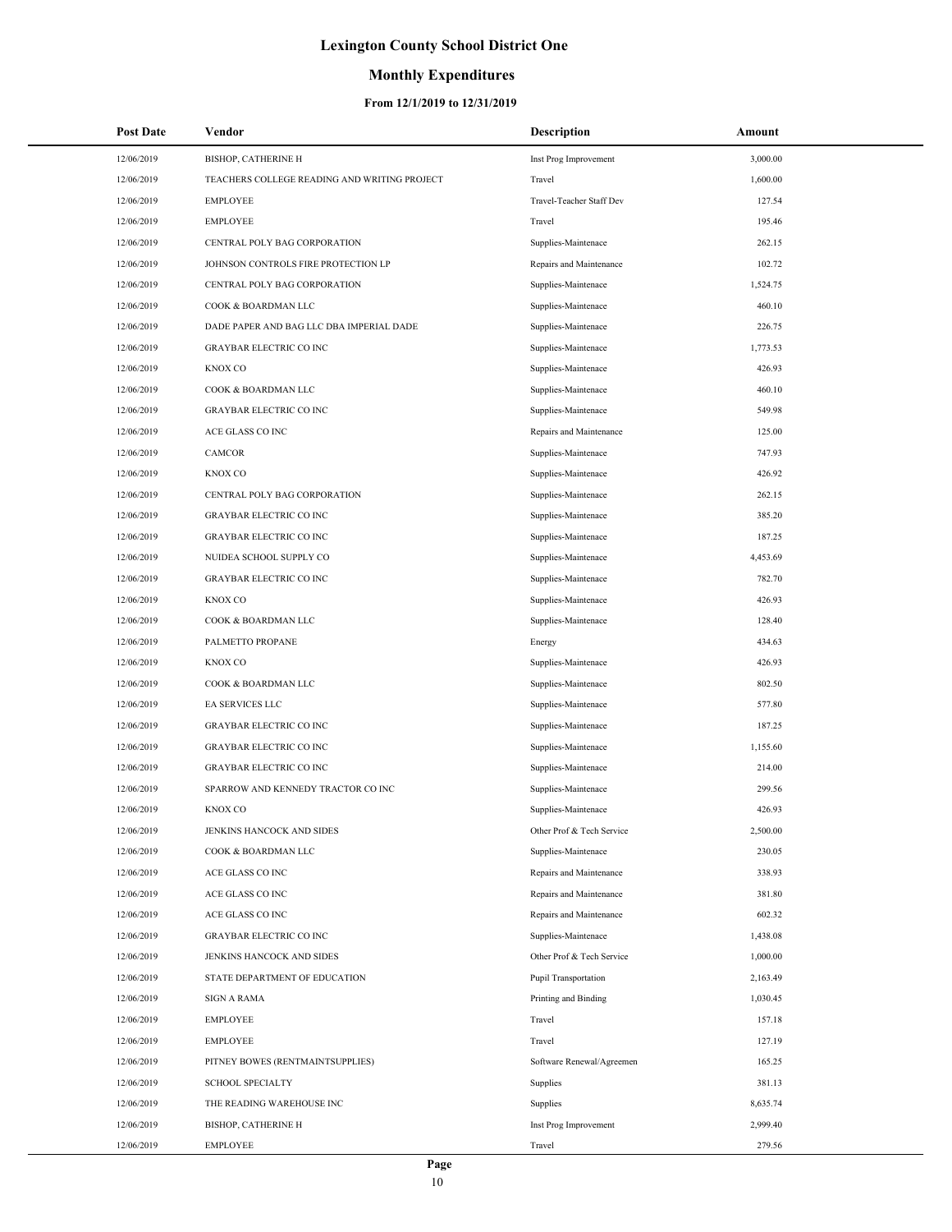# Lexington County School District One

## Monthly Expenditures

### From 12/1/2019 to 12/31/2019

| Post Date | Vendor | Description | Amount |
|---|---|---|---|
| 12/06/2019 | BISHOP, CATHERINE H | Inst Prog Improvement | 3,000.00 |
| 12/06/2019 | TEACHERS COLLEGE READING AND WRITING PROJECT | Travel | 1,600.00 |
| 12/06/2019 | EMPLOYEE | Travel-Teacher Staff Dev | 127.54 |
| 12/06/2019 | EMPLOYEE | Travel | 195.46 |
| 12/06/2019 | CENTRAL POLY BAG CORPORATION | Supplies-Maintenace | 262.15 |
| 12/06/2019 | JOHNSON CONTROLS FIRE PROTECTION LP | Repairs and Maintenance | 102.72 |
| 12/06/2019 | CENTRAL POLY BAG CORPORATION | Supplies-Maintenace | 1,524.75 |
| 12/06/2019 | COOK & BOARDMAN LLC | Supplies-Maintenace | 460.10 |
| 12/06/2019 | DADE PAPER AND BAG LLC DBA IMPERIAL DADE | Supplies-Maintenace | 226.75 |
| 12/06/2019 | GRAYBAR ELECTRIC CO INC | Supplies-Maintenace | 1,773.53 |
| 12/06/2019 | KNOX CO | Supplies-Maintenace | 426.93 |
| 12/06/2019 | COOK & BOARDMAN LLC | Supplies-Maintenace | 460.10 |
| 12/06/2019 | GRAYBAR ELECTRIC CO INC | Supplies-Maintenace | 549.98 |
| 12/06/2019 | ACE GLASS CO INC | Repairs and Maintenance | 125.00 |
| 12/06/2019 | CAMCOR | Supplies-Maintenace | 747.93 |
| 12/06/2019 | KNOX CO | Supplies-Maintenace | 426.92 |
| 12/06/2019 | CENTRAL POLY BAG CORPORATION | Supplies-Maintenace | 262.15 |
| 12/06/2019 | GRAYBAR ELECTRIC CO INC | Supplies-Maintenace | 385.20 |
| 12/06/2019 | GRAYBAR ELECTRIC CO INC | Supplies-Maintenace | 187.25 |
| 12/06/2019 | NUIDEA SCHOOL SUPPLY CO | Supplies-Maintenace | 4,453.69 |
| 12/06/2019 | GRAYBAR ELECTRIC CO INC | Supplies-Maintenace | 782.70 |
| 12/06/2019 | KNOX CO | Supplies-Maintenace | 426.93 |
| 12/06/2019 | COOK & BOARDMAN LLC | Supplies-Maintenace | 128.40 |
| 12/06/2019 | PALMETTO PROPANE | Energy | 434.63 |
| 12/06/2019 | KNOX CO | Supplies-Maintenace | 426.93 |
| 12/06/2019 | COOK & BOARDMAN LLC | Supplies-Maintenace | 802.50 |
| 12/06/2019 | EA SERVICES LLC | Supplies-Maintenace | 577.80 |
| 12/06/2019 | GRAYBAR ELECTRIC CO INC | Supplies-Maintenace | 187.25 |
| 12/06/2019 | GRAYBAR ELECTRIC CO INC | Supplies-Maintenace | 1,155.60 |
| 12/06/2019 | GRAYBAR ELECTRIC CO INC | Supplies-Maintenace | 214.00 |
| 12/06/2019 | SPARROW AND KENNEDY TRACTOR CO INC | Supplies-Maintenace | 299.56 |
| 12/06/2019 | KNOX CO | Supplies-Maintenace | 426.93 |
| 12/06/2019 | JENKINS HANCOCK AND SIDES | Other Prof & Tech Service | 2,500.00 |
| 12/06/2019 | COOK & BOARDMAN LLC | Supplies-Maintenace | 230.05 |
| 12/06/2019 | ACE GLASS CO INC | Repairs and Maintenance | 338.93 |
| 12/06/2019 | ACE GLASS CO INC | Repairs and Maintenance | 381.80 |
| 12/06/2019 | ACE GLASS CO INC | Repairs and Maintenance | 602.32 |
| 12/06/2019 | GRAYBAR ELECTRIC CO INC | Supplies-Maintenace | 1,438.08 |
| 12/06/2019 | JENKINS HANCOCK AND SIDES | Other Prof & Tech Service | 1,000.00 |
| 12/06/2019 | STATE DEPARTMENT OF EDUCATION | Pupil Transportation | 2,163.49 |
| 12/06/2019 | SIGN A RAMA | Printing and Binding | 1,030.45 |
| 12/06/2019 | EMPLOYEE | Travel | 157.18 |
| 12/06/2019 | EMPLOYEE | Travel | 127.19 |
| 12/06/2019 | PITNEY BOWES (RENTMAINTSUPPLIES) | Software Renewal/Agreemen | 165.25 |
| 12/06/2019 | SCHOOL SPECIALTY | Supplies | 381.13 |
| 12/06/2019 | THE READING WAREHOUSE INC | Supplies | 8,635.74 |
| 12/06/2019 | BISHOP, CATHERINE H | Inst Prog Improvement | 2,999.40 |
| 12/06/2019 | EMPLOYEE | Travel | 279.56 |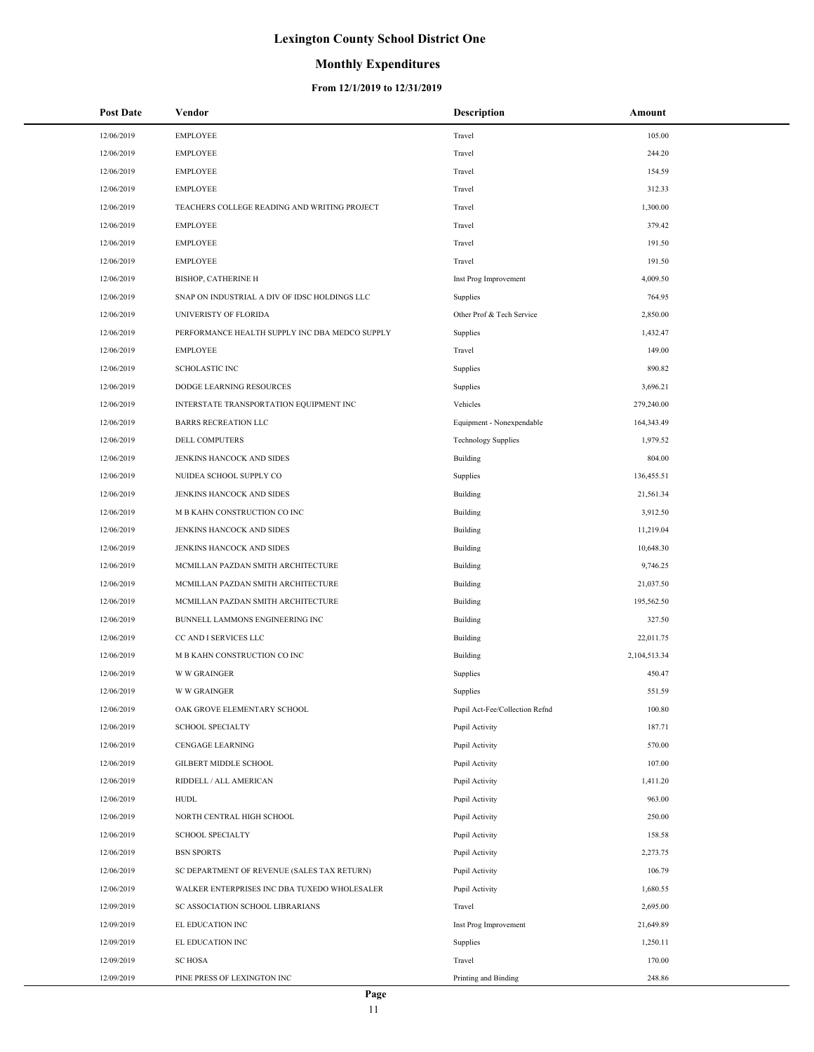# Lexington County School District One

## Monthly Expenditures

### From 12/1/2019 to 12/31/2019

| Post Date | Vendor | Description | Amount |
|---|---|---|---|
| 12/06/2019 | EMPLOYEE | Travel | 105.00 |
| 12/06/2019 | EMPLOYEE | Travel | 244.20 |
| 12/06/2019 | EMPLOYEE | Travel | 154.59 |
| 12/06/2019 | EMPLOYEE | Travel | 312.33 |
| 12/06/2019 | TEACHERS COLLEGE READING AND WRITING PROJECT | Travel | 1,300.00 |
| 12/06/2019 | EMPLOYEE | Travel | 379.42 |
| 12/06/2019 | EMPLOYEE | Travel | 191.50 |
| 12/06/2019 | EMPLOYEE | Travel | 191.50 |
| 12/06/2019 | BISHOP, CATHERINE H | Inst Prog Improvement | 4,009.50 |
| 12/06/2019 | SNAP ON INDUSTRIAL A DIV OF IDSC HOLDINGS LLC | Supplies | 764.95 |
| 12/06/2019 | UNIVERISTY OF FLORIDA | Other Prof & Tech Service | 2,850.00 |
| 12/06/2019 | PERFORMANCE HEALTH SUPPLY INC DBA MEDCO SUPPLY | Supplies | 1,432.47 |
| 12/06/2019 | EMPLOYEE | Travel | 149.00 |
| 12/06/2019 | SCHOLASTIC INC | Supplies | 890.82 |
| 12/06/2019 | DODGE LEARNING RESOURCES | Supplies | 3,696.21 |
| 12/06/2019 | INTERSTATE TRANSPORTATION EQUIPMENT INC | Vehicles | 279,240.00 |
| 12/06/2019 | BARRS RECREATION LLC | Equipment - Nonexpendable | 164,343.49 |
| 12/06/2019 | DELL COMPUTERS | Technology Supplies | 1,979.52 |
| 12/06/2019 | JENKINS HANCOCK AND SIDES | Building | 804.00 |
| 12/06/2019 | NUIDEA SCHOOL SUPPLY CO | Supplies | 136,455.51 |
| 12/06/2019 | JENKINS HANCOCK AND SIDES | Building | 21,561.34 |
| 12/06/2019 | M B KAHN CONSTRUCTION CO INC | Building | 3,912.50 |
| 12/06/2019 | JENKINS HANCOCK AND SIDES | Building | 11,219.04 |
| 12/06/2019 | JENKINS HANCOCK AND SIDES | Building | 10,648.30 |
| 12/06/2019 | MCMILLAN PAZDAN SMITH ARCHITECTURE | Building | 9,746.25 |
| 12/06/2019 | MCMILLAN PAZDAN SMITH ARCHITECTURE | Building | 21,037.50 |
| 12/06/2019 | MCMILLAN PAZDAN SMITH ARCHITECTURE | Building | 195,562.50 |
| 12/06/2019 | BUNNELL LAMMONS ENGINEERING INC | Building | 327.50 |
| 12/06/2019 | CC AND I SERVICES LLC | Building | 22,011.75 |
| 12/06/2019 | M B KAHN CONSTRUCTION CO INC | Building | 2,104,513.34 |
| 12/06/2019 | W W GRAINGER | Supplies | 450.47 |
| 12/06/2019 | W W GRAINGER | Supplies | 551.59 |
| 12/06/2019 | OAK GROVE ELEMENTARY SCHOOL | Pupil Act-Fee/Collection Refnd | 100.80 |
| 12/06/2019 | SCHOOL SPECIALTY | Pupil Activity | 187.71 |
| 12/06/2019 | CENGAGE LEARNING | Pupil Activity | 570.00 |
| 12/06/2019 | GILBERT MIDDLE SCHOOL | Pupil Activity | 107.00 |
| 12/06/2019 | RIDDELL / ALL AMERICAN | Pupil Activity | 1,411.20 |
| 12/06/2019 | HUDL | Pupil Activity | 963.00 |
| 12/06/2019 | NORTH CENTRAL HIGH SCHOOL | Pupil Activity | 250.00 |
| 12/06/2019 | SCHOOL SPECIALTY | Pupil Activity | 158.58 |
| 12/06/2019 | BSN SPORTS | Pupil Activity | 2,273.75 |
| 12/06/2019 | SC DEPARTMENT OF REVENUE (SALES TAX RETURN) | Pupil Activity | 106.79 |
| 12/06/2019 | WALKER ENTERPRISES INC DBA TUXEDO WHOLESALER | Pupil Activity | 1,680.55 |
| 12/09/2019 | SC ASSOCIATION SCHOOL LIBRARIANS | Travel | 2,695.00 |
| 12/09/2019 | EL EDUCATION INC | Inst Prog Improvement | 21,649.89 |
| 12/09/2019 | EL EDUCATION INC | Supplies | 1,250.11 |
| 12/09/2019 | SC HOSA | Travel | 170.00 |
| 12/09/2019 | PINE PRESS OF LEXINGTON INC | Printing and Binding | 248.86 |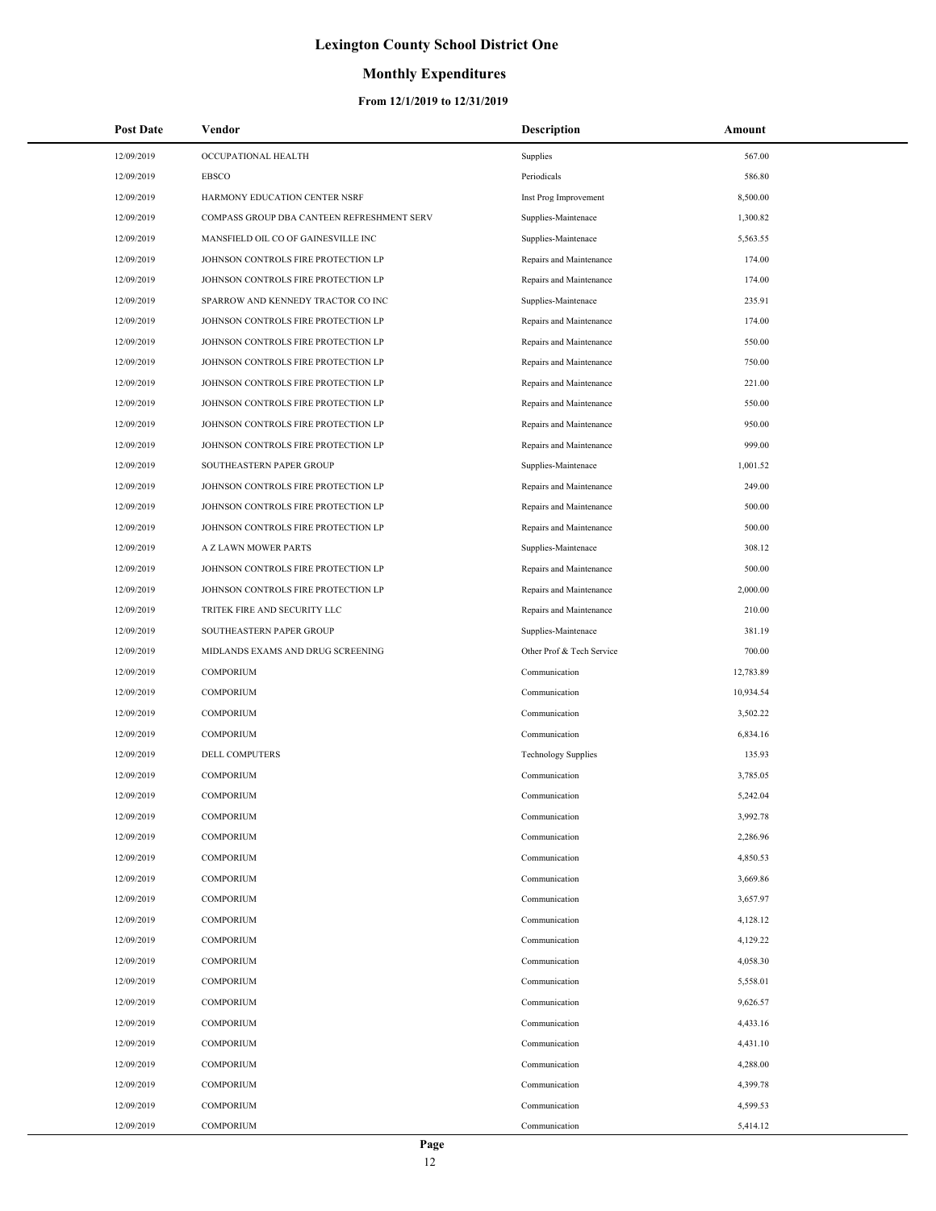# Lexington County School District One

## Monthly Expenditures

### From 12/1/2019 to 12/31/2019

| Post Date | Vendor | Description | Amount |
|---|---|---|---|
| 12/09/2019 | OCCUPATIONAL HEALTH | Supplies | 567.00 |
| 12/09/2019 | EBSCO | Periodicals | 586.80 |
| 12/09/2019 | HARMONY EDUCATION CENTER NSRF | Inst Prog Improvement | 8,500.00 |
| 12/09/2019 | COMPASS GROUP DBA CANTEEN REFRESHMENT SERV | Supplies-Maintenace | 1,300.82 |
| 12/09/2019 | MANSFIELD OIL CO OF GAINESVILLE INC | Supplies-Maintenace | 5,563.55 |
| 12/09/2019 | JOHNSON CONTROLS FIRE PROTECTION LP | Repairs and Maintenance | 174.00 |
| 12/09/2019 | JOHNSON CONTROLS FIRE PROTECTION LP | Repairs and Maintenance | 174.00 |
| 12/09/2019 | SPARROW AND KENNEDY TRACTOR CO INC | Supplies-Maintenace | 235.91 |
| 12/09/2019 | JOHNSON CONTROLS FIRE PROTECTION LP | Repairs and Maintenance | 174.00 |
| 12/09/2019 | JOHNSON CONTROLS FIRE PROTECTION LP | Repairs and Maintenance | 550.00 |
| 12/09/2019 | JOHNSON CONTROLS FIRE PROTECTION LP | Repairs and Maintenance | 750.00 |
| 12/09/2019 | JOHNSON CONTROLS FIRE PROTECTION LP | Repairs and Maintenance | 221.00 |
| 12/09/2019 | JOHNSON CONTROLS FIRE PROTECTION LP | Repairs and Maintenance | 550.00 |
| 12/09/2019 | JOHNSON CONTROLS FIRE PROTECTION LP | Repairs and Maintenance | 950.00 |
| 12/09/2019 | JOHNSON CONTROLS FIRE PROTECTION LP | Repairs and Maintenance | 999.00 |
| 12/09/2019 | SOUTHEASTERN PAPER GROUP | Supplies-Maintenace | 1,001.52 |
| 12/09/2019 | JOHNSON CONTROLS FIRE PROTECTION LP | Repairs and Maintenance | 249.00 |
| 12/09/2019 | JOHNSON CONTROLS FIRE PROTECTION LP | Repairs and Maintenance | 500.00 |
| 12/09/2019 | JOHNSON CONTROLS FIRE PROTECTION LP | Repairs and Maintenance | 500.00 |
| 12/09/2019 | A Z LAWN MOWER PARTS | Supplies-Maintenace | 308.12 |
| 12/09/2019 | JOHNSON CONTROLS FIRE PROTECTION LP | Repairs and Maintenance | 500.00 |
| 12/09/2019 | JOHNSON CONTROLS FIRE PROTECTION LP | Repairs and Maintenance | 2,000.00 |
| 12/09/2019 | TRITEK FIRE AND SECURITY LLC | Repairs and Maintenance | 210.00 |
| 12/09/2019 | SOUTHEASTERN PAPER GROUP | Supplies-Maintenace | 381.19 |
| 12/09/2019 | MIDLANDS EXAMS AND DRUG SCREENING | Other Prof & Tech Service | 700.00 |
| 12/09/2019 | COMPORIUM | Communication | 12,783.89 |
| 12/09/2019 | COMPORIUM | Communication | 10,934.54 |
| 12/09/2019 | COMPORIUM | Communication | 3,502.22 |
| 12/09/2019 | COMPORIUM | Communication | 6,834.16 |
| 12/09/2019 | DELL COMPUTERS | Technology Supplies | 135.93 |
| 12/09/2019 | COMPORIUM | Communication | 3,785.05 |
| 12/09/2019 | COMPORIUM | Communication | 5,242.04 |
| 12/09/2019 | COMPORIUM | Communication | 3,992.78 |
| 12/09/2019 | COMPORIUM | Communication | 2,286.96 |
| 12/09/2019 | COMPORIUM | Communication | 4,850.53 |
| 12/09/2019 | COMPORIUM | Communication | 3,669.86 |
| 12/09/2019 | COMPORIUM | Communication | 3,657.97 |
| 12/09/2019 | COMPORIUM | Communication | 4,128.12 |
| 12/09/2019 | COMPORIUM | Communication | 4,129.22 |
| 12/09/2019 | COMPORIUM | Communication | 4,058.30 |
| 12/09/2019 | COMPORIUM | Communication | 5,558.01 |
| 12/09/2019 | COMPORIUM | Communication | 9,626.57 |
| 12/09/2019 | COMPORIUM | Communication | 4,433.16 |
| 12/09/2019 | COMPORIUM | Communication | 4,431.10 |
| 12/09/2019 | COMPORIUM | Communication | 4,288.00 |
| 12/09/2019 | COMPORIUM | Communication | 4,399.78 |
| 12/09/2019 | COMPORIUM | Communication | 4,599.53 |
| 12/09/2019 | COMPORIUM | Communication | 5,414.12 |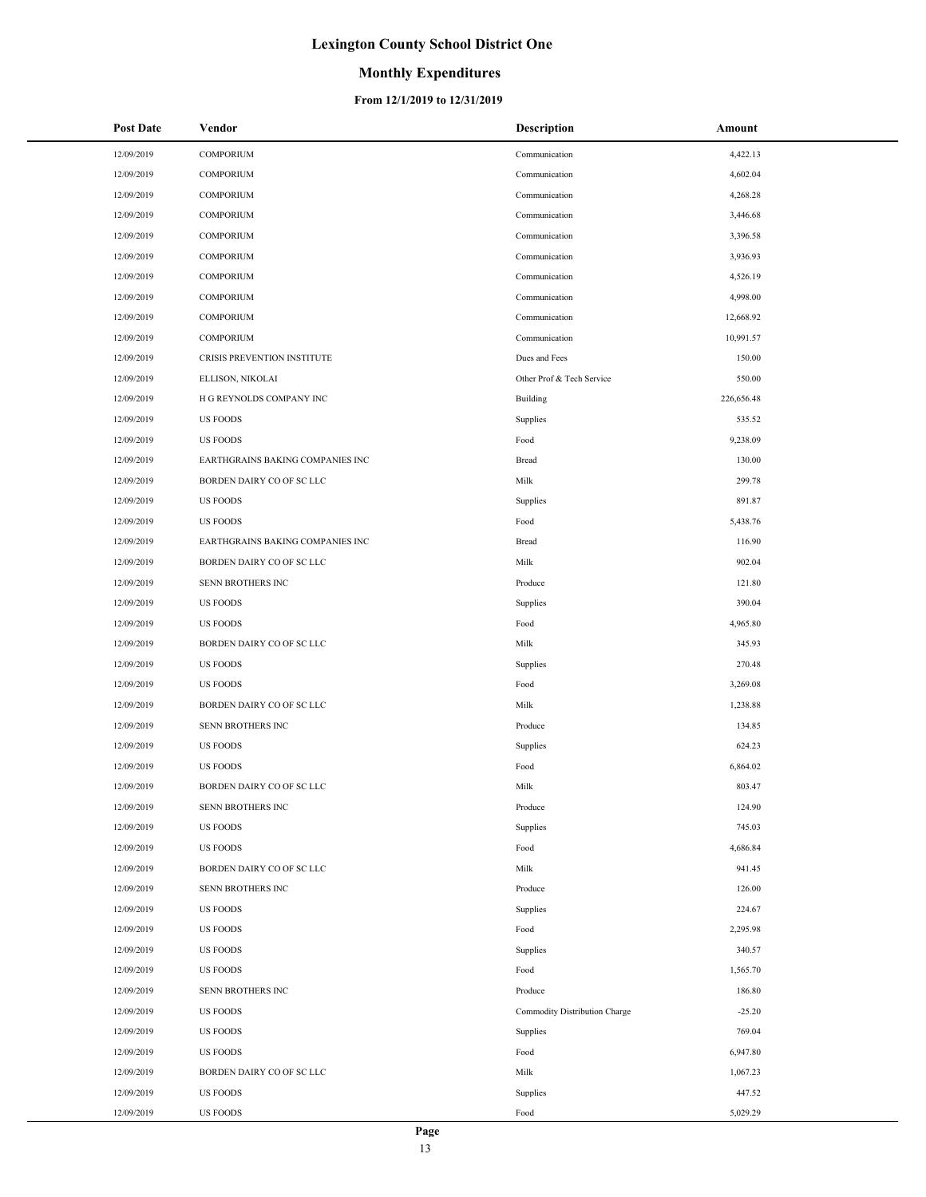# Lexington County School District One

## Monthly Expenditures

### From 12/1/2019 to 12/31/2019

| Post Date | Vendor | Description | Amount |
|---|---|---|---|
| 12/09/2019 | COMPORIUM | Communication | 4,422.13 |
| 12/09/2019 | COMPORIUM | Communication | 4,602.04 |
| 12/09/2019 | COMPORIUM | Communication | 4,268.28 |
| 12/09/2019 | COMPORIUM | Communication | 3,446.68 |
| 12/09/2019 | COMPORIUM | Communication | 3,396.58 |
| 12/09/2019 | COMPORIUM | Communication | 3,936.93 |
| 12/09/2019 | COMPORIUM | Communication | 4,526.19 |
| 12/09/2019 | COMPORIUM | Communication | 4,998.00 |
| 12/09/2019 | COMPORIUM | Communication | 12,668.92 |
| 12/09/2019 | COMPORIUM | Communication | 10,991.57 |
| 12/09/2019 | CRISIS PREVENTION INSTITUTE | Dues and Fees | 150.00 |
| 12/09/2019 | ELLISON, NIKOLAI | Other Prof & Tech Service | 550.00 |
| 12/09/2019 | H G REYNOLDS COMPANY INC | Building | 226,656.48 |
| 12/09/2019 | US FOODS | Supplies | 535.52 |
| 12/09/2019 | US FOODS | Food | 9,238.09 |
| 12/09/2019 | EARTHGRAINS BAKING COMPANIES INC | Bread | 130.00 |
| 12/09/2019 | BORDEN DAIRY CO OF SC LLC | Milk | 299.78 |
| 12/09/2019 | US FOODS | Supplies | 891.87 |
| 12/09/2019 | US FOODS | Food | 5,438.76 |
| 12/09/2019 | EARTHGRAINS BAKING COMPANIES INC | Bread | 116.90 |
| 12/09/2019 | BORDEN DAIRY CO OF SC LLC | Milk | 902.04 |
| 12/09/2019 | SENN BROTHERS INC | Produce | 121.80 |
| 12/09/2019 | US FOODS | Supplies | 390.04 |
| 12/09/2019 | US FOODS | Food | 4,965.80 |
| 12/09/2019 | BORDEN DAIRY CO OF SC LLC | Milk | 345.93 |
| 12/09/2019 | US FOODS | Supplies | 270.48 |
| 12/09/2019 | US FOODS | Food | 3,269.08 |
| 12/09/2019 | BORDEN DAIRY CO OF SC LLC | Milk | 1,238.88 |
| 12/09/2019 | SENN BROTHERS INC | Produce | 134.85 |
| 12/09/2019 | US FOODS | Supplies | 624.23 |
| 12/09/2019 | US FOODS | Food | 6,864.02 |
| 12/09/2019 | BORDEN DAIRY CO OF SC LLC | Milk | 803.47 |
| 12/09/2019 | SENN BROTHERS INC | Produce | 124.90 |
| 12/09/2019 | US FOODS | Supplies | 745.03 |
| 12/09/2019 | US FOODS | Food | 4,686.84 |
| 12/09/2019 | BORDEN DAIRY CO OF SC LLC | Milk | 941.45 |
| 12/09/2019 | SENN BROTHERS INC | Produce | 126.00 |
| 12/09/2019 | US FOODS | Supplies | 224.67 |
| 12/09/2019 | US FOODS | Food | 2,295.98 |
| 12/09/2019 | US FOODS | Supplies | 340.57 |
| 12/09/2019 | US FOODS | Food | 1,565.70 |
| 12/09/2019 | SENN BROTHERS INC | Produce | 186.80 |
| 12/09/2019 | US FOODS | Commodity Distribution Charge | -25.20 |
| 12/09/2019 | US FOODS | Supplies | 769.04 |
| 12/09/2019 | US FOODS | Food | 6,947.80 |
| 12/09/2019 | BORDEN DAIRY CO OF SC LLC | Milk | 1,067.23 |
| 12/09/2019 | US FOODS | Supplies | 447.52 |
| 12/09/2019 | US FOODS | Food | 5,029.29 |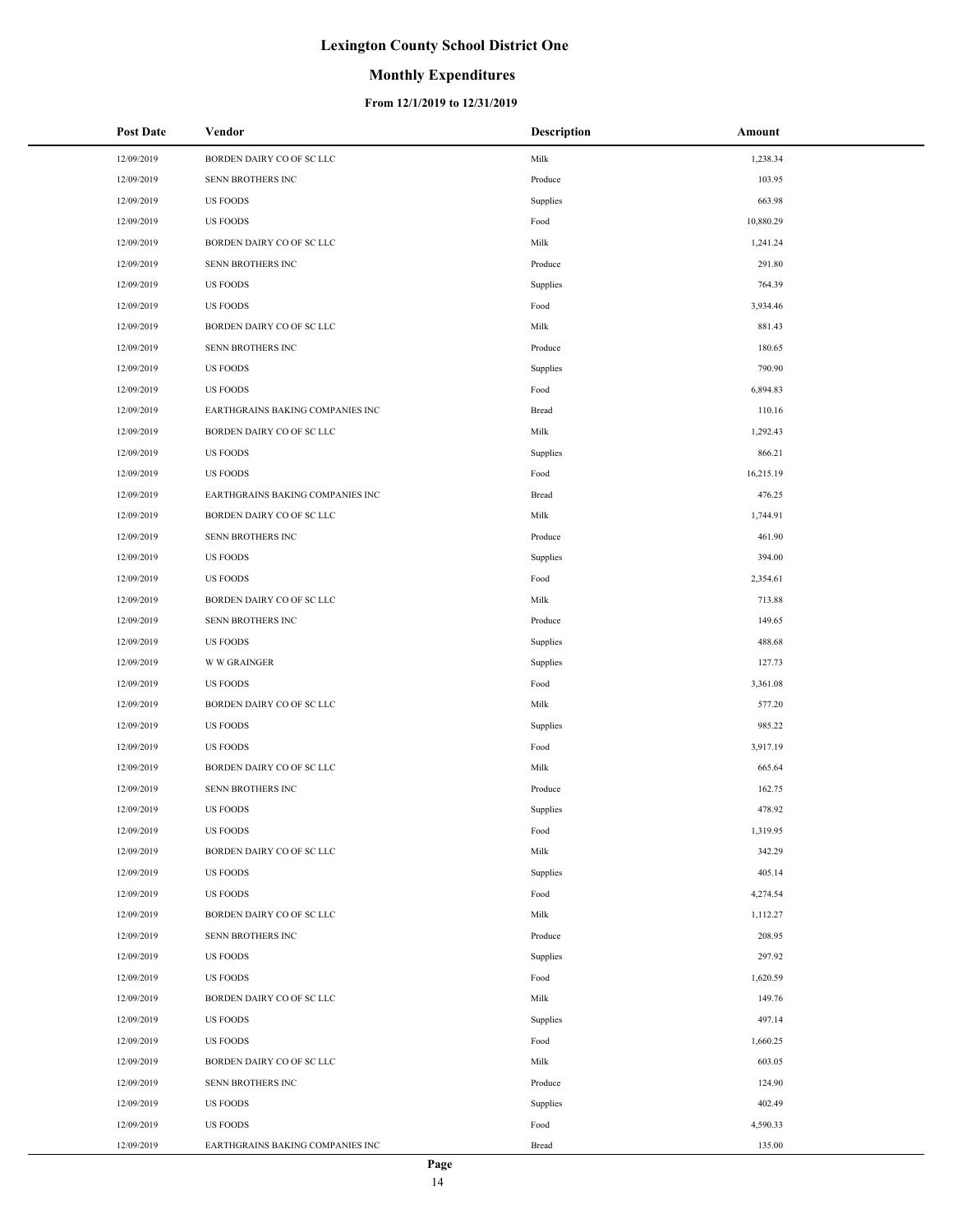# Lexington County School District One

## Monthly Expenditures

### From 12/1/2019 to 12/31/2019

| Post Date | Vendor | Description | Amount |
|---|---|---|---|
| 12/09/2019 | BORDEN DAIRY CO OF SC LLC | Milk | 1,238.34 |
| 12/09/2019 | SENN BROTHERS INC | Produce | 103.95 |
| 12/09/2019 | US FOODS | Supplies | 663.98 |
| 12/09/2019 | US FOODS | Food | 10,880.29 |
| 12/09/2019 | BORDEN DAIRY CO OF SC LLC | Milk | 1,241.24 |
| 12/09/2019 | SENN BROTHERS INC | Produce | 291.80 |
| 12/09/2019 | US FOODS | Supplies | 764.39 |
| 12/09/2019 | US FOODS | Food | 3,934.46 |
| 12/09/2019 | BORDEN DAIRY CO OF SC LLC | Milk | 881.43 |
| 12/09/2019 | SENN BROTHERS INC | Produce | 180.65 |
| 12/09/2019 | US FOODS | Supplies | 790.90 |
| 12/09/2019 | US FOODS | Food | 6,894.83 |
| 12/09/2019 | EARTHGRAINS BAKING COMPANIES INC | Bread | 110.16 |
| 12/09/2019 | BORDEN DAIRY CO OF SC LLC | Milk | 1,292.43 |
| 12/09/2019 | US FOODS | Supplies | 866.21 |
| 12/09/2019 | US FOODS | Food | 16,215.19 |
| 12/09/2019 | EARTHGRAINS BAKING COMPANIES INC | Bread | 476.25 |
| 12/09/2019 | BORDEN DAIRY CO OF SC LLC | Milk | 1,744.91 |
| 12/09/2019 | SENN BROTHERS INC | Produce | 461.90 |
| 12/09/2019 | US FOODS | Supplies | 394.00 |
| 12/09/2019 | US FOODS | Food | 2,354.61 |
| 12/09/2019 | BORDEN DAIRY CO OF SC LLC | Milk | 713.88 |
| 12/09/2019 | SENN BROTHERS INC | Produce | 149.65 |
| 12/09/2019 | US FOODS | Supplies | 488.68 |
| 12/09/2019 | W W GRAINGER | Supplies | 127.73 |
| 12/09/2019 | US FOODS | Food | 3,361.08 |
| 12/09/2019 | BORDEN DAIRY CO OF SC LLC | Milk | 577.20 |
| 12/09/2019 | US FOODS | Supplies | 985.22 |
| 12/09/2019 | US FOODS | Food | 3,917.19 |
| 12/09/2019 | BORDEN DAIRY CO OF SC LLC | Milk | 665.64 |
| 12/09/2019 | SENN BROTHERS INC | Produce | 162.75 |
| 12/09/2019 | US FOODS | Supplies | 478.92 |
| 12/09/2019 | US FOODS | Food | 1,319.95 |
| 12/09/2019 | BORDEN DAIRY CO OF SC LLC | Milk | 342.29 |
| 12/09/2019 | US FOODS | Supplies | 405.14 |
| 12/09/2019 | US FOODS | Food | 4,274.54 |
| 12/09/2019 | BORDEN DAIRY CO OF SC LLC | Milk | 1,112.27 |
| 12/09/2019 | SENN BROTHERS INC | Produce | 208.95 |
| 12/09/2019 | US FOODS | Supplies | 297.92 |
| 12/09/2019 | US FOODS | Food | 1,620.59 |
| 12/09/2019 | BORDEN DAIRY CO OF SC LLC | Milk | 149.76 |
| 12/09/2019 | US FOODS | Supplies | 497.14 |
| 12/09/2019 | US FOODS | Food | 1,660.25 |
| 12/09/2019 | BORDEN DAIRY CO OF SC LLC | Milk | 603.05 |
| 12/09/2019 | SENN BROTHERS INC | Produce | 124.90 |
| 12/09/2019 | US FOODS | Supplies | 402.49 |
| 12/09/2019 | US FOODS | Food | 4,590.33 |
| 12/09/2019 | EARTHGRAINS BAKING COMPANIES INC | Bread | 135.00 |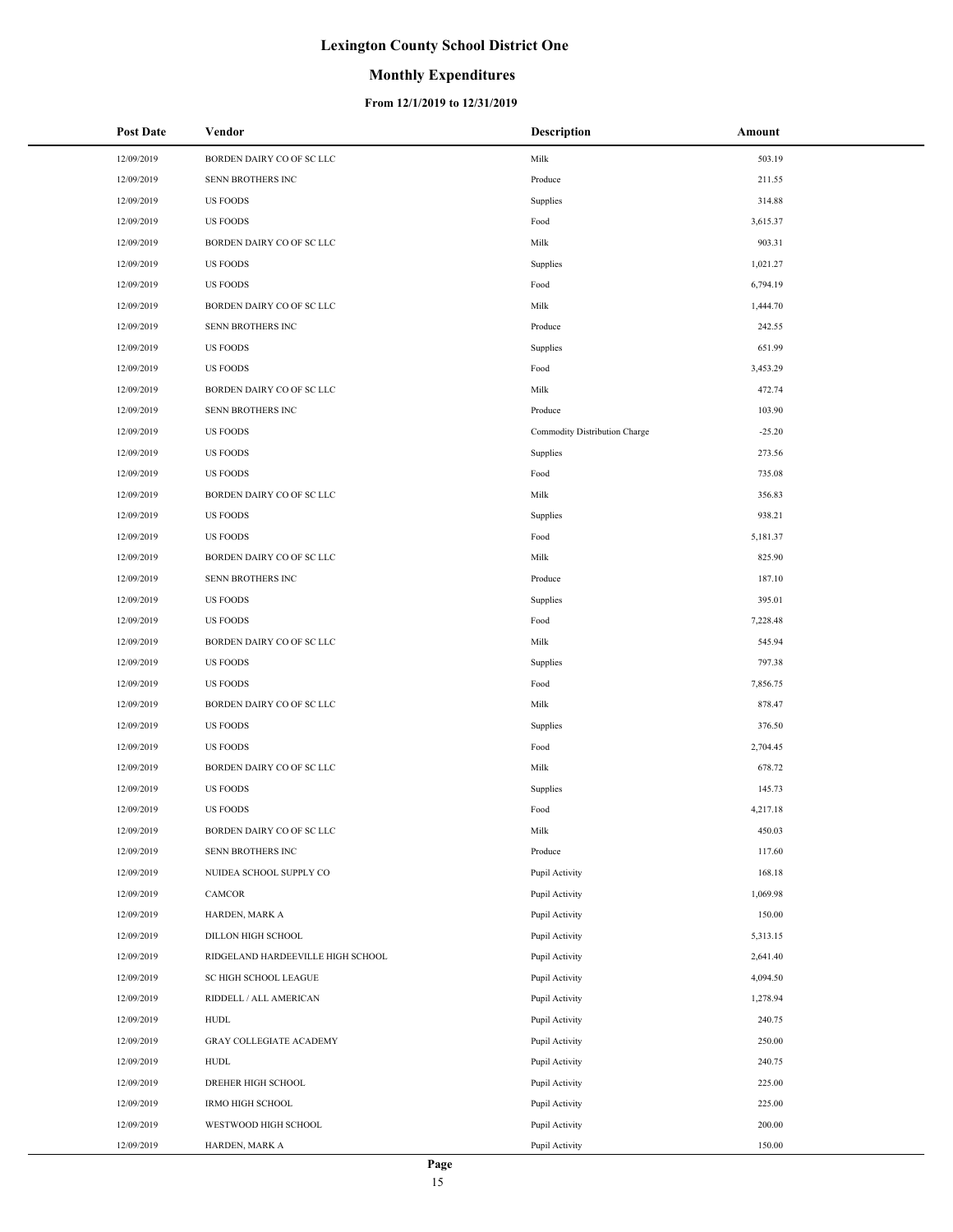# Lexington County School District One

## Monthly Expenditures

### From 12/1/2019 to 12/31/2019

| Post Date | Vendor | Description | Amount |
|---|---|---|---|
| 12/09/2019 | BORDEN DAIRY CO OF SC LLC | Milk | 503.19 |
| 12/09/2019 | SENN BROTHERS INC | Produce | 211.55 |
| 12/09/2019 | US FOODS | Supplies | 314.88 |
| 12/09/2019 | US FOODS | Food | 3,615.37 |
| 12/09/2019 | BORDEN DAIRY CO OF SC LLC | Milk | 903.31 |
| 12/09/2019 | US FOODS | Supplies | 1,021.27 |
| 12/09/2019 | US FOODS | Food | 6,794.19 |
| 12/09/2019 | BORDEN DAIRY CO OF SC LLC | Milk | 1,444.70 |
| 12/09/2019 | SENN BROTHERS INC | Produce | 242.55 |
| 12/09/2019 | US FOODS | Supplies | 651.99 |
| 12/09/2019 | US FOODS | Food | 3,453.29 |
| 12/09/2019 | BORDEN DAIRY CO OF SC LLC | Milk | 472.74 |
| 12/09/2019 | SENN BROTHERS INC | Produce | 103.90 |
| 12/09/2019 | US FOODS | Commodity Distribution Charge | -25.20 |
| 12/09/2019 | US FOODS | Supplies | 273.56 |
| 12/09/2019 | US FOODS | Food | 735.08 |
| 12/09/2019 | BORDEN DAIRY CO OF SC LLC | Milk | 356.83 |
| 12/09/2019 | US FOODS | Supplies | 938.21 |
| 12/09/2019 | US FOODS | Food | 5,181.37 |
| 12/09/2019 | BORDEN DAIRY CO OF SC LLC | Milk | 825.90 |
| 12/09/2019 | SENN BROTHERS INC | Produce | 187.10 |
| 12/09/2019 | US FOODS | Supplies | 395.01 |
| 12/09/2019 | US FOODS | Food | 7,228.48 |
| 12/09/2019 | BORDEN DAIRY CO OF SC LLC | Milk | 545.94 |
| 12/09/2019 | US FOODS | Supplies | 797.38 |
| 12/09/2019 | US FOODS | Food | 7,856.75 |
| 12/09/2019 | BORDEN DAIRY CO OF SC LLC | Milk | 878.47 |
| 12/09/2019 | US FOODS | Supplies | 376.50 |
| 12/09/2019 | US FOODS | Food | 2,704.45 |
| 12/09/2019 | BORDEN DAIRY CO OF SC LLC | Milk | 678.72 |
| 12/09/2019 | US FOODS | Supplies | 145.73 |
| 12/09/2019 | US FOODS | Food | 4,217.18 |
| 12/09/2019 | BORDEN DAIRY CO OF SC LLC | Milk | 450.03 |
| 12/09/2019 | SENN BROTHERS INC | Produce | 117.60 |
| 12/09/2019 | NUIDEA SCHOOL SUPPLY CO | Pupil Activity | 168.18 |
| 12/09/2019 | CAMCOR | Pupil Activity | 1,069.98 |
| 12/09/2019 | HARDEN, MARK A | Pupil Activity | 150.00 |
| 12/09/2019 | DILLON HIGH SCHOOL | Pupil Activity | 5,313.15 |
| 12/09/2019 | RIDGELAND HARDEEVILLE HIGH SCHOOL | Pupil Activity | 2,641.40 |
| 12/09/2019 | SC HIGH SCHOOL LEAGUE | Pupil Activity | 4,094.50 |
| 12/09/2019 | RIDDELL / ALL AMERICAN | Pupil Activity | 1,278.94 |
| 12/09/2019 | HUDL | Pupil Activity | 240.75 |
| 12/09/2019 | GRAY COLLEGIATE ACADEMY | Pupil Activity | 250.00 |
| 12/09/2019 | HUDL | Pupil Activity | 240.75 |
| 12/09/2019 | DREHER HIGH SCHOOL | Pupil Activity | 225.00 |
| 12/09/2019 | IRMO HIGH SCHOOL | Pupil Activity | 225.00 |
| 12/09/2019 | WESTWOOD HIGH SCHOOL | Pupil Activity | 200.00 |
| 12/09/2019 | HARDEN, MARK A | Pupil Activity | 150.00 |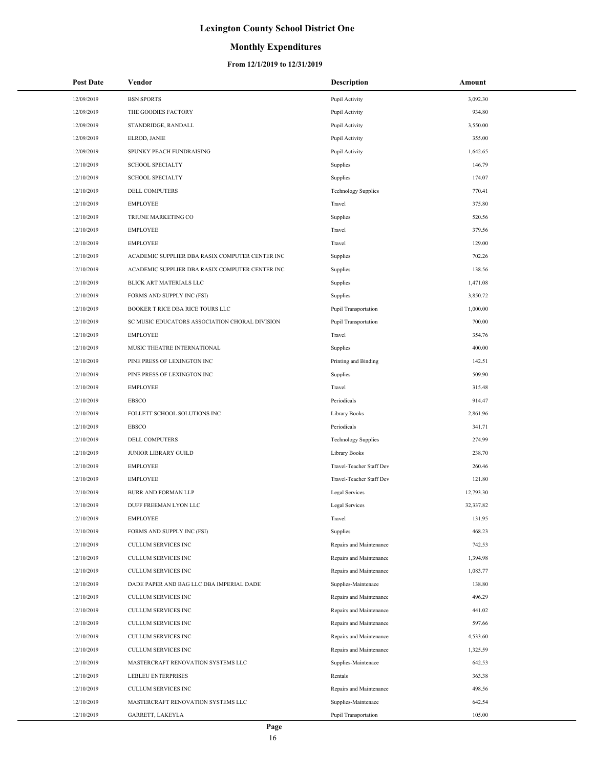# Lexington County School District One

## Monthly Expenditures

### From 12/1/2019 to 12/31/2019

| Post Date | Vendor | Description | Amount |
|---|---|---|---|
| 12/09/2019 | BSN SPORTS | Pupil Activity | 3,092.30 |
| 12/09/2019 | THE GOODIES FACTORY | Pupil Activity | 934.80 |
| 12/09/2019 | STANDRIDGE, RANDALL | Pupil Activity | 3,550.00 |
| 12/09/2019 | ELROD, JANIE | Pupil Activity | 355.00 |
| 12/09/2019 | SPUNKY PEACH FUNDRAISING | Pupil Activity | 1,642.65 |
| 12/10/2019 | SCHOOL SPECIALTY | Supplies | 146.79 |
| 12/10/2019 | SCHOOL SPECIALTY | Supplies | 174.07 |
| 12/10/2019 | DELL COMPUTERS | Technology Supplies | 770.41 |
| 12/10/2019 | EMPLOYEE | Travel | 375.80 |
| 12/10/2019 | TRIUNE MARKETING CO | Supplies | 520.56 |
| 12/10/2019 | EMPLOYEE | Travel | 379.56 |
| 12/10/2019 | EMPLOYEE | Travel | 129.00 |
| 12/10/2019 | ACADEMIC SUPPLIER DBA RASIX COMPUTER CENTER INC | Supplies | 702.26 |
| 12/10/2019 | ACADEMIC SUPPLIER DBA RASIX COMPUTER CENTER INC | Supplies | 138.56 |
| 12/10/2019 | BLICK ART MATERIALS LLC | Supplies | 1,471.08 |
| 12/10/2019 | FORMS AND SUPPLY INC (FSI) | Supplies | 3,850.72 |
| 12/10/2019 | BOOKER T RICE DBA RICE TOURS LLC | Pupil Transportation | 1,000.00 |
| 12/10/2019 | SC MUSIC EDUCATORS ASSOCIATION CHORAL DIVISION | Pupil Transportation | 700.00 |
| 12/10/2019 | EMPLOYEE | Travel | 354.76 |
| 12/10/2019 | MUSIC THEATRE INTERNATIONAL | Supplies | 400.00 |
| 12/10/2019 | PINE PRESS OF LEXINGTON INC | Printing and Binding | 142.51 |
| 12/10/2019 | PINE PRESS OF LEXINGTON INC | Supplies | 509.90 |
| 12/10/2019 | EMPLOYEE | Travel | 315.48 |
| 12/10/2019 | EBSCO | Periodicals | 914.47 |
| 12/10/2019 | FOLLETT SCHOOL SOLUTIONS INC | Library Books | 2,861.96 |
| 12/10/2019 | EBSCO | Periodicals | 341.71 |
| 12/10/2019 | DELL COMPUTERS | Technology Supplies | 274.99 |
| 12/10/2019 | JUNIOR LIBRARY GUILD | Library Books | 238.70 |
| 12/10/2019 | EMPLOYEE | Travel-Teacher Staff Dev | 260.46 |
| 12/10/2019 | EMPLOYEE | Travel-Teacher Staff Dev | 121.80 |
| 12/10/2019 | BURR AND FORMAN LLP | Legal Services | 12,793.30 |
| 12/10/2019 | DUFF FREEMAN LYON LLC | Legal Services | 32,337.82 |
| 12/10/2019 | EMPLOYEE | Travel | 131.95 |
| 12/10/2019 | FORMS AND SUPPLY INC (FSI) | Supplies | 468.23 |
| 12/10/2019 | CULLUM SERVICES INC | Repairs and Maintenance | 742.53 |
| 12/10/2019 | CULLUM SERVICES INC | Repairs and Maintenance | 1,394.98 |
| 12/10/2019 | CULLUM SERVICES INC | Repairs and Maintenance | 1,083.77 |
| 12/10/2019 | DADE PAPER AND BAG LLC DBA IMPERIAL DADE | Supplies-Maintenace | 138.80 |
| 12/10/2019 | CULLUM SERVICES INC | Repairs and Maintenance | 496.29 |
| 12/10/2019 | CULLUM SERVICES INC | Repairs and Maintenance | 441.02 |
| 12/10/2019 | CULLUM SERVICES INC | Repairs and Maintenance | 597.66 |
| 12/10/2019 | CULLUM SERVICES INC | Repairs and Maintenance | 4,533.60 |
| 12/10/2019 | CULLUM SERVICES INC | Repairs and Maintenance | 1,325.59 |
| 12/10/2019 | MASTERCRAFT RENOVATION SYSTEMS LLC | Supplies-Maintenace | 642.53 |
| 12/10/2019 | LEBLEU ENTERPRISES | Rentals | 363.38 |
| 12/10/2019 | CULLUM SERVICES INC | Repairs and Maintenance | 498.56 |
| 12/10/2019 | MASTERCRAFT RENOVATION SYSTEMS LLC | Supplies-Maintenace | 642.54 |
| 12/10/2019 | GARRETT, LAKEYLA | Pupil Transportation | 105.00 |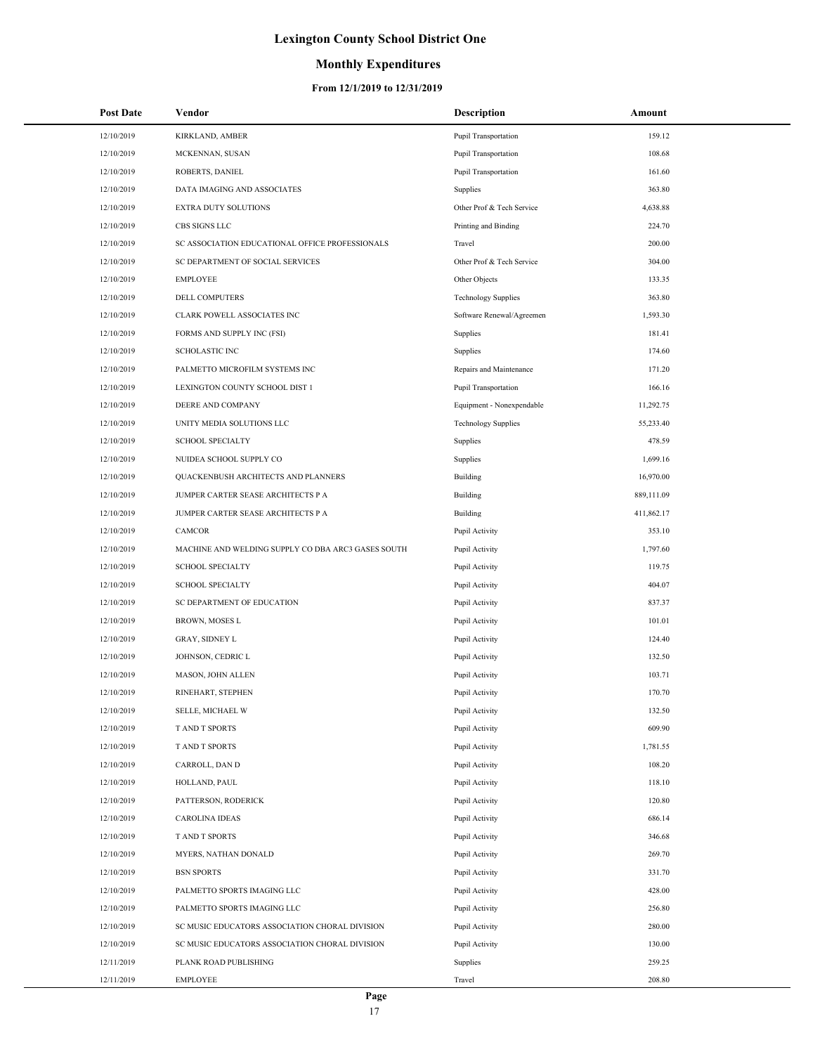# Lexington County School District One

## Monthly Expenditures

### From 12/1/2019 to 12/31/2019

| Post Date | Vendor | Description | Amount |
|---|---|---|---|
| 12/10/2019 | KIRKLAND, AMBER | Pupil Transportation | 159.12 |
| 12/10/2019 | MCKENNAN, SUSAN | Pupil Transportation | 108.68 |
| 12/10/2019 | ROBERTS, DANIEL | Pupil Transportation | 161.60 |
| 12/10/2019 | DATA IMAGING AND ASSOCIATES | Supplies | 363.80 |
| 12/10/2019 | EXTRA DUTY SOLUTIONS | Other Prof & Tech Service | 4,638.88 |
| 12/10/2019 | CBS SIGNS LLC | Printing and Binding | 224.70 |
| 12/10/2019 | SC ASSOCIATION EDUCATIONAL OFFICE PROFESSIONALS | Travel | 200.00 |
| 12/10/2019 | SC DEPARTMENT OF SOCIAL SERVICES | Other Prof & Tech Service | 304.00 |
| 12/10/2019 | EMPLOYEE | Other Objects | 133.35 |
| 12/10/2019 | DELL COMPUTERS | Technology Supplies | 363.80 |
| 12/10/2019 | CLARK POWELL ASSOCIATES INC | Software Renewal/Agreemen | 1,593.30 |
| 12/10/2019 | FORMS AND SUPPLY INC (FSI) | Supplies | 181.41 |
| 12/10/2019 | SCHOLASTIC INC | Supplies | 174.60 |
| 12/10/2019 | PALMETTO MICROFILM SYSTEMS INC | Repairs and Maintenance | 171.20 |
| 12/10/2019 | LEXINGTON COUNTY SCHOOL DIST 1 | Pupil Transportation | 166.16 |
| 12/10/2019 | DEERE AND COMPANY | Equipment - Nonexpendable | 11,292.75 |
| 12/10/2019 | UNITY MEDIA SOLUTIONS LLC | Technology Supplies | 55,233.40 |
| 12/10/2019 | SCHOOL SPECIALTY | Supplies | 478.59 |
| 12/10/2019 | NUIDEA SCHOOL SUPPLY CO | Supplies | 1,699.16 |
| 12/10/2019 | QUACKENBUSH ARCHITECTS AND PLANNERS | Building | 16,970.00 |
| 12/10/2019 | JUMPER CARTER SEASE ARCHITECTS P A | Building | 889,111.09 |
| 12/10/2019 | JUMPER CARTER SEASE ARCHITECTS P A | Building | 411,862.17 |
| 12/10/2019 | CAMCOR | Pupil Activity | 353.10 |
| 12/10/2019 | MACHINE AND WELDING SUPPLY CO DBA ARC3 GASES SOUTH | Pupil Activity | 1,797.60 |
| 12/10/2019 | SCHOOL SPECIALTY | Pupil Activity | 119.75 |
| 12/10/2019 | SCHOOL SPECIALTY | Pupil Activity | 404.07 |
| 12/10/2019 | SC DEPARTMENT OF EDUCATION | Pupil Activity | 837.37 |
| 12/10/2019 | BROWN, MOSES L | Pupil Activity | 101.01 |
| 12/10/2019 | GRAY, SIDNEY L | Pupil Activity | 124.40 |
| 12/10/2019 | JOHNSON, CEDRIC L | Pupil Activity | 132.50 |
| 12/10/2019 | MASON, JOHN ALLEN | Pupil Activity | 103.71 |
| 12/10/2019 | RINEHART, STEPHEN | Pupil Activity | 170.70 |
| 12/10/2019 | SELLE, MICHAEL W | Pupil Activity | 132.50 |
| 12/10/2019 | T AND T SPORTS | Pupil Activity | 609.90 |
| 12/10/2019 | T AND T SPORTS | Pupil Activity | 1,781.55 |
| 12/10/2019 | CARROLL, DAN D | Pupil Activity | 108.20 |
| 12/10/2019 | HOLLAND, PAUL | Pupil Activity | 118.10 |
| 12/10/2019 | PATTERSON, RODERICK | Pupil Activity | 120.80 |
| 12/10/2019 | CAROLINA IDEAS | Pupil Activity | 686.14 |
| 12/10/2019 | T AND T SPORTS | Pupil Activity | 346.68 |
| 12/10/2019 | MYERS, NATHAN DONALD | Pupil Activity | 269.70 |
| 12/10/2019 | BSN SPORTS | Pupil Activity | 331.70 |
| 12/10/2019 | PALMETTO SPORTS IMAGING LLC | Pupil Activity | 428.00 |
| 12/10/2019 | PALMETTO SPORTS IMAGING LLC | Pupil Activity | 256.80 |
| 12/10/2019 | SC MUSIC EDUCATORS ASSOCIATION CHORAL DIVISION | Pupil Activity | 280.00 |
| 12/10/2019 | SC MUSIC EDUCATORS ASSOCIATION CHORAL DIVISION | Pupil Activity | 130.00 |
| 12/11/2019 | PLANK ROAD PUBLISHING | Supplies | 259.25 |
| 12/11/2019 | EMPLOYEE | Travel | 208.80 |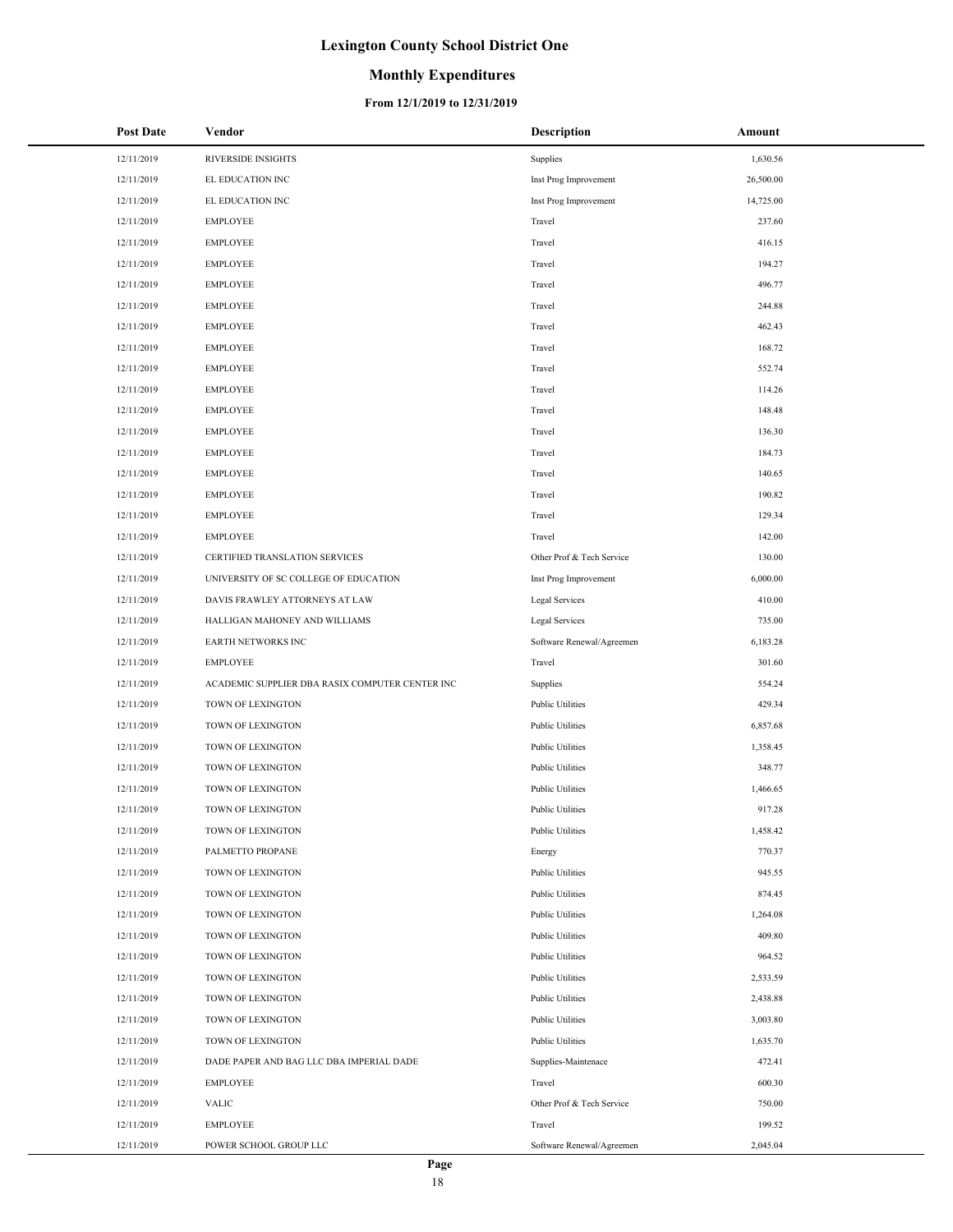# Lexington County School District One

## Monthly Expenditures

### From 12/1/2019 to 12/31/2019

| Post Date | Vendor | Description | Amount |
|---|---|---|---|
| 12/11/2019 | RIVERSIDE INSIGHTS | Supplies | 1,630.56 |
| 12/11/2019 | EL EDUCATION INC | Inst Prog Improvement | 26,500.00 |
| 12/11/2019 | EL EDUCATION INC | Inst Prog Improvement | 14,725.00 |
| 12/11/2019 | EMPLOYEE | Travel | 237.60 |
| 12/11/2019 | EMPLOYEE | Travel | 416.15 |
| 12/11/2019 | EMPLOYEE | Travel | 194.27 |
| 12/11/2019 | EMPLOYEE | Travel | 496.77 |
| 12/11/2019 | EMPLOYEE | Travel | 244.88 |
| 12/11/2019 | EMPLOYEE | Travel | 462.43 |
| 12/11/2019 | EMPLOYEE | Travel | 168.72 |
| 12/11/2019 | EMPLOYEE | Travel | 552.74 |
| 12/11/2019 | EMPLOYEE | Travel | 114.26 |
| 12/11/2019 | EMPLOYEE | Travel | 148.48 |
| 12/11/2019 | EMPLOYEE | Travel | 136.30 |
| 12/11/2019 | EMPLOYEE | Travel | 184.73 |
| 12/11/2019 | EMPLOYEE | Travel | 140.65 |
| 12/11/2019 | EMPLOYEE | Travel | 190.82 |
| 12/11/2019 | EMPLOYEE | Travel | 129.34 |
| 12/11/2019 | EMPLOYEE | Travel | 142.00 |
| 12/11/2019 | CERTIFIED TRANSLATION SERVICES | Other Prof & Tech Service | 130.00 |
| 12/11/2019 | UNIVERSITY OF SC COLLEGE OF EDUCATION | Inst Prog Improvement | 6,000.00 |
| 12/11/2019 | DAVIS FRAWLEY ATTORNEYS AT LAW | Legal Services | 410.00 |
| 12/11/2019 | HALLIGAN MAHONEY AND WILLIAMS | Legal Services | 735.00 |
| 12/11/2019 | EARTH NETWORKS INC | Software Renewal/Agreemen | 6,183.28 |
| 12/11/2019 | EMPLOYEE | Travel | 301.60 |
| 12/11/2019 | ACADEMIC SUPPLIER DBA RASIX COMPUTER CENTER INC | Supplies | 554.24 |
| 12/11/2019 | TOWN OF LEXINGTON | Public Utilities | 429.34 |
| 12/11/2019 | TOWN OF LEXINGTON | Public Utilities | 6,857.68 |
| 12/11/2019 | TOWN OF LEXINGTON | Public Utilities | 1,358.45 |
| 12/11/2019 | TOWN OF LEXINGTON | Public Utilities | 348.77 |
| 12/11/2019 | TOWN OF LEXINGTON | Public Utilities | 1,466.65 |
| 12/11/2019 | TOWN OF LEXINGTON | Public Utilities | 917.28 |
| 12/11/2019 | TOWN OF LEXINGTON | Public Utilities | 1,458.42 |
| 12/11/2019 | PALMETTO PROPANE | Energy | 770.37 |
| 12/11/2019 | TOWN OF LEXINGTON | Public Utilities | 945.55 |
| 12/11/2019 | TOWN OF LEXINGTON | Public Utilities | 874.45 |
| 12/11/2019 | TOWN OF LEXINGTON | Public Utilities | 1,264.08 |
| 12/11/2019 | TOWN OF LEXINGTON | Public Utilities | 409.80 |
| 12/11/2019 | TOWN OF LEXINGTON | Public Utilities | 964.52 |
| 12/11/2019 | TOWN OF LEXINGTON | Public Utilities | 2,533.59 |
| 12/11/2019 | TOWN OF LEXINGTON | Public Utilities | 2,438.88 |
| 12/11/2019 | TOWN OF LEXINGTON | Public Utilities | 3,003.80 |
| 12/11/2019 | TOWN OF LEXINGTON | Public Utilities | 1,635.70 |
| 12/11/2019 | DADE PAPER AND BAG LLC DBA IMPERIAL DADE | Supplies-Maintenace | 472.41 |
| 12/11/2019 | EMPLOYEE | Travel | 600.30 |
| 12/11/2019 | VALIC | Other Prof & Tech Service | 750.00 |
| 12/11/2019 | EMPLOYEE | Travel | 199.52 |
| 12/11/2019 | POWER SCHOOL GROUP LLC | Software Renewal/Agreemen | 2,045.04 |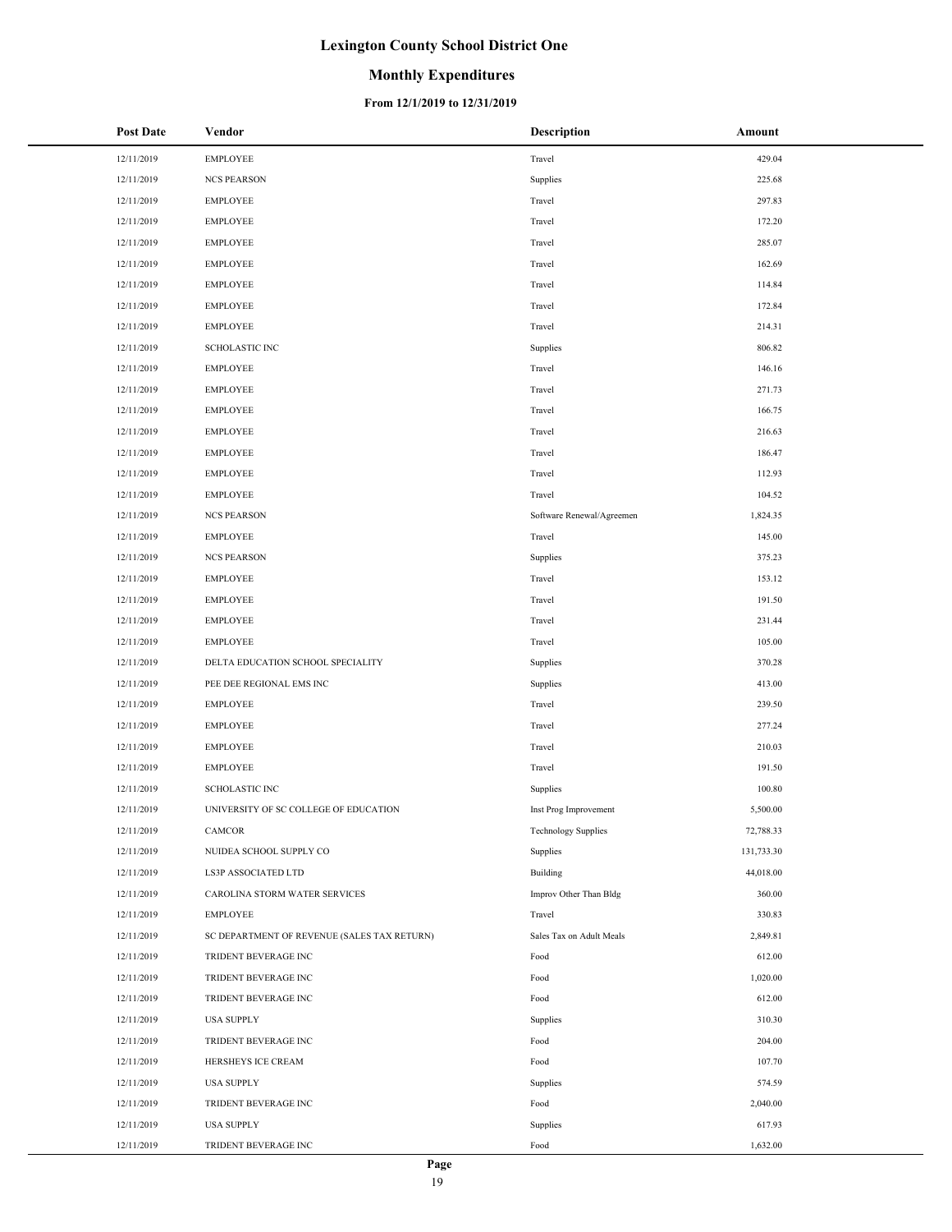# Lexington County School District One

## Monthly Expenditures

### From 12/1/2019 to 12/31/2019

| Post Date | Vendor | Description | Amount |
|---|---|---|---|
| 12/11/2019 | EMPLOYEE | Travel | 429.04 |
| 12/11/2019 | NCS PEARSON | Supplies | 225.68 |
| 12/11/2019 | EMPLOYEE | Travel | 297.83 |
| 12/11/2019 | EMPLOYEE | Travel | 172.20 |
| 12/11/2019 | EMPLOYEE | Travel | 285.07 |
| 12/11/2019 | EMPLOYEE | Travel | 162.69 |
| 12/11/2019 | EMPLOYEE | Travel | 114.84 |
| 12/11/2019 | EMPLOYEE | Travel | 172.84 |
| 12/11/2019 | EMPLOYEE | Travel | 214.31 |
| 12/11/2019 | SCHOLASTIC INC | Supplies | 806.82 |
| 12/11/2019 | EMPLOYEE | Travel | 146.16 |
| 12/11/2019 | EMPLOYEE | Travel | 271.73 |
| 12/11/2019 | EMPLOYEE | Travel | 166.75 |
| 12/11/2019 | EMPLOYEE | Travel | 216.63 |
| 12/11/2019 | EMPLOYEE | Travel | 186.47 |
| 12/11/2019 | EMPLOYEE | Travel | 112.93 |
| 12/11/2019 | EMPLOYEE | Travel | 104.52 |
| 12/11/2019 | NCS PEARSON | Software Renewal/Agreemen | 1,824.35 |
| 12/11/2019 | EMPLOYEE | Travel | 145.00 |
| 12/11/2019 | NCS PEARSON | Supplies | 375.23 |
| 12/11/2019 | EMPLOYEE | Travel | 153.12 |
| 12/11/2019 | EMPLOYEE | Travel | 191.50 |
| 12/11/2019 | EMPLOYEE | Travel | 231.44 |
| 12/11/2019 | EMPLOYEE | Travel | 105.00 |
| 12/11/2019 | DELTA EDUCATION SCHOOL SPECIALITY | Supplies | 370.28 |
| 12/11/2019 | PEE DEE REGIONAL EMS INC | Supplies | 413.00 |
| 12/11/2019 | EMPLOYEE | Travel | 239.50 |
| 12/11/2019 | EMPLOYEE | Travel | 277.24 |
| 12/11/2019 | EMPLOYEE | Travel | 210.03 |
| 12/11/2019 | EMPLOYEE | Travel | 191.50 |
| 12/11/2019 | SCHOLASTIC INC | Supplies | 100.80 |
| 12/11/2019 | UNIVERSITY OF SC COLLEGE OF EDUCATION | Inst Prog Improvement | 5,500.00 |
| 12/11/2019 | CAMCOR | Technology Supplies | 72,788.33 |
| 12/11/2019 | NUIDEA SCHOOL SUPPLY CO | Supplies | 131,733.30 |
| 12/11/2019 | LS3P ASSOCIATED LTD | Building | 44,018.00 |
| 12/11/2019 | CAROLINA STORM WATER SERVICES | Improv Other Than Bldg | 360.00 |
| 12/11/2019 | EMPLOYEE | Travel | 330.83 |
| 12/11/2019 | SC DEPARTMENT OF REVENUE (SALES TAX RETURN) | Sales Tax on Adult Meals | 2,849.81 |
| 12/11/2019 | TRIDENT BEVERAGE INC | Food | 612.00 |
| 12/11/2019 | TRIDENT BEVERAGE INC | Food | 1,020.00 |
| 12/11/2019 | TRIDENT BEVERAGE INC | Food | 612.00 |
| 12/11/2019 | USA SUPPLY | Supplies | 310.30 |
| 12/11/2019 | TRIDENT BEVERAGE INC | Food | 204.00 |
| 12/11/2019 | HERSHEYS ICE CREAM | Food | 107.70 |
| 12/11/2019 | USA SUPPLY | Supplies | 574.59 |
| 12/11/2019 | TRIDENT BEVERAGE INC | Food | 2,040.00 |
| 12/11/2019 | USA SUPPLY | Supplies | 617.93 |
| 12/11/2019 | TRIDENT BEVERAGE INC | Food | 1,632.00 |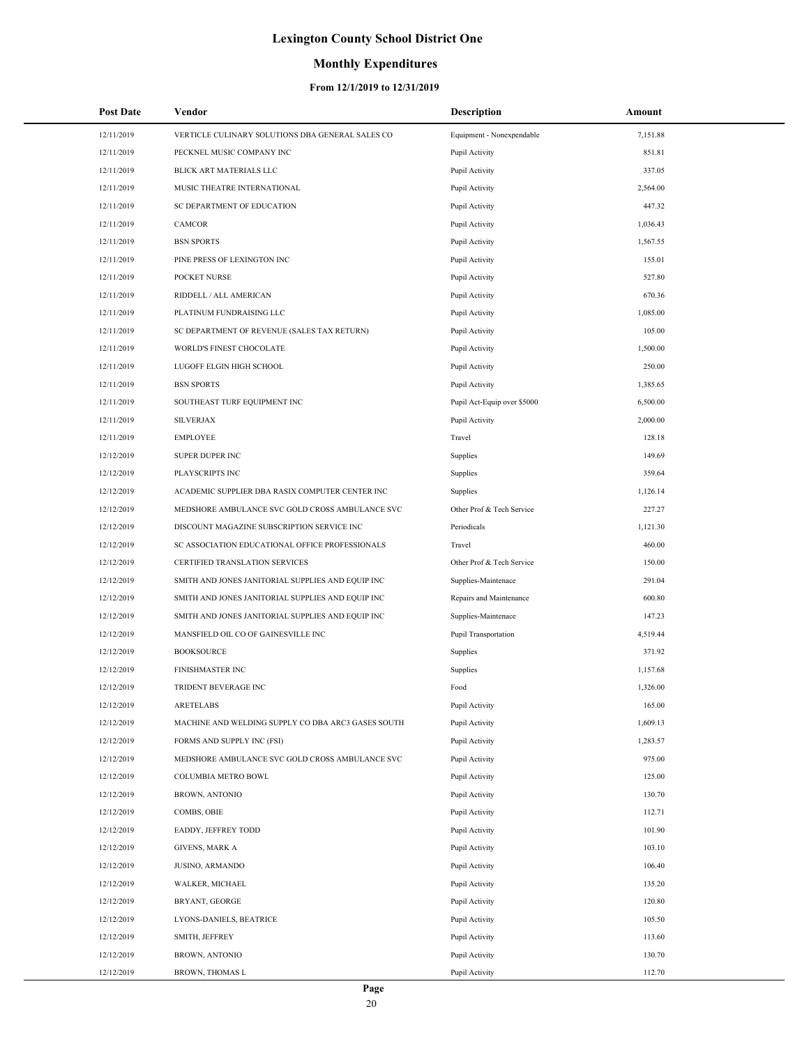# Lexington County School District One

## Monthly Expenditures

### From 12/1/2019 to 12/31/2019

| Post Date | Vendor | Description | Amount |
|---|---|---|---|
| 12/11/2019 | VERTICLE CULINARY SOLUTIONS DBA GENERAL SALES CO | Equipment - Nonexpendable | 7,151.88 |
| 12/11/2019 | PECKNEL MUSIC COMPANY INC | Pupil Activity | 851.81 |
| 12/11/2019 | BLICK ART MATERIALS LLC | Pupil Activity | 337.05 |
| 12/11/2019 | MUSIC THEATRE INTERNATIONAL | Pupil Activity | 2,564.00 |
| 12/11/2019 | SC DEPARTMENT OF EDUCATION | Pupil Activity | 447.32 |
| 12/11/2019 | CAMCOR | Pupil Activity | 1,036.43 |
| 12/11/2019 | BSN SPORTS | Pupil Activity | 1,567.55 |
| 12/11/2019 | PINE PRESS OF LEXINGTON INC | Pupil Activity | 155.01 |
| 12/11/2019 | POCKET NURSE | Pupil Activity | 527.80 |
| 12/11/2019 | RIDDELL / ALL AMERICAN | Pupil Activity | 670.36 |
| 12/11/2019 | PLATINUM FUNDRAISING LLC | Pupil Activity | 1,085.00 |
| 12/11/2019 | SC DEPARTMENT OF REVENUE (SALES TAX RETURN) | Pupil Activity | 105.00 |
| 12/11/2019 | WORLD'S FINEST CHOCOLATE | Pupil Activity | 1,500.00 |
| 12/11/2019 | LUGOFF ELGIN HIGH SCHOOL | Pupil Activity | 250.00 |
| 12/11/2019 | BSN SPORTS | Pupil Activity | 1,385.65 |
| 12/11/2019 | SOUTHEAST TURF EQUIPMENT INC | Pupil Act-Equip over $5000 | 6,500.00 |
| 12/11/2019 | SILVERJAX | Pupil Activity | 2,000.00 |
| 12/11/2019 | EMPLOYEE | Travel | 128.18 |
| 12/12/2019 | SUPER DUPER INC | Supplies | 149.69 |
| 12/12/2019 | PLAYSCRIPTS INC | Supplies | 359.64 |
| 12/12/2019 | ACADEMIC SUPPLIER DBA RASIX COMPUTER CENTER INC | Supplies | 1,126.14 |
| 12/12/2019 | MEDSHORE AMBULANCE SVC GOLD CROSS AMBULANCE SVC | Other Prof & Tech Service | 227.27 |
| 12/12/2019 | DISCOUNT MAGAZINE SUBSCRIPTION SERVICE INC | Periodicals | 1,121.30 |
| 12/12/2019 | SC ASSOCIATION EDUCATIONAL OFFICE PROFESSIONALS | Travel | 460.00 |
| 12/12/2019 | CERTIFIED TRANSLATION SERVICES | Other Prof & Tech Service | 150.00 |
| 12/12/2019 | SMITH AND JONES JANITORIAL SUPPLIES AND EQUIP INC | Supplies-Maintenace | 291.04 |
| 12/12/2019 | SMITH AND JONES JANITORIAL SUPPLIES AND EQUIP INC | Repairs and Maintenance | 600.80 |
| 12/12/2019 | SMITH AND JONES JANITORIAL SUPPLIES AND EQUIP INC | Supplies-Maintenace | 147.23 |
| 12/12/2019 | MANSFIELD OIL CO OF GAINESVILLE INC | Pupil Transportation | 4,519.44 |
| 12/12/2019 | BOOKSOURCE | Supplies | 371.92 |
| 12/12/2019 | FINISHMASTER INC | Supplies | 1,157.68 |
| 12/12/2019 | TRIDENT BEVERAGE INC | Food | 1,326.00 |
| 12/12/2019 | ARETELABS | Pupil Activity | 165.00 |
| 12/12/2019 | MACHINE AND WELDING SUPPLY CO DBA ARC3 GASES SOUTH | Pupil Activity | 1,609.13 |
| 12/12/2019 | FORMS AND SUPPLY INC (FSI) | Pupil Activity | 1,283.57 |
| 12/12/2019 | MEDSHORE AMBULANCE SVC GOLD CROSS AMBULANCE SVC | Pupil Activity | 975.00 |
| 12/12/2019 | COLUMBIA METRO BOWL | Pupil Activity | 125.00 |
| 12/12/2019 | BROWN, ANTONIO | Pupil Activity | 130.70 |
| 12/12/2019 | COMBS, OBIE | Pupil Activity | 112.71 |
| 12/12/2019 | EADDY, JEFFREY TODD | Pupil Activity | 101.90 |
| 12/12/2019 | GIVENS, MARK A | Pupil Activity | 103.10 |
| 12/12/2019 | JUSINO, ARMANDO | Pupil Activity | 106.40 |
| 12/12/2019 | WALKER, MICHAEL | Pupil Activity | 135.20 |
| 12/12/2019 | BRYANT, GEORGE | Pupil Activity | 120.80 |
| 12/12/2019 | LYONS-DANIELS, BEATRICE | Pupil Activity | 105.50 |
| 12/12/2019 | SMITH, JEFFREY | Pupil Activity | 113.60 |
| 12/12/2019 | BROWN, ANTONIO | Pupil Activity | 130.70 |
| 12/12/2019 | BROWN, THOMAS L | Pupil Activity | 112.70 |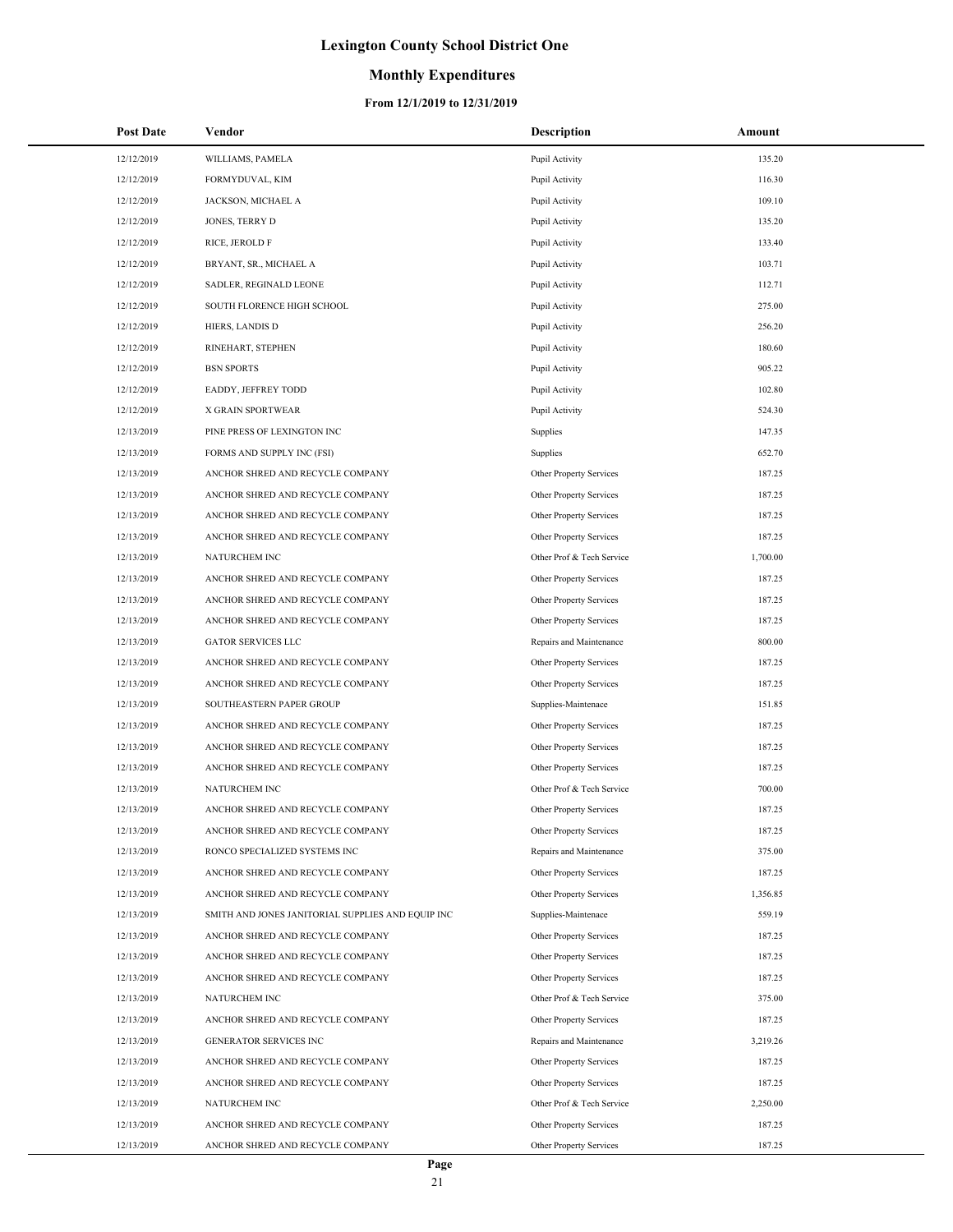# Lexington County School District One

## Monthly Expenditures

### From 12/1/2019 to 12/31/2019

| Post Date | Vendor | Description | Amount |
|---|---|---|---|
| 12/12/2019 | WILLIAMS, PAMELA | Pupil Activity | 135.20 |
| 12/12/2019 | FORMYDUVAL, KIM | Pupil Activity | 116.30 |
| 12/12/2019 | JACKSON, MICHAEL A | Pupil Activity | 109.10 |
| 12/12/2019 | JONES, TERRY D | Pupil Activity | 135.20 |
| 12/12/2019 | RICE, JEROLD F | Pupil Activity | 133.40 |
| 12/12/2019 | BRYANT, SR., MICHAEL A | Pupil Activity | 103.71 |
| 12/12/2019 | SADLER, REGINALD LEONE | Pupil Activity | 112.71 |
| 12/12/2019 | SOUTH FLORENCE HIGH SCHOOL | Pupil Activity | 275.00 |
| 12/12/2019 | HIERS, LANDIS D | Pupil Activity | 256.20 |
| 12/12/2019 | RINEHART, STEPHEN | Pupil Activity | 180.60 |
| 12/12/2019 | BSN SPORTS | Pupil Activity | 905.22 |
| 12/12/2019 | EADDY, JEFFREY TODD | Pupil Activity | 102.80 |
| 12/12/2019 | X GRAIN SPORTWEAR | Pupil Activity | 524.30 |
| 12/13/2019 | PINE PRESS OF LEXINGTON INC | Supplies | 147.35 |
| 12/13/2019 | FORMS AND SUPPLY INC (FSI) | Supplies | 652.70 |
| 12/13/2019 | ANCHOR SHRED AND RECYCLE COMPANY | Other Property Services | 187.25 |
| 12/13/2019 | ANCHOR SHRED AND RECYCLE COMPANY | Other Property Services | 187.25 |
| 12/13/2019 | ANCHOR SHRED AND RECYCLE COMPANY | Other Property Services | 187.25 |
| 12/13/2019 | ANCHOR SHRED AND RECYCLE COMPANY | Other Property Services | 187.25 |
| 12/13/2019 | NATURCHEM INC | Other Prof & Tech Service | 1,700.00 |
| 12/13/2019 | ANCHOR SHRED AND RECYCLE COMPANY | Other Property Services | 187.25 |
| 12/13/2019 | ANCHOR SHRED AND RECYCLE COMPANY | Other Property Services | 187.25 |
| 12/13/2019 | ANCHOR SHRED AND RECYCLE COMPANY | Other Property Services | 187.25 |
| 12/13/2019 | GATOR SERVICES LLC | Repairs and Maintenance | 800.00 |
| 12/13/2019 | ANCHOR SHRED AND RECYCLE COMPANY | Other Property Services | 187.25 |
| 12/13/2019 | ANCHOR SHRED AND RECYCLE COMPANY | Other Property Services | 187.25 |
| 12/13/2019 | SOUTHEASTERN PAPER GROUP | Supplies-Maintenace | 151.85 |
| 12/13/2019 | ANCHOR SHRED AND RECYCLE COMPANY | Other Property Services | 187.25 |
| 12/13/2019 | ANCHOR SHRED AND RECYCLE COMPANY | Other Property Services | 187.25 |
| 12/13/2019 | ANCHOR SHRED AND RECYCLE COMPANY | Other Property Services | 187.25 |
| 12/13/2019 | NATURCHEM INC | Other Prof & Tech Service | 700.00 |
| 12/13/2019 | ANCHOR SHRED AND RECYCLE COMPANY | Other Property Services | 187.25 |
| 12/13/2019 | ANCHOR SHRED AND RECYCLE COMPANY | Other Property Services | 187.25 |
| 12/13/2019 | RONCO SPECIALIZED SYSTEMS INC | Repairs and Maintenance | 375.00 |
| 12/13/2019 | ANCHOR SHRED AND RECYCLE COMPANY | Other Property Services | 187.25 |
| 12/13/2019 | ANCHOR SHRED AND RECYCLE COMPANY | Other Property Services | 1,356.85 |
| 12/13/2019 | SMITH AND JONES JANITORIAL SUPPLIES AND EQUIP INC | Supplies-Maintenace | 559.19 |
| 12/13/2019 | ANCHOR SHRED AND RECYCLE COMPANY | Other Property Services | 187.25 |
| 12/13/2019 | ANCHOR SHRED AND RECYCLE COMPANY | Other Property Services | 187.25 |
| 12/13/2019 | ANCHOR SHRED AND RECYCLE COMPANY | Other Property Services | 187.25 |
| 12/13/2019 | NATURCHEM INC | Other Prof & Tech Service | 375.00 |
| 12/13/2019 | ANCHOR SHRED AND RECYCLE COMPANY | Other Property Services | 187.25 |
| 12/13/2019 | GENERATOR SERVICES INC | Repairs and Maintenance | 3,219.26 |
| 12/13/2019 | ANCHOR SHRED AND RECYCLE COMPANY | Other Property Services | 187.25 |
| 12/13/2019 | ANCHOR SHRED AND RECYCLE COMPANY | Other Property Services | 187.25 |
| 12/13/2019 | NATURCHEM INC | Other Prof & Tech Service | 2,250.00 |
| 12/13/2019 | ANCHOR SHRED AND RECYCLE COMPANY | Other Property Services | 187.25 |
| 12/13/2019 | ANCHOR SHRED AND RECYCLE COMPANY | Other Property Services | 187.25 |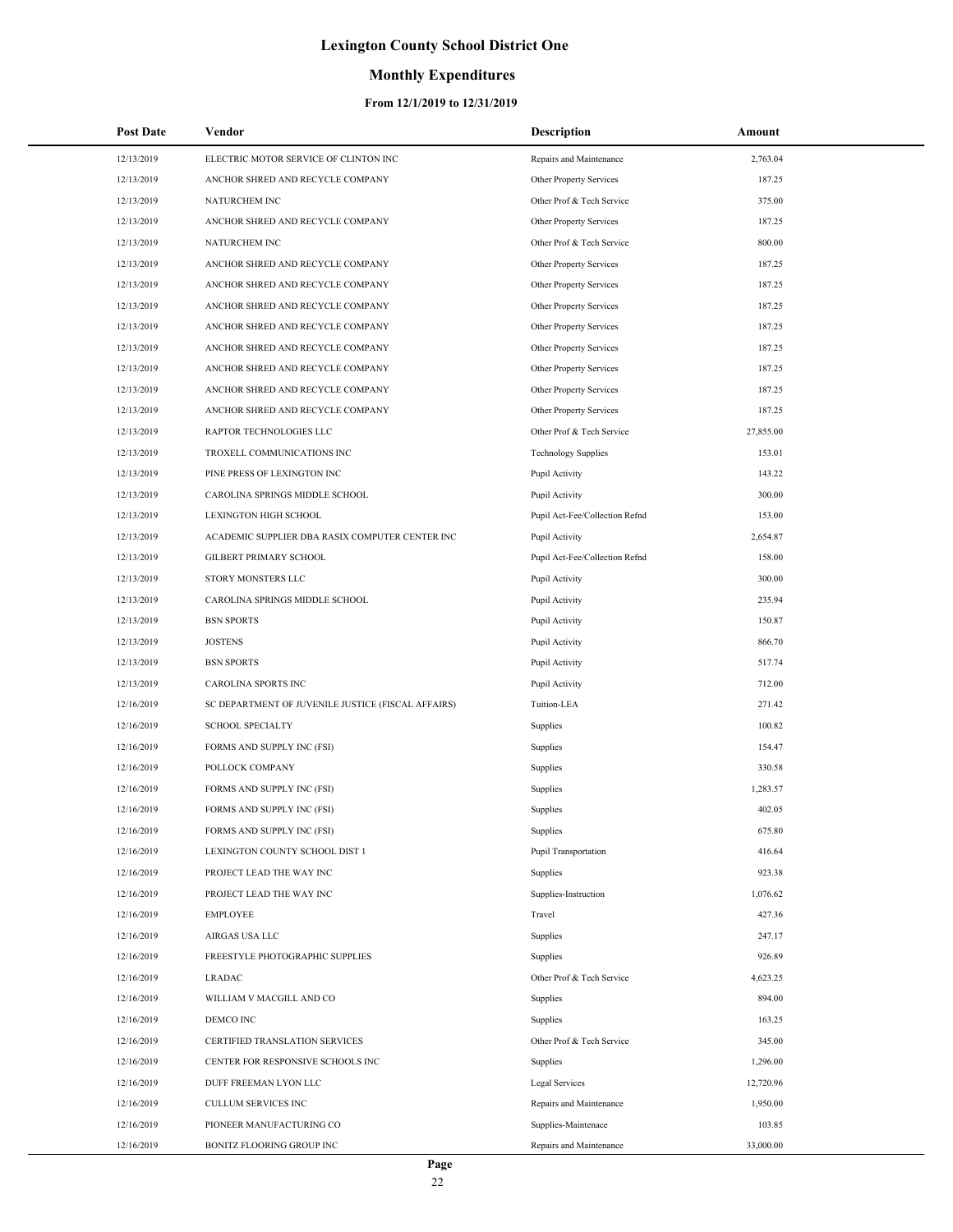# Lexington County School District One

## Monthly Expenditures

### From 12/1/2019 to 12/31/2019

| Post Date | Vendor | Description | Amount |
|---|---|---|---|
| 12/13/2019 | ELECTRIC MOTOR SERVICE OF CLINTON INC | Repairs and Maintenance | 2,763.04 |
| 12/13/2019 | ANCHOR SHRED AND RECYCLE COMPANY | Other Property Services | 187.25 |
| 12/13/2019 | NATURCHEM INC | Other Prof & Tech Service | 375.00 |
| 12/13/2019 | ANCHOR SHRED AND RECYCLE COMPANY | Other Property Services | 187.25 |
| 12/13/2019 | NATURCHEM INC | Other Prof & Tech Service | 800.00 |
| 12/13/2019 | ANCHOR SHRED AND RECYCLE COMPANY | Other Property Services | 187.25 |
| 12/13/2019 | ANCHOR SHRED AND RECYCLE COMPANY | Other Property Services | 187.25 |
| 12/13/2019 | ANCHOR SHRED AND RECYCLE COMPANY | Other Property Services | 187.25 |
| 12/13/2019 | ANCHOR SHRED AND RECYCLE COMPANY | Other Property Services | 187.25 |
| 12/13/2019 | ANCHOR SHRED AND RECYCLE COMPANY | Other Property Services | 187.25 |
| 12/13/2019 | ANCHOR SHRED AND RECYCLE COMPANY | Other Property Services | 187.25 |
| 12/13/2019 | ANCHOR SHRED AND RECYCLE COMPANY | Other Property Services | 187.25 |
| 12/13/2019 | ANCHOR SHRED AND RECYCLE COMPANY | Other Property Services | 187.25 |
| 12/13/2019 | RAPTOR TECHNOLOGIES LLC | Other Prof & Tech Service | 27,855.00 |
| 12/13/2019 | TROXELL COMMUNICATIONS INC | Technology Supplies | 153.01 |
| 12/13/2019 | PINE PRESS OF LEXINGTON INC | Pupil Activity | 143.22 |
| 12/13/2019 | CAROLINA SPRINGS MIDDLE SCHOOL | Pupil Activity | 300.00 |
| 12/13/2019 | LEXINGTON HIGH SCHOOL | Pupil Act-Fee/Collection Refnd | 153.00 |
| 12/13/2019 | ACADEMIC SUPPLIER DBA RASIX COMPUTER CENTER INC | Pupil Activity | 2,654.87 |
| 12/13/2019 | GILBERT PRIMARY SCHOOL | Pupil Act-Fee/Collection Refnd | 158.00 |
| 12/13/2019 | STORY MONSTERS LLC | Pupil Activity | 300.00 |
| 12/13/2019 | CAROLINA SPRINGS MIDDLE SCHOOL | Pupil Activity | 235.94 |
| 12/13/2019 | BSN SPORTS | Pupil Activity | 150.87 |
| 12/13/2019 | JOSTENS | Pupil Activity | 866.70 |
| 12/13/2019 | BSN SPORTS | Pupil Activity | 517.74 |
| 12/13/2019 | CAROLINA SPORTS INC | Pupil Activity | 712.00 |
| 12/16/2019 | SC DEPARTMENT OF JUVENILE JUSTICE (FISCAL AFFAIRS) | Tuition-LEA | 271.42 |
| 12/16/2019 | SCHOOL SPECIALTY | Supplies | 100.82 |
| 12/16/2019 | FORMS AND SUPPLY INC (FSI) | Supplies | 154.47 |
| 12/16/2019 | POLLOCK COMPANY | Supplies | 330.58 |
| 12/16/2019 | FORMS AND SUPPLY INC (FSI) | Supplies | 1,283.57 |
| 12/16/2019 | FORMS AND SUPPLY INC (FSI) | Supplies | 402.05 |
| 12/16/2019 | FORMS AND SUPPLY INC (FSI) | Supplies | 675.80 |
| 12/16/2019 | LEXINGTON COUNTY SCHOOL DIST 1 | Pupil Transportation | 416.64 |
| 12/16/2019 | PROJECT LEAD THE WAY INC | Supplies | 923.38 |
| 12/16/2019 | PROJECT LEAD THE WAY INC | Supplies-Instruction | 1,076.62 |
| 12/16/2019 | EMPLOYEE | Travel | 427.36 |
| 12/16/2019 | AIRGAS USA LLC | Supplies | 247.17 |
| 12/16/2019 | FREESTYLE PHOTOGRAPHIC SUPPLIES | Supplies | 926.89 |
| 12/16/2019 | LRADAC | Other Prof & Tech Service | 4,623.25 |
| 12/16/2019 | WILLIAM V MACGILL AND CO | Supplies | 894.00 |
| 12/16/2019 | DEMCO INC | Supplies | 163.25 |
| 12/16/2019 | CERTIFIED TRANSLATION SERVICES | Other Prof & Tech Service | 345.00 |
| 12/16/2019 | CENTER FOR RESPONSIVE SCHOOLS INC | Supplies | 1,296.00 |
| 12/16/2019 | DUFF FREEMAN LYON LLC | Legal Services | 12,720.96 |
| 12/16/2019 | CULLUM SERVICES INC | Repairs and Maintenance | 1,950.00 |
| 12/16/2019 | PIONEER MANUFACTURING CO | Supplies-Maintenace | 103.85 |
| 12/16/2019 | BONITZ FLOORING GROUP INC | Repairs and Maintenance | 33,000.00 |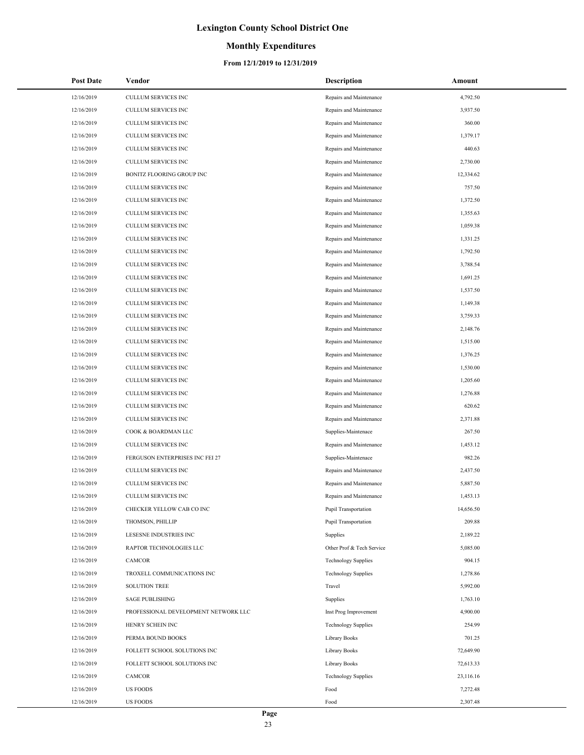# Lexington County School District One

## Monthly Expenditures

### From 12/1/2019 to 12/31/2019

| Post Date | Vendor | Description | Amount |
|---|---|---|---|
| 12/16/2019 | CULLUM SERVICES INC | Repairs and Maintenance | 4,792.50 |
| 12/16/2019 | CULLUM SERVICES INC | Repairs and Maintenance | 3,937.50 |
| 12/16/2019 | CULLUM SERVICES INC | Repairs and Maintenance | 360.00 |
| 12/16/2019 | CULLUM SERVICES INC | Repairs and Maintenance | 1,379.17 |
| 12/16/2019 | CULLUM SERVICES INC | Repairs and Maintenance | 440.63 |
| 12/16/2019 | CULLUM SERVICES INC | Repairs and Maintenance | 2,730.00 |
| 12/16/2019 | BONITZ FLOORING GROUP INC | Repairs and Maintenance | 12,334.62 |
| 12/16/2019 | CULLUM SERVICES INC | Repairs and Maintenance | 757.50 |
| 12/16/2019 | CULLUM SERVICES INC | Repairs and Maintenance | 1,372.50 |
| 12/16/2019 | CULLUM SERVICES INC | Repairs and Maintenance | 1,355.63 |
| 12/16/2019 | CULLUM SERVICES INC | Repairs and Maintenance | 1,059.38 |
| 12/16/2019 | CULLUM SERVICES INC | Repairs and Maintenance | 1,331.25 |
| 12/16/2019 | CULLUM SERVICES INC | Repairs and Maintenance | 1,792.50 |
| 12/16/2019 | CULLUM SERVICES INC | Repairs and Maintenance | 3,788.54 |
| 12/16/2019 | CULLUM SERVICES INC | Repairs and Maintenance | 1,691.25 |
| 12/16/2019 | CULLUM SERVICES INC | Repairs and Maintenance | 1,537.50 |
| 12/16/2019 | CULLUM SERVICES INC | Repairs and Maintenance | 1,149.38 |
| 12/16/2019 | CULLUM SERVICES INC | Repairs and Maintenance | 3,759.33 |
| 12/16/2019 | CULLUM SERVICES INC | Repairs and Maintenance | 2,148.76 |
| 12/16/2019 | CULLUM SERVICES INC | Repairs and Maintenance | 1,515.00 |
| 12/16/2019 | CULLUM SERVICES INC | Repairs and Maintenance | 1,376.25 |
| 12/16/2019 | CULLUM SERVICES INC | Repairs and Maintenance | 1,530.00 |
| 12/16/2019 | CULLUM SERVICES INC | Repairs and Maintenance | 1,205.60 |
| 12/16/2019 | CULLUM SERVICES INC | Repairs and Maintenance | 1,276.88 |
| 12/16/2019 | CULLUM SERVICES INC | Repairs and Maintenance | 620.62 |
| 12/16/2019 | CULLUM SERVICES INC | Repairs and Maintenance | 2,371.88 |
| 12/16/2019 | COOK & BOARDMAN LLC | Supplies-Maintenace | 267.50 |
| 12/16/2019 | CULLUM SERVICES INC | Repairs and Maintenance | 1,453.12 |
| 12/16/2019 | FERGUSON ENTERPRISES INC FEI 27 | Supplies-Maintenace | 982.26 |
| 12/16/2019 | CULLUM SERVICES INC | Repairs and Maintenance | 2,437.50 |
| 12/16/2019 | CULLUM SERVICES INC | Repairs and Maintenance | 5,887.50 |
| 12/16/2019 | CULLUM SERVICES INC | Repairs and Maintenance | 1,453.13 |
| 12/16/2019 | CHECKER YELLOW CAB CO INC | Pupil Transportation | 14,656.50 |
| 12/16/2019 | THOMSON, PHILLIP | Pupil Transportation | 209.88 |
| 12/16/2019 | LESESNE INDUSTRIES INC | Supplies | 2,189.22 |
| 12/16/2019 | RAPTOR TECHNOLOGIES LLC | Other Prof & Tech Service | 5,085.00 |
| 12/16/2019 | CAMCOR | Technology Supplies | 904.15 |
| 12/16/2019 | TROXELL COMMUNICATIONS INC | Technology Supplies | 1,278.86 |
| 12/16/2019 | SOLUTION TREE | Travel | 5,992.00 |
| 12/16/2019 | SAGE PUBLISHING | Supplies | 1,763.10 |
| 12/16/2019 | PROFESSIONAL DEVELOPMENT NETWORK LLC | Inst Prog Improvement | 4,900.00 |
| 12/16/2019 | HENRY SCHEIN INC | Technology Supplies | 254.99 |
| 12/16/2019 | PERMA BOUND BOOKS | Library Books | 701.25 |
| 12/16/2019 | FOLLETT SCHOOL SOLUTIONS INC | Library Books | 72,649.90 |
| 12/16/2019 | FOLLETT SCHOOL SOLUTIONS INC | Library Books | 72,613.33 |
| 12/16/2019 | CAMCOR | Technology Supplies | 23,116.16 |
| 12/16/2019 | US FOODS | Food | 7,272.48 |
| 12/16/2019 | US FOODS | Food | 2,307.48 |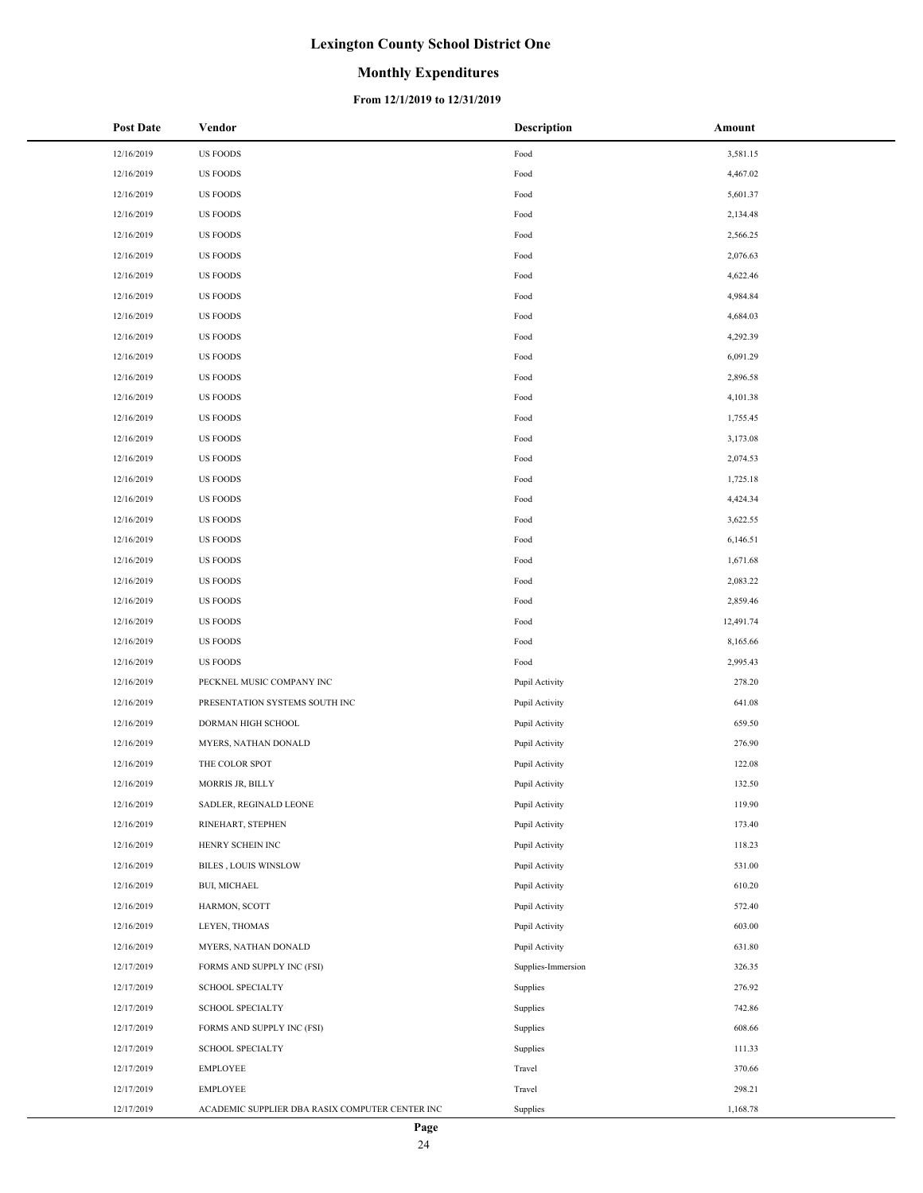# Lexington County School District One

## Monthly Expenditures

### From 12/1/2019 to 12/31/2019

| Post Date | Vendor | Description | Amount |
|---|---|---|---|
| 12/16/2019 | US FOODS | Food | 3,581.15 |
| 12/16/2019 | US FOODS | Food | 4,467.02 |
| 12/16/2019 | US FOODS | Food | 5,601.37 |
| 12/16/2019 | US FOODS | Food | 2,134.48 |
| 12/16/2019 | US FOODS | Food | 2,566.25 |
| 12/16/2019 | US FOODS | Food | 2,076.63 |
| 12/16/2019 | US FOODS | Food | 4,622.46 |
| 12/16/2019 | US FOODS | Food | 4,984.84 |
| 12/16/2019 | US FOODS | Food | 4,684.03 |
| 12/16/2019 | US FOODS | Food | 4,292.39 |
| 12/16/2019 | US FOODS | Food | 6,091.29 |
| 12/16/2019 | US FOODS | Food | 2,896.58 |
| 12/16/2019 | US FOODS | Food | 4,101.38 |
| 12/16/2019 | US FOODS | Food | 1,755.45 |
| 12/16/2019 | US FOODS | Food | 3,173.08 |
| 12/16/2019 | US FOODS | Food | 2,074.53 |
| 12/16/2019 | US FOODS | Food | 1,725.18 |
| 12/16/2019 | US FOODS | Food | 4,424.34 |
| 12/16/2019 | US FOODS | Food | 3,622.55 |
| 12/16/2019 | US FOODS | Food | 6,146.51 |
| 12/16/2019 | US FOODS | Food | 1,671.68 |
| 12/16/2019 | US FOODS | Food | 2,083.22 |
| 12/16/2019 | US FOODS | Food | 2,859.46 |
| 12/16/2019 | US FOODS | Food | 12,491.74 |
| 12/16/2019 | US FOODS | Food | 8,165.66 |
| 12/16/2019 | US FOODS | Food | 2,995.43 |
| 12/16/2019 | PECKNEL MUSIC COMPANY INC | Pupil Activity | 278.20 |
| 12/16/2019 | PRESENTATION SYSTEMS SOUTH INC | Pupil Activity | 641.08 |
| 12/16/2019 | DORMAN HIGH SCHOOL | Pupil Activity | 659.50 |
| 12/16/2019 | MYERS, NATHAN DONALD | Pupil Activity | 276.90 |
| 12/16/2019 | THE COLOR SPOT | Pupil Activity | 122.08 |
| 12/16/2019 | MORRIS JR, BILLY | Pupil Activity | 132.50 |
| 12/16/2019 | SADLER, REGINALD LEONE | Pupil Activity | 119.90 |
| 12/16/2019 | RINEHART, STEPHEN | Pupil Activity | 173.40 |
| 12/16/2019 | HENRY SCHEIN INC | Pupil Activity | 118.23 |
| 12/16/2019 | BILES , LOUIS WINSLOW | Pupil Activity | 531.00 |
| 12/16/2019 | BUI, MICHAEL | Pupil Activity | 610.20 |
| 12/16/2019 | HARMON, SCOTT | Pupil Activity | 572.40 |
| 12/16/2019 | LEYEN, THOMAS | Pupil Activity | 603.00 |
| 12/16/2019 | MYERS, NATHAN DONALD | Pupil Activity | 631.80 |
| 12/17/2019 | FORMS AND SUPPLY INC (FSI) | Supplies-Immersion | 326.35 |
| 12/17/2019 | SCHOOL SPECIALTY | Supplies | 276.92 |
| 12/17/2019 | SCHOOL SPECIALTY | Supplies | 742.86 |
| 12/17/2019 | FORMS AND SUPPLY INC (FSI) | Supplies | 608.66 |
| 12/17/2019 | SCHOOL SPECIALTY | Supplies | 111.33 |
| 12/17/2019 | EMPLOYEE | Travel | 370.66 |
| 12/17/2019 | EMPLOYEE | Travel | 298.21 |
| 12/17/2019 | ACADEMIC SUPPLIER DBA RASIX COMPUTER CENTER INC | Supplies | 1,168.78 |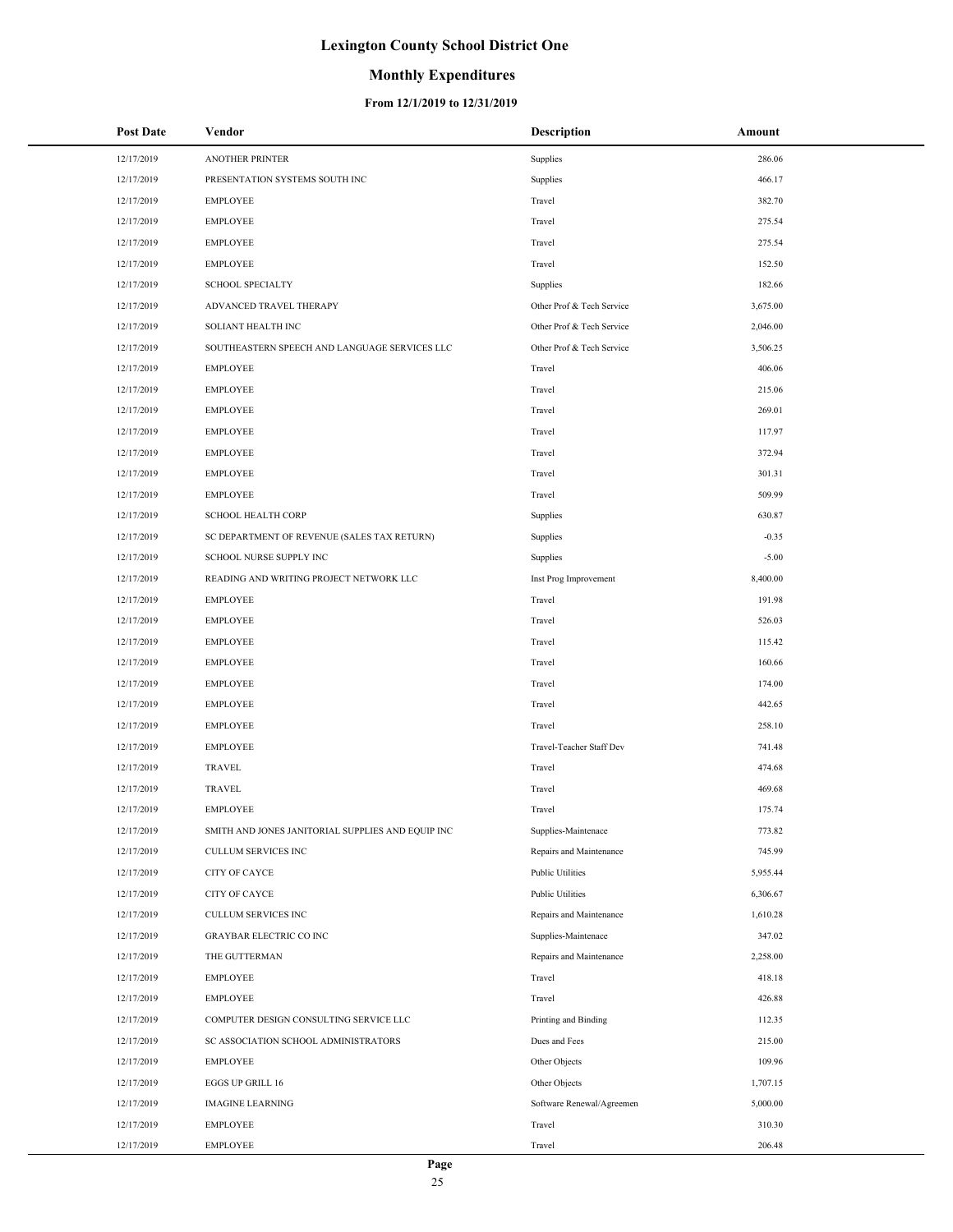# Lexington County School District One

## Monthly Expenditures

### From 12/1/2019 to 12/31/2019

| Post Date | Vendor | Description | Amount |
|---|---|---|---|
| 12/17/2019 | ANOTHER PRINTER | Supplies | 286.06 |
| 12/17/2019 | PRESENTATION SYSTEMS SOUTH INC | Supplies | 466.17 |
| 12/17/2019 | EMPLOYEE | Travel | 382.70 |
| 12/17/2019 | EMPLOYEE | Travel | 275.54 |
| 12/17/2019 | EMPLOYEE | Travel | 275.54 |
| 12/17/2019 | EMPLOYEE | Travel | 152.50 |
| 12/17/2019 | SCHOOL SPECIALTY | Supplies | 182.66 |
| 12/17/2019 | ADVANCED TRAVEL THERAPY | Other Prof & Tech Service | 3,675.00 |
| 12/17/2019 | SOLIANT HEALTH INC | Other Prof & Tech Service | 2,046.00 |
| 12/17/2019 | SOUTHEASTERN SPEECH AND LANGUAGE SERVICES LLC | Other Prof & Tech Service | 3,506.25 |
| 12/17/2019 | EMPLOYEE | Travel | 406.06 |
| 12/17/2019 | EMPLOYEE | Travel | 215.06 |
| 12/17/2019 | EMPLOYEE | Travel | 269.01 |
| 12/17/2019 | EMPLOYEE | Travel | 117.97 |
| 12/17/2019 | EMPLOYEE | Travel | 372.94 |
| 12/17/2019 | EMPLOYEE | Travel | 301.31 |
| 12/17/2019 | EMPLOYEE | Travel | 509.99 |
| 12/17/2019 | SCHOOL HEALTH CORP | Supplies | 630.87 |
| 12/17/2019 | SC DEPARTMENT OF REVENUE (SALES TAX RETURN) | Supplies | -0.35 |
| 12/17/2019 | SCHOOL NURSE SUPPLY INC | Supplies | -5.00 |
| 12/17/2019 | READING AND WRITING PROJECT NETWORK LLC | Inst Prog Improvement | 8,400.00 |
| 12/17/2019 | EMPLOYEE | Travel | 191.98 |
| 12/17/2019 | EMPLOYEE | Travel | 526.03 |
| 12/17/2019 | EMPLOYEE | Travel | 115.42 |
| 12/17/2019 | EMPLOYEE | Travel | 160.66 |
| 12/17/2019 | EMPLOYEE | Travel | 174.00 |
| 12/17/2019 | EMPLOYEE | Travel | 442.65 |
| 12/17/2019 | EMPLOYEE | Travel | 258.10 |
| 12/17/2019 | EMPLOYEE | Travel-Teacher Staff Dev | 741.48 |
| 12/17/2019 | TRAVEL | Travel | 474.68 |
| 12/17/2019 | TRAVEL | Travel | 469.68 |
| 12/17/2019 | EMPLOYEE | Travel | 175.74 |
| 12/17/2019 | SMITH AND JONES JANITORIAL SUPPLIES AND EQUIP INC | Supplies-Maintenace | 773.82 |
| 12/17/2019 | CULLUM SERVICES INC | Repairs and Maintenance | 745.99 |
| 12/17/2019 | CITY OF CAYCE | Public Utilities | 5,955.44 |
| 12/17/2019 | CITY OF CAYCE | Public Utilities | 6,306.67 |
| 12/17/2019 | CULLUM SERVICES INC | Repairs and Maintenance | 1,610.28 |
| 12/17/2019 | GRAYBAR ELECTRIC CO INC | Supplies-Maintenace | 347.02 |
| 12/17/2019 | THE GUTTERMAN | Repairs and Maintenance | 2,258.00 |
| 12/17/2019 | EMPLOYEE | Travel | 418.18 |
| 12/17/2019 | EMPLOYEE | Travel | 426.88 |
| 12/17/2019 | COMPUTER DESIGN CONSULTING SERVICE LLC | Printing and Binding | 112.35 |
| 12/17/2019 | SC ASSOCIATION SCHOOL ADMINISTRATORS | Dues and Fees | 215.00 |
| 12/17/2019 | EMPLOYEE | Other Objects | 109.96 |
| 12/17/2019 | EGGS UP GRILL 16 | Other Objects | 1,707.15 |
| 12/17/2019 | IMAGINE LEARNING | Software Renewal/Agreemen | 5,000.00 |
| 12/17/2019 | EMPLOYEE | Travel | 310.30 |
| 12/17/2019 | EMPLOYEE | Travel | 206.48 |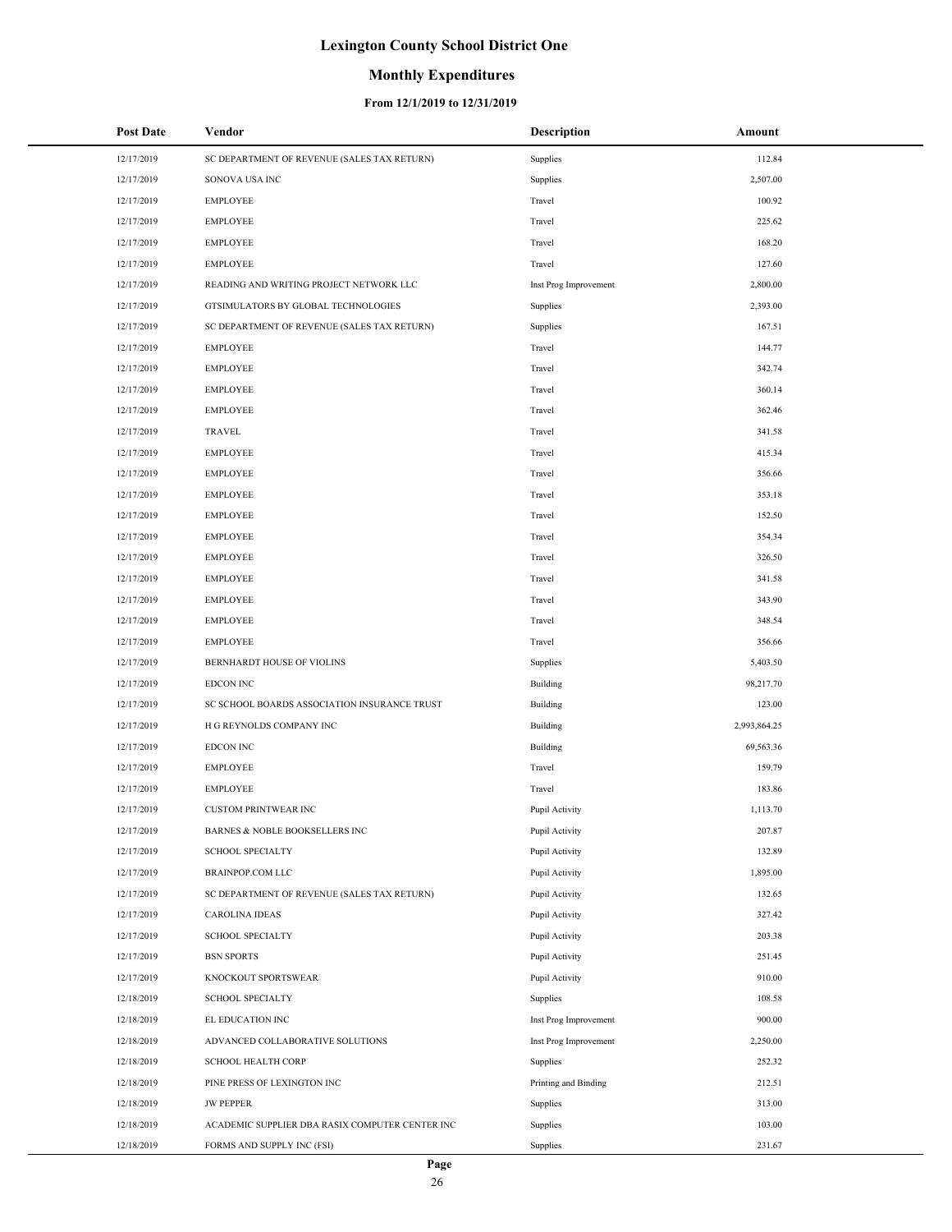# Lexington County School District One

## Monthly Expenditures

### From 12/1/2019 to 12/31/2019

| Post Date | Vendor | Description | Amount |
|---|---|---|---|
| 12/17/2019 | SC DEPARTMENT OF REVENUE (SALES TAX RETURN) | Supplies | 112.84 |
| 12/17/2019 | SONOVA USA INC | Supplies | 2,507.00 |
| 12/17/2019 | EMPLOYEE | Travel | 100.92 |
| 12/17/2019 | EMPLOYEE | Travel | 225.62 |
| 12/17/2019 | EMPLOYEE | Travel | 168.20 |
| 12/17/2019 | EMPLOYEE | Travel | 127.60 |
| 12/17/2019 | READING AND WRITING PROJECT NETWORK LLC | Inst Prog Improvement | 2,800.00 |
| 12/17/2019 | GTSIMULATORS BY GLOBAL TECHNOLOGIES | Supplies | 2,393.00 |
| 12/17/2019 | SC DEPARTMENT OF REVENUE (SALES TAX RETURN) | Supplies | 167.51 |
| 12/17/2019 | EMPLOYEE | Travel | 144.77 |
| 12/17/2019 | EMPLOYEE | Travel | 342.74 |
| 12/17/2019 | EMPLOYEE | Travel | 360.14 |
| 12/17/2019 | EMPLOYEE | Travel | 362.46 |
| 12/17/2019 | TRAVEL | Travel | 341.58 |
| 12/17/2019 | EMPLOYEE | Travel | 415.34 |
| 12/17/2019 | EMPLOYEE | Travel | 356.66 |
| 12/17/2019 | EMPLOYEE | Travel | 353.18 |
| 12/17/2019 | EMPLOYEE | Travel | 152.50 |
| 12/17/2019 | EMPLOYEE | Travel | 354.34 |
| 12/17/2019 | EMPLOYEE | Travel | 326.50 |
| 12/17/2019 | EMPLOYEE | Travel | 341.58 |
| 12/17/2019 | EMPLOYEE | Travel | 343.90 |
| 12/17/2019 | EMPLOYEE | Travel | 348.54 |
| 12/17/2019 | EMPLOYEE | Travel | 356.66 |
| 12/17/2019 | BERNHARDT HOUSE OF VIOLINS | Supplies | 5,403.50 |
| 12/17/2019 | EDCON INC | Building | 98,217.70 |
| 12/17/2019 | SC SCHOOL BOARDS ASSOCIATION INSURANCE TRUST | Building | 123.00 |
| 12/17/2019 | H G REYNOLDS COMPANY INC | Building | 2,993,864.25 |
| 12/17/2019 | EDCON INC | Building | 69,563.36 |
| 12/17/2019 | EMPLOYEE | Travel | 159.79 |
| 12/17/2019 | EMPLOYEE | Travel | 183.86 |
| 12/17/2019 | CUSTOM PRINTWEAR INC | Pupil Activity | 1,113.70 |
| 12/17/2019 | BARNES & NOBLE BOOKSELLERS INC | Pupil Activity | 207.87 |
| 12/17/2019 | SCHOOL SPECIALTY | Pupil Activity | 132.89 |
| 12/17/2019 | BRAINPOP.COM LLC | Pupil Activity | 1,895.00 |
| 12/17/2019 | SC DEPARTMENT OF REVENUE (SALES TAX RETURN) | Pupil Activity | 132.65 |
| 12/17/2019 | CAROLINA IDEAS | Pupil Activity | 327.42 |
| 12/17/2019 | SCHOOL SPECIALTY | Pupil Activity | 203.38 |
| 12/17/2019 | BSN SPORTS | Pupil Activity | 251.45 |
| 12/17/2019 | KNOCKOUT SPORTSWEAR | Pupil Activity | 910.00 |
| 12/18/2019 | SCHOOL SPECIALTY | Supplies | 108.58 |
| 12/18/2019 | EL EDUCATION INC | Inst Prog Improvement | 900.00 |
| 12/18/2019 | ADVANCED COLLABORATIVE SOLUTIONS | Inst Prog Improvement | 2,250.00 |
| 12/18/2019 | SCHOOL HEALTH CORP | Supplies | 252.32 |
| 12/18/2019 | PINE PRESS OF LEXINGTON INC | Printing and Binding | 212.51 |
| 12/18/2019 | JW PEPPER | Supplies | 313.00 |
| 12/18/2019 | ACADEMIC SUPPLIER DBA RASIX COMPUTER CENTER INC | Supplies | 103.00 |
| 12/18/2019 | FORMS AND SUPPLY INC (FSI) | Supplies | 231.67 |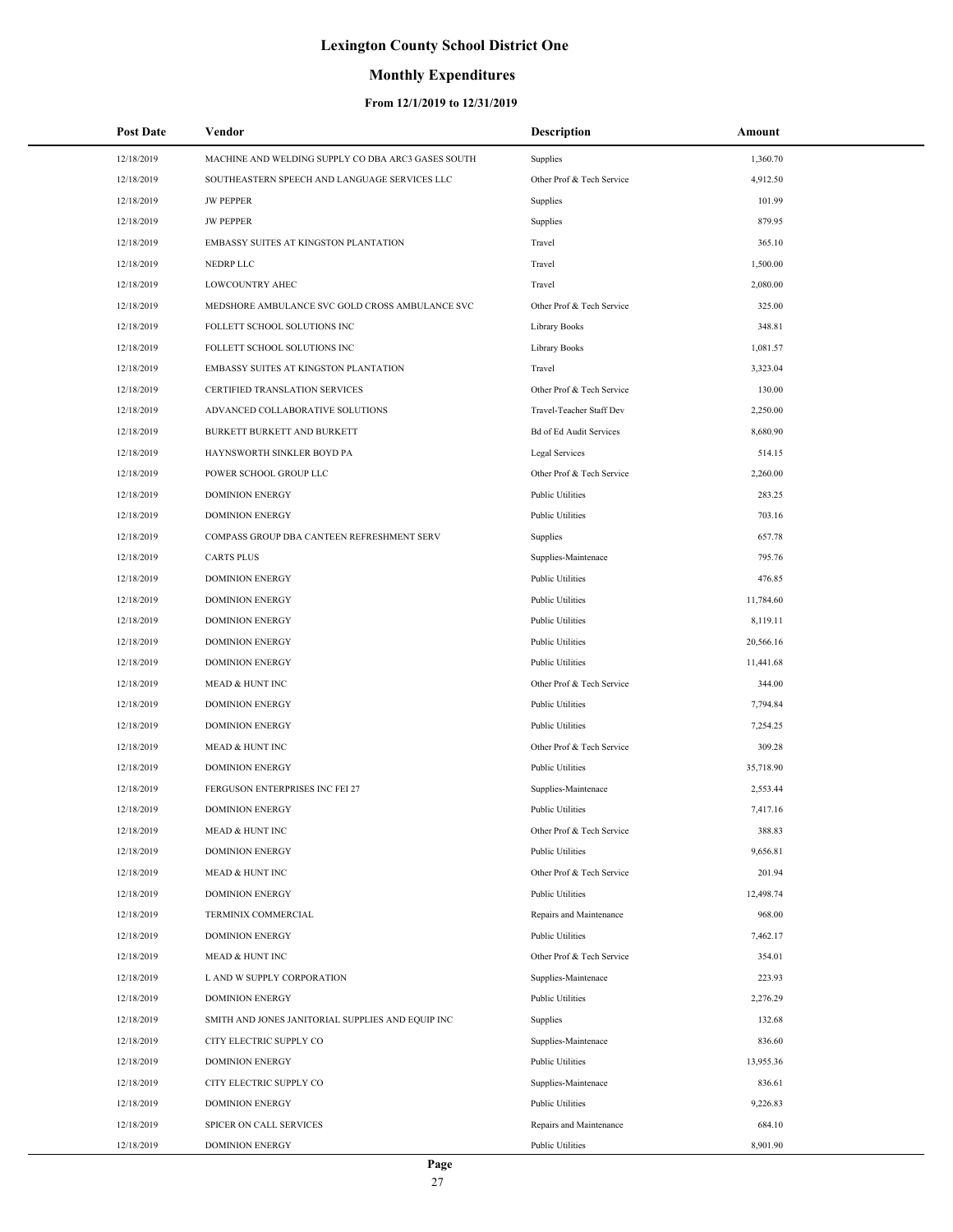# Lexington County School District One

## Monthly Expenditures

### From 12/1/2019 to 12/31/2019

| Post Date | Vendor | Description | Amount |
|---|---|---|---|
| 12/18/2019 | MACHINE AND WELDING SUPPLY CO DBA ARC3 GASES SOUTH | Supplies | 1,360.70 |
| 12/18/2019 | SOUTHEASTERN SPEECH AND LANGUAGE SERVICES LLC | Other Prof & Tech Service | 4,912.50 |
| 12/18/2019 | JW PEPPER | Supplies | 101.99 |
| 12/18/2019 | JW PEPPER | Supplies | 879.95 |
| 12/18/2019 | EMBASSY SUITES AT KINGSTON PLANTATION | Travel | 365.10 |
| 12/18/2019 | NEDRP LLC | Travel | 1,500.00 |
| 12/18/2019 | LOWCOUNTRY AHEC | Travel | 2,080.00 |
| 12/18/2019 | MEDSHORE AMBULANCE SVC GOLD CROSS AMBULANCE SVC | Other Prof & Tech Service | 325.00 |
| 12/18/2019 | FOLLETT SCHOOL SOLUTIONS INC | Library Books | 348.81 |
| 12/18/2019 | FOLLETT SCHOOL SOLUTIONS INC | Library Books | 1,081.57 |
| 12/18/2019 | EMBASSY SUITES AT KINGSTON PLANTATION | Travel | 3,323.04 |
| 12/18/2019 | CERTIFIED TRANSLATION SERVICES | Other Prof & Tech Service | 130.00 |
| 12/18/2019 | ADVANCED COLLABORATIVE SOLUTIONS | Travel-Teacher Staff Dev | 2,250.00 |
| 12/18/2019 | BURKETT BURKETT AND BURKETT | Bd of Ed Audit Services | 8,680.90 |
| 12/18/2019 | HAYNSWORTH SINKLER BOYD PA | Legal Services | 514.15 |
| 12/18/2019 | POWER SCHOOL GROUP LLC | Other Prof & Tech Service | 2,260.00 |
| 12/18/2019 | DOMINION ENERGY | Public Utilities | 283.25 |
| 12/18/2019 | DOMINION ENERGY | Public Utilities | 703.16 |
| 12/18/2019 | COMPASS GROUP DBA CANTEEN REFRESHMENT SERV | Supplies | 657.78 |
| 12/18/2019 | CARTS PLUS | Supplies-Maintenace | 795.76 |
| 12/18/2019 | DOMINION ENERGY | Public Utilities | 476.85 |
| 12/18/2019 | DOMINION ENERGY | Public Utilities | 11,784.60 |
| 12/18/2019 | DOMINION ENERGY | Public Utilities | 8,119.11 |
| 12/18/2019 | DOMINION ENERGY | Public Utilities | 20,566.16 |
| 12/18/2019 | DOMINION ENERGY | Public Utilities | 11,441.68 |
| 12/18/2019 | MEAD & HUNT INC | Other Prof & Tech Service | 344.00 |
| 12/18/2019 | DOMINION ENERGY | Public Utilities | 7,794.84 |
| 12/18/2019 | DOMINION ENERGY | Public Utilities | 7,254.25 |
| 12/18/2019 | MEAD & HUNT INC | Other Prof & Tech Service | 309.28 |
| 12/18/2019 | DOMINION ENERGY | Public Utilities | 35,718.90 |
| 12/18/2019 | FERGUSON ENTERPRISES INC FEI 27 | Supplies-Maintenace | 2,553.44 |
| 12/18/2019 | DOMINION ENERGY | Public Utilities | 7,417.16 |
| 12/18/2019 | MEAD & HUNT INC | Other Prof & Tech Service | 388.83 |
| 12/18/2019 | DOMINION ENERGY | Public Utilities | 9,656.81 |
| 12/18/2019 | MEAD & HUNT INC | Other Prof & Tech Service | 201.94 |
| 12/18/2019 | DOMINION ENERGY | Public Utilities | 12,498.74 |
| 12/18/2019 | TERMINIX COMMERCIAL | Repairs and Maintenance | 968.00 |
| 12/18/2019 | DOMINION ENERGY | Public Utilities | 7,462.17 |
| 12/18/2019 | MEAD & HUNT INC | Other Prof & Tech Service | 354.01 |
| 12/18/2019 | L AND W SUPPLY CORPORATION | Supplies-Maintenace | 223.93 |
| 12/18/2019 | DOMINION ENERGY | Public Utilities | 2,276.29 |
| 12/18/2019 | SMITH AND JONES JANITORIAL SUPPLIES AND EQUIP INC | Supplies | 132.68 |
| 12/18/2019 | CITY ELECTRIC SUPPLY CO | Supplies-Maintenace | 836.60 |
| 12/18/2019 | DOMINION ENERGY | Public Utilities | 13,955.36 |
| 12/18/2019 | CITY ELECTRIC SUPPLY CO | Supplies-Maintenace | 836.61 |
| 12/18/2019 | DOMINION ENERGY | Public Utilities | 9,226.83 |
| 12/18/2019 | SPICER ON CALL SERVICES | Repairs and Maintenance | 684.10 |
| 12/18/2019 | DOMINION ENERGY | Public Utilities | 8,901.90 |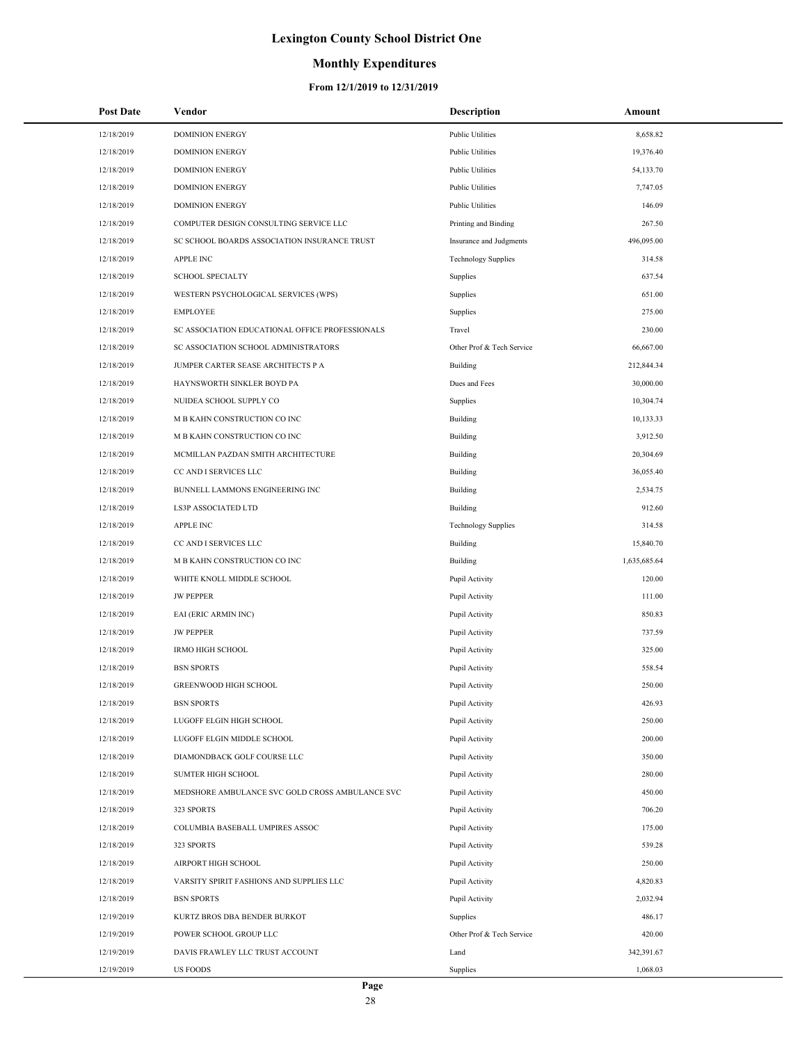# Lexington County School District One

## Monthly Expenditures

### From 12/1/2019 to 12/31/2019

| Post Date | Vendor | Description | Amount |
|---|---|---|---|
| 12/18/2019 | DOMINION ENERGY | Public Utilities | 8,658.82 |
| 12/18/2019 | DOMINION ENERGY | Public Utilities | 19,376.40 |
| 12/18/2019 | DOMINION ENERGY | Public Utilities | 54,133.70 |
| 12/18/2019 | DOMINION ENERGY | Public Utilities | 7,747.05 |
| 12/18/2019 | DOMINION ENERGY | Public Utilities | 146.09 |
| 12/18/2019 | COMPUTER DESIGN CONSULTING SERVICE LLC | Printing and Binding | 267.50 |
| 12/18/2019 | SC SCHOOL BOARDS ASSOCIATION INSURANCE TRUST | Insurance and Judgments | 496,095.00 |
| 12/18/2019 | APPLE INC | Technology Supplies | 314.58 |
| 12/18/2019 | SCHOOL SPECIALTY | Supplies | 637.54 |
| 12/18/2019 | WESTERN PSYCHOLOGICAL SERVICES (WPS) | Supplies | 651.00 |
| 12/18/2019 | EMPLOYEE | Supplies | 275.00 |
| 12/18/2019 | SC ASSOCIATION EDUCATIONAL OFFICE PROFESSIONALS | Travel | 230.00 |
| 12/18/2019 | SC ASSOCIATION SCHOOL ADMINISTRATORS | Other Prof & Tech Service | 66,667.00 |
| 12/18/2019 | JUMPER CARTER SEASE ARCHITECTS P A | Building | 212,844.34 |
| 12/18/2019 | HAYNSWORTH SINKLER BOYD PA | Dues and Fees | 30,000.00 |
| 12/18/2019 | NUIDEA SCHOOL SUPPLY CO | Supplies | 10,304.74 |
| 12/18/2019 | M B KAHN CONSTRUCTION CO INC | Building | 10,133.33 |
| 12/18/2019 | M B KAHN CONSTRUCTION CO INC | Building | 3,912.50 |
| 12/18/2019 | MCMILLAN PAZDAN SMITH ARCHITECTURE | Building | 20,304.69 |
| 12/18/2019 | CC AND I SERVICES LLC | Building | 36,055.40 |
| 12/18/2019 | BUNNELL LAMMONS ENGINEERING INC | Building | 2,534.75 |
| 12/18/2019 | LS3P ASSOCIATED LTD | Building | 912.60 |
| 12/18/2019 | APPLE INC | Technology Supplies | 314.58 |
| 12/18/2019 | CC AND I SERVICES LLC | Building | 15,840.70 |
| 12/18/2019 | M B KAHN CONSTRUCTION CO INC | Building | 1,635,685.64 |
| 12/18/2019 | WHITE KNOLL MIDDLE SCHOOL | Pupil Activity | 120.00 |
| 12/18/2019 | JW PEPPER | Pupil Activity | 111.00 |
| 12/18/2019 | EAI (ERIC ARMIN INC) | Pupil Activity | 850.83 |
| 12/18/2019 | JW PEPPER | Pupil Activity | 737.59 |
| 12/18/2019 | IRMO HIGH SCHOOL | Pupil Activity | 325.00 |
| 12/18/2019 | BSN SPORTS | Pupil Activity | 558.54 |
| 12/18/2019 | GREENWOOD HIGH SCHOOL | Pupil Activity | 250.00 |
| 12/18/2019 | BSN SPORTS | Pupil Activity | 426.93 |
| 12/18/2019 | LUGOFF ELGIN HIGH SCHOOL | Pupil Activity | 250.00 |
| 12/18/2019 | LUGOFF ELGIN MIDDLE SCHOOL | Pupil Activity | 200.00 |
| 12/18/2019 | DIAMONDBACK GOLF COURSE LLC | Pupil Activity | 350.00 |
| 12/18/2019 | SUMTER HIGH SCHOOL | Pupil Activity | 280.00 |
| 12/18/2019 | MEDSHORE AMBULANCE SVC GOLD CROSS AMBULANCE SVC | Pupil Activity | 450.00 |
| 12/18/2019 | 323 SPORTS | Pupil Activity | 706.20 |
| 12/18/2019 | COLUMBIA BASEBALL UMPIRES ASSOC | Pupil Activity | 175.00 |
| 12/18/2019 | 323 SPORTS | Pupil Activity | 539.28 |
| 12/18/2019 | AIRPORT HIGH SCHOOL | Pupil Activity | 250.00 |
| 12/18/2019 | VARSITY SPIRIT FASHIONS AND SUPPLIES LLC | Pupil Activity | 4,820.83 |
| 12/18/2019 | BSN SPORTS | Pupil Activity | 2,032.94 |
| 12/19/2019 | KURTZ BROS DBA BENDER BURKOT | Supplies | 486.17 |
| 12/19/2019 | POWER SCHOOL GROUP LLC | Other Prof & Tech Service | 420.00 |
| 12/19/2019 | DAVIS FRAWLEY LLC TRUST ACCOUNT | Land | 342,391.67 |
| 12/19/2019 | US FOODS | Supplies | 1,068.03 |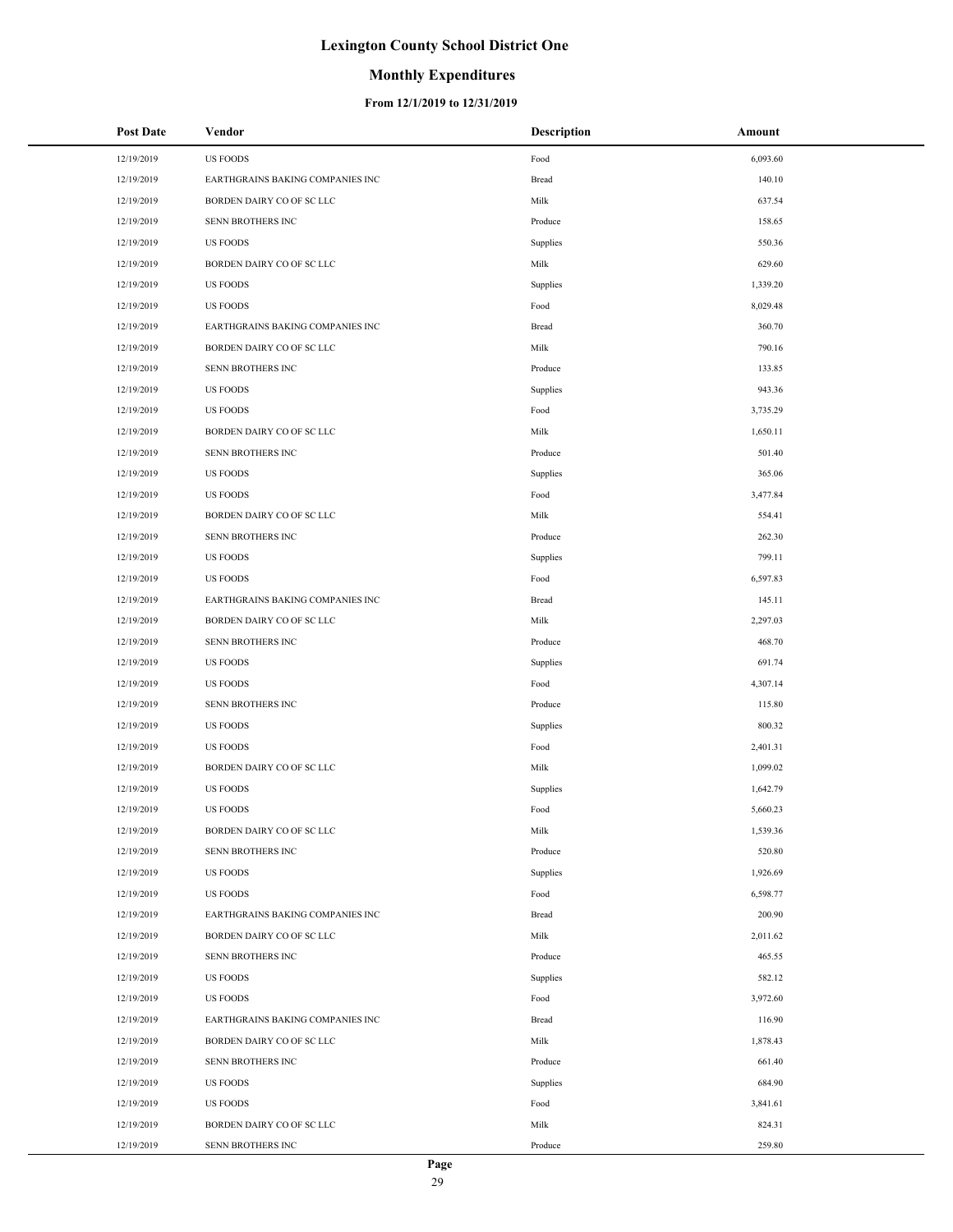# Lexington County School District One

## Monthly Expenditures

### From 12/1/2019 to 12/31/2019

| Post Date | Vendor | Description | Amount |
|---|---|---|---|
| 12/19/2019 | US FOODS | Food | 6,093.60 |
| 12/19/2019 | EARTHGRAINS BAKING COMPANIES INC | Bread | 140.10 |
| 12/19/2019 | BORDEN DAIRY CO OF SC LLC | Milk | 637.54 |
| 12/19/2019 | SENN BROTHERS INC | Produce | 158.65 |
| 12/19/2019 | US FOODS | Supplies | 550.36 |
| 12/19/2019 | BORDEN DAIRY CO OF SC LLC | Milk | 629.60 |
| 12/19/2019 | US FOODS | Supplies | 1,339.20 |
| 12/19/2019 | US FOODS | Food | 8,029.48 |
| 12/19/2019 | EARTHGRAINS BAKING COMPANIES INC | Bread | 360.70 |
| 12/19/2019 | BORDEN DAIRY CO OF SC LLC | Milk | 790.16 |
| 12/19/2019 | SENN BROTHERS INC | Produce | 133.85 |
| 12/19/2019 | US FOODS | Supplies | 943.36 |
| 12/19/2019 | US FOODS | Food | 3,735.29 |
| 12/19/2019 | BORDEN DAIRY CO OF SC LLC | Milk | 1,650.11 |
| 12/19/2019 | SENN BROTHERS INC | Produce | 501.40 |
| 12/19/2019 | US FOODS | Supplies | 365.06 |
| 12/19/2019 | US FOODS | Food | 3,477.84 |
| 12/19/2019 | BORDEN DAIRY CO OF SC LLC | Milk | 554.41 |
| 12/19/2019 | SENN BROTHERS INC | Produce | 262.30 |
| 12/19/2019 | US FOODS | Supplies | 799.11 |
| 12/19/2019 | US FOODS | Food | 6,597.83 |
| 12/19/2019 | EARTHGRAINS BAKING COMPANIES INC | Bread | 145.11 |
| 12/19/2019 | BORDEN DAIRY CO OF SC LLC | Milk | 2,297.03 |
| 12/19/2019 | SENN BROTHERS INC | Produce | 468.70 |
| 12/19/2019 | US FOODS | Supplies | 691.74 |
| 12/19/2019 | US FOODS | Food | 4,307.14 |
| 12/19/2019 | SENN BROTHERS INC | Produce | 115.80 |
| 12/19/2019 | US FOODS | Supplies | 800.32 |
| 12/19/2019 | US FOODS | Food | 2,401.31 |
| 12/19/2019 | BORDEN DAIRY CO OF SC LLC | Milk | 1,099.02 |
| 12/19/2019 | US FOODS | Supplies | 1,642.79 |
| 12/19/2019 | US FOODS | Food | 5,660.23 |
| 12/19/2019 | BORDEN DAIRY CO OF SC LLC | Milk | 1,539.36 |
| 12/19/2019 | SENN BROTHERS INC | Produce | 520.80 |
| 12/19/2019 | US FOODS | Supplies | 1,926.69 |
| 12/19/2019 | US FOODS | Food | 6,598.77 |
| 12/19/2019 | EARTHGRAINS BAKING COMPANIES INC | Bread | 200.90 |
| 12/19/2019 | BORDEN DAIRY CO OF SC LLC | Milk | 2,011.62 |
| 12/19/2019 | SENN BROTHERS INC | Produce | 465.55 |
| 12/19/2019 | US FOODS | Supplies | 582.12 |
| 12/19/2019 | US FOODS | Food | 3,972.60 |
| 12/19/2019 | EARTHGRAINS BAKING COMPANIES INC | Bread | 116.90 |
| 12/19/2019 | BORDEN DAIRY CO OF SC LLC | Milk | 1,878.43 |
| 12/19/2019 | SENN BROTHERS INC | Produce | 661.40 |
| 12/19/2019 | US FOODS | Supplies | 684.90 |
| 12/19/2019 | US FOODS | Food | 3,841.61 |
| 12/19/2019 | BORDEN DAIRY CO OF SC LLC | Milk | 824.31 |
| 12/19/2019 | SENN BROTHERS INC | Produce | 259.80 |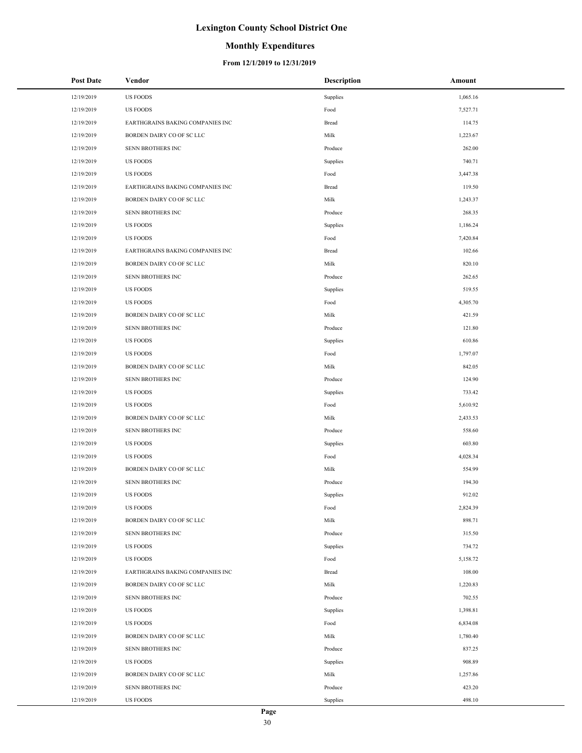# Lexington County School District One

## Monthly Expenditures

### From 12/1/2019 to 12/31/2019

| Post Date | Vendor | Description | Amount |
|---|---|---|---|
| 12/19/2019 | US FOODS | Supplies | 1,065.16 |
| 12/19/2019 | US FOODS | Food | 7,527.71 |
| 12/19/2019 | EARTHGRAINS BAKING COMPANIES INC | Bread | 114.75 |
| 12/19/2019 | BORDEN DAIRY CO OF SC LLC | Milk | 1,223.67 |
| 12/19/2019 | SENN BROTHERS INC | Produce | 262.00 |
| 12/19/2019 | US FOODS | Supplies | 740.71 |
| 12/19/2019 | US FOODS | Food | 3,447.38 |
| 12/19/2019 | EARTHGRAINS BAKING COMPANIES INC | Bread | 119.50 |
| 12/19/2019 | BORDEN DAIRY CO OF SC LLC | Milk | 1,243.37 |
| 12/19/2019 | SENN BROTHERS INC | Produce | 268.35 |
| 12/19/2019 | US FOODS | Supplies | 1,186.24 |
| 12/19/2019 | US FOODS | Food | 7,420.84 |
| 12/19/2019 | EARTHGRAINS BAKING COMPANIES INC | Bread | 102.66 |
| 12/19/2019 | BORDEN DAIRY CO OF SC LLC | Milk | 820.10 |
| 12/19/2019 | SENN BROTHERS INC | Produce | 262.65 |
| 12/19/2019 | US FOODS | Supplies | 519.55 |
| 12/19/2019 | US FOODS | Food | 4,305.70 |
| 12/19/2019 | BORDEN DAIRY CO OF SC LLC | Milk | 421.59 |
| 12/19/2019 | SENN BROTHERS INC | Produce | 121.80 |
| 12/19/2019 | US FOODS | Supplies | 610.86 |
| 12/19/2019 | US FOODS | Food | 1,797.07 |
| 12/19/2019 | BORDEN DAIRY CO OF SC LLC | Milk | 842.05 |
| 12/19/2019 | SENN BROTHERS INC | Produce | 124.90 |
| 12/19/2019 | US FOODS | Supplies | 733.42 |
| 12/19/2019 | US FOODS | Food | 5,610.92 |
| 12/19/2019 | BORDEN DAIRY CO OF SC LLC | Milk | 2,433.53 |
| 12/19/2019 | SENN BROTHERS INC | Produce | 558.60 |
| 12/19/2019 | US FOODS | Supplies | 603.80 |
| 12/19/2019 | US FOODS | Food | 4,028.34 |
| 12/19/2019 | BORDEN DAIRY CO OF SC LLC | Milk | 554.99 |
| 12/19/2019 | SENN BROTHERS INC | Produce | 194.30 |
| 12/19/2019 | US FOODS | Supplies | 912.02 |
| 12/19/2019 | US FOODS | Food | 2,824.39 |
| 12/19/2019 | BORDEN DAIRY CO OF SC LLC | Milk | 898.71 |
| 12/19/2019 | SENN BROTHERS INC | Produce | 315.50 |
| 12/19/2019 | US FOODS | Supplies | 734.72 |
| 12/19/2019 | US FOODS | Food | 5,158.72 |
| 12/19/2019 | EARTHGRAINS BAKING COMPANIES INC | Bread | 108.00 |
| 12/19/2019 | BORDEN DAIRY CO OF SC LLC | Milk | 1,220.83 |
| 12/19/2019 | SENN BROTHERS INC | Produce | 702.55 |
| 12/19/2019 | US FOODS | Supplies | 1,398.81 |
| 12/19/2019 | US FOODS | Food | 6,834.08 |
| 12/19/2019 | BORDEN DAIRY CO OF SC LLC | Milk | 1,780.40 |
| 12/19/2019 | SENN BROTHERS INC | Produce | 837.25 |
| 12/19/2019 | US FOODS | Supplies | 908.89 |
| 12/19/2019 | BORDEN DAIRY CO OF SC LLC | Milk | 1,257.86 |
| 12/19/2019 | SENN BROTHERS INC | Produce | 423.20 |
| 12/19/2019 | US FOODS | Supplies | 498.10 |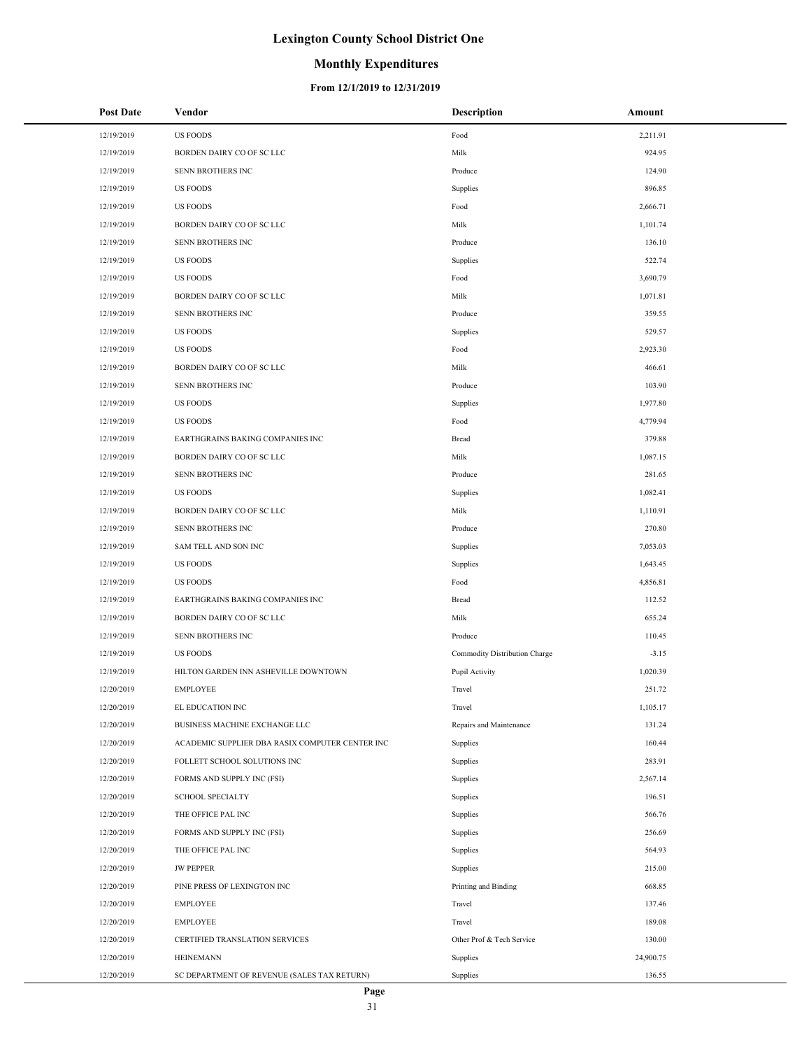# Lexington County School District One

## Monthly Expenditures

### From 12/1/2019 to 12/31/2019

| Post Date | Vendor | Description | Amount |
|---|---|---|---|
| 12/19/2019 | US FOODS | Food | 2,211.91 |
| 12/19/2019 | BORDEN DAIRY CO OF SC LLC | Milk | 924.95 |
| 12/19/2019 | SENN BROTHERS INC | Produce | 124.90 |
| 12/19/2019 | US FOODS | Supplies | 896.85 |
| 12/19/2019 | US FOODS | Food | 2,666.71 |
| 12/19/2019 | BORDEN DAIRY CO OF SC LLC | Milk | 1,101.74 |
| 12/19/2019 | SENN BROTHERS INC | Produce | 136.10 |
| 12/19/2019 | US FOODS | Supplies | 522.74 |
| 12/19/2019 | US FOODS | Food | 3,690.79 |
| 12/19/2019 | BORDEN DAIRY CO OF SC LLC | Milk | 1,071.81 |
| 12/19/2019 | SENN BROTHERS INC | Produce | 359.55 |
| 12/19/2019 | US FOODS | Supplies | 529.57 |
| 12/19/2019 | US FOODS | Food | 2,923.30 |
| 12/19/2019 | BORDEN DAIRY CO OF SC LLC | Milk | 466.61 |
| 12/19/2019 | SENN BROTHERS INC | Produce | 103.90 |
| 12/19/2019 | US FOODS | Supplies | 1,977.80 |
| 12/19/2019 | US FOODS | Food | 4,779.94 |
| 12/19/2019 | EARTHGRAINS BAKING COMPANIES INC | Bread | 379.88 |
| 12/19/2019 | BORDEN DAIRY CO OF SC LLC | Milk | 1,087.15 |
| 12/19/2019 | SENN BROTHERS INC | Produce | 281.65 |
| 12/19/2019 | US FOODS | Supplies | 1,082.41 |
| 12/19/2019 | BORDEN DAIRY CO OF SC LLC | Milk | 1,110.91 |
| 12/19/2019 | SENN BROTHERS INC | Produce | 270.80 |
| 12/19/2019 | SAM TELL AND SON INC | Supplies | 7,053.03 |
| 12/19/2019 | US FOODS | Supplies | 1,643.45 |
| 12/19/2019 | US FOODS | Food | 4,856.81 |
| 12/19/2019 | EARTHGRAINS BAKING COMPANIES INC | Bread | 112.52 |
| 12/19/2019 | BORDEN DAIRY CO OF SC LLC | Milk | 655.24 |
| 12/19/2019 | SENN BROTHERS INC | Produce | 110.45 |
| 12/19/2019 | US FOODS | Commodity Distribution Charge | -3.15 |
| 12/19/2019 | HILTON GARDEN INN ASHEVILLE DOWNTOWN | Pupil Activity | 1,020.39 |
| 12/20/2019 | EMPLOYEE | Travel | 251.72 |
| 12/20/2019 | EL EDUCATION INC | Travel | 1,105.17 |
| 12/20/2019 | BUSINESS MACHINE EXCHANGE LLC | Repairs and Maintenance | 131.24 |
| 12/20/2019 | ACADEMIC SUPPLIER DBA RASIX COMPUTER CENTER INC | Supplies | 160.44 |
| 12/20/2019 | FOLLETT SCHOOL SOLUTIONS INC | Supplies | 283.91 |
| 12/20/2019 | FORMS AND SUPPLY INC (FSI) | Supplies | 2,567.14 |
| 12/20/2019 | SCHOOL SPECIALTY | Supplies | 196.51 |
| 12/20/2019 | THE OFFICE PAL INC | Supplies | 566.76 |
| 12/20/2019 | FORMS AND SUPPLY INC (FSI) | Supplies | 256.69 |
| 12/20/2019 | THE OFFICE PAL INC | Supplies | 564.93 |
| 12/20/2019 | JW PEPPER | Supplies | 215.00 |
| 12/20/2019 | PINE PRESS OF LEXINGTON INC | Printing and Binding | 668.85 |
| 12/20/2019 | EMPLOYEE | Travel | 137.46 |
| 12/20/2019 | EMPLOYEE | Travel | 189.08 |
| 12/20/2019 | CERTIFIED TRANSLATION SERVICES | Other Prof & Tech Service | 130.00 |
| 12/20/2019 | HEINEMANN | Supplies | 24,900.75 |
| 12/20/2019 | SC DEPARTMENT OF REVENUE (SALES TAX RETURN) | Supplies | 136.55 |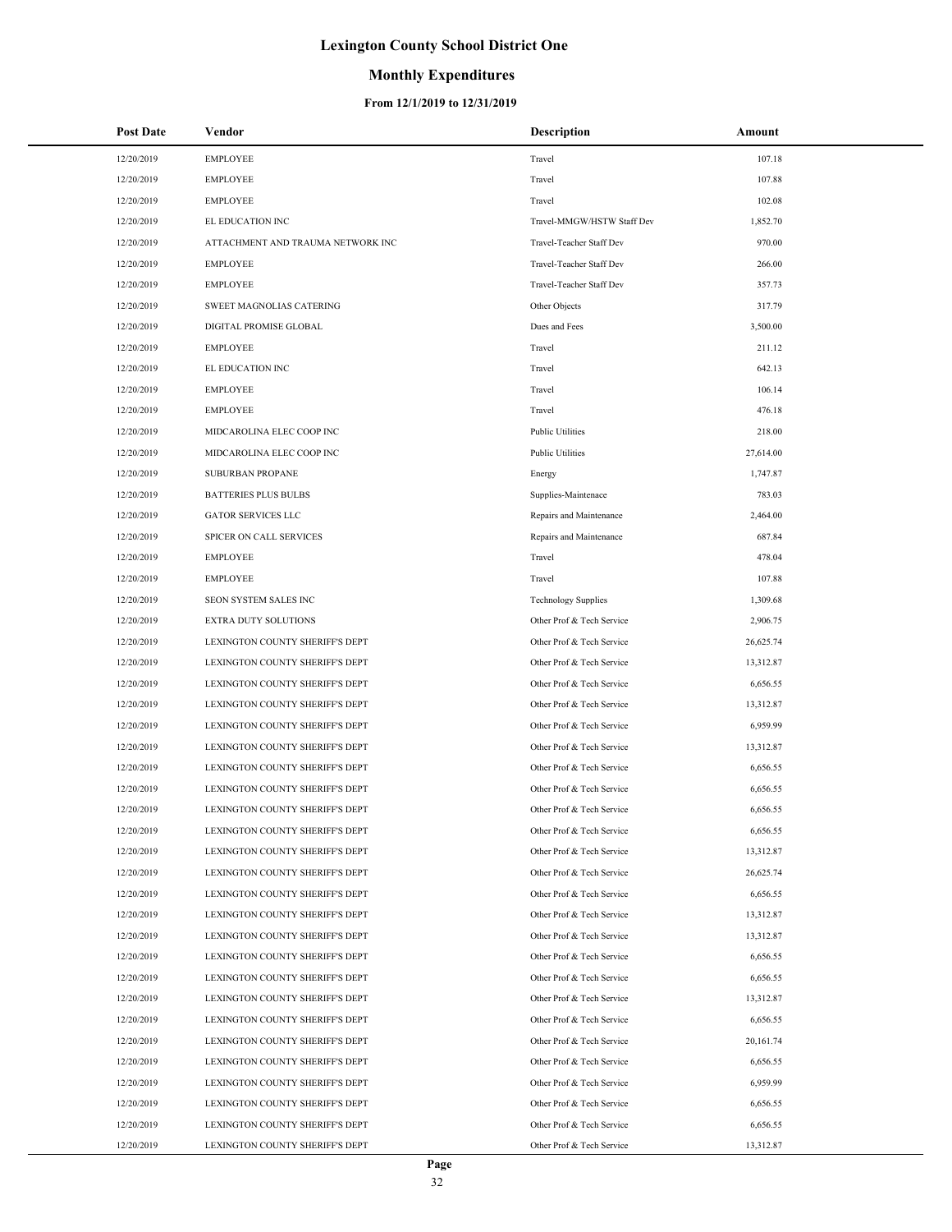# Lexington County School District One

## Monthly Expenditures

### From 12/1/2019 to 12/31/2019

| Post Date | Vendor | Description | Amount |
|---|---|---|---|
| 12/20/2019 | EMPLOYEE | Travel | 107.18 |
| 12/20/2019 | EMPLOYEE | Travel | 107.88 |
| 12/20/2019 | EMPLOYEE | Travel | 102.08 |
| 12/20/2019 | EL EDUCATION INC | Travel-MMGW/HSTW Staff Dev | 1,852.70 |
| 12/20/2019 | ATTACHMENT AND TRAUMA NETWORK INC | Travel-Teacher Staff Dev | 970.00 |
| 12/20/2019 | EMPLOYEE | Travel-Teacher Staff Dev | 266.00 |
| 12/20/2019 | EMPLOYEE | Travel-Teacher Staff Dev | 357.73 |
| 12/20/2019 | SWEET MAGNOLIAS CATERING | Other Objects | 317.79 |
| 12/20/2019 | DIGITAL PROMISE GLOBAL | Dues and Fees | 3,500.00 |
| 12/20/2019 | EMPLOYEE | Travel | 211.12 |
| 12/20/2019 | EL EDUCATION INC | Travel | 642.13 |
| 12/20/2019 | EMPLOYEE | Travel | 106.14 |
| 12/20/2019 | EMPLOYEE | Travel | 476.18 |
| 12/20/2019 | MIDCAROLINA ELEC COOP INC | Public Utilities | 218.00 |
| 12/20/2019 | MIDCAROLINA ELEC COOP INC | Public Utilities | 27,614.00 |
| 12/20/2019 | SUBURBAN PROPANE | Energy | 1,747.87 |
| 12/20/2019 | BATTERIES PLUS BULBS | Supplies-Maintenace | 783.03 |
| 12/20/2019 | GATOR SERVICES LLC | Repairs and Maintenance | 2,464.00 |
| 12/20/2019 | SPICER ON CALL SERVICES | Repairs and Maintenance | 687.84 |
| 12/20/2019 | EMPLOYEE | Travel | 478.04 |
| 12/20/2019 | EMPLOYEE | Travel | 107.88 |
| 12/20/2019 | SEON SYSTEM SALES INC | Technology Supplies | 1,309.68 |
| 12/20/2019 | EXTRA DUTY SOLUTIONS | Other Prof & Tech Service | 2,906.75 |
| 12/20/2019 | LEXINGTON COUNTY SHERIFF'S DEPT | Other Prof & Tech Service | 26,625.74 |
| 12/20/2019 | LEXINGTON COUNTY SHERIFF'S DEPT | Other Prof & Tech Service | 13,312.87 |
| 12/20/2019 | LEXINGTON COUNTY SHERIFF'S DEPT | Other Prof & Tech Service | 6,656.55 |
| 12/20/2019 | LEXINGTON COUNTY SHERIFF'S DEPT | Other Prof & Tech Service | 13,312.87 |
| 12/20/2019 | LEXINGTON COUNTY SHERIFF'S DEPT | Other Prof & Tech Service | 6,959.99 |
| 12/20/2019 | LEXINGTON COUNTY SHERIFF'S DEPT | Other Prof & Tech Service | 13,312.87 |
| 12/20/2019 | LEXINGTON COUNTY SHERIFF'S DEPT | Other Prof & Tech Service | 6,656.55 |
| 12/20/2019 | LEXINGTON COUNTY SHERIFF'S DEPT | Other Prof & Tech Service | 6,656.55 |
| 12/20/2019 | LEXINGTON COUNTY SHERIFF'S DEPT | Other Prof & Tech Service | 6,656.55 |
| 12/20/2019 | LEXINGTON COUNTY SHERIFF'S DEPT | Other Prof & Tech Service | 6,656.55 |
| 12/20/2019 | LEXINGTON COUNTY SHERIFF'S DEPT | Other Prof & Tech Service | 13,312.87 |
| 12/20/2019 | LEXINGTON COUNTY SHERIFF'S DEPT | Other Prof & Tech Service | 26,625.74 |
| 12/20/2019 | LEXINGTON COUNTY SHERIFF'S DEPT | Other Prof & Tech Service | 6,656.55 |
| 12/20/2019 | LEXINGTON COUNTY SHERIFF'S DEPT | Other Prof & Tech Service | 13,312.87 |
| 12/20/2019 | LEXINGTON COUNTY SHERIFF'S DEPT | Other Prof & Tech Service | 13,312.87 |
| 12/20/2019 | LEXINGTON COUNTY SHERIFF'S DEPT | Other Prof & Tech Service | 6,656.55 |
| 12/20/2019 | LEXINGTON COUNTY SHERIFF'S DEPT | Other Prof & Tech Service | 6,656.55 |
| 12/20/2019 | LEXINGTON COUNTY SHERIFF'S DEPT | Other Prof & Tech Service | 13,312.87 |
| 12/20/2019 | LEXINGTON COUNTY SHERIFF'S DEPT | Other Prof & Tech Service | 6,656.55 |
| 12/20/2019 | LEXINGTON COUNTY SHERIFF'S DEPT | Other Prof & Tech Service | 20,161.74 |
| 12/20/2019 | LEXINGTON COUNTY SHERIFF'S DEPT | Other Prof & Tech Service | 6,656.55 |
| 12/20/2019 | LEXINGTON COUNTY SHERIFF'S DEPT | Other Prof & Tech Service | 6,959.99 |
| 12/20/2019 | LEXINGTON COUNTY SHERIFF'S DEPT | Other Prof & Tech Service | 6,656.55 |
| 12/20/2019 | LEXINGTON COUNTY SHERIFF'S DEPT | Other Prof & Tech Service | 6,656.55 |
| 12/20/2019 | LEXINGTON COUNTY SHERIFF'S DEPT | Other Prof & Tech Service | 13,312.87 |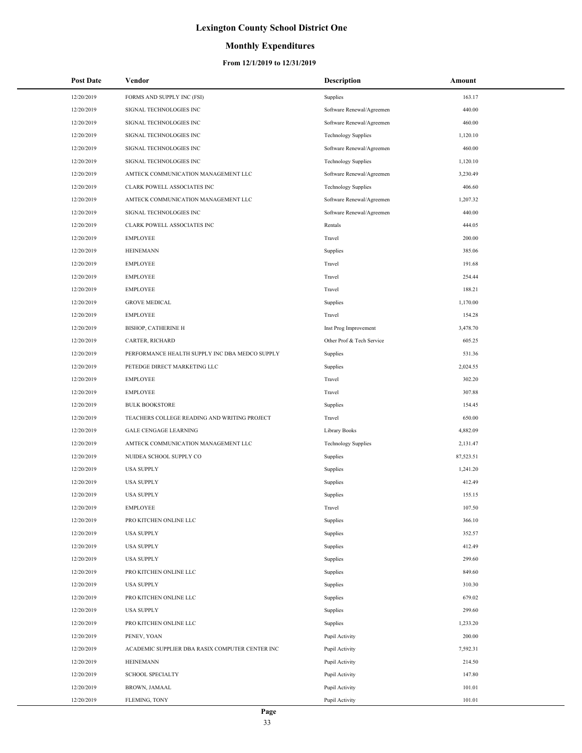# Lexington County School District One

## Monthly Expenditures

### From 12/1/2019 to 12/31/2019

| Post Date | Vendor | Description | Amount |
|---|---|---|---|
| 12/20/2019 | FORMS AND SUPPLY INC (FSI) | Supplies | 163.17 |
| 12/20/2019 | SIGNAL TECHNOLOGIES INC | Software Renewal/Agreemen | 440.00 |
| 12/20/2019 | SIGNAL TECHNOLOGIES INC | Software Renewal/Agreemen | 460.00 |
| 12/20/2019 | SIGNAL TECHNOLOGIES INC | Technology Supplies | 1,120.10 |
| 12/20/2019 | SIGNAL TECHNOLOGIES INC | Software Renewal/Agreemen | 460.00 |
| 12/20/2019 | SIGNAL TECHNOLOGIES INC | Technology Supplies | 1,120.10 |
| 12/20/2019 | AMTECK COMMUNICATION MANAGEMENT LLC | Software Renewal/Agreemen | 3,230.49 |
| 12/20/2019 | CLARK POWELL ASSOCIATES INC | Technology Supplies | 406.60 |
| 12/20/2019 | AMTECK COMMUNICATION MANAGEMENT LLC | Software Renewal/Agreemen | 1,207.32 |
| 12/20/2019 | SIGNAL TECHNOLOGIES INC | Software Renewal/Agreemen | 440.00 |
| 12/20/2019 | CLARK POWELL ASSOCIATES INC | Rentals | 444.05 |
| 12/20/2019 | EMPLOYEE | Travel | 200.00 |
| 12/20/2019 | HEINEMANN | Supplies | 385.06 |
| 12/20/2019 | EMPLOYEE | Travel | 191.68 |
| 12/20/2019 | EMPLOYEE | Travel | 254.44 |
| 12/20/2019 | EMPLOYEE | Travel | 188.21 |
| 12/20/2019 | GROVE MEDICAL | Supplies | 1,170.00 |
| 12/20/2019 | EMPLOYEE | Travel | 154.28 |
| 12/20/2019 | BISHOP, CATHERINE H | Inst Prog Improvement | 3,478.70 |
| 12/20/2019 | CARTER, RICHARD | Other Prof & Tech Service | 605.25 |
| 12/20/2019 | PERFORMANCE HEALTH SUPPLY INC DBA MEDCO SUPPLY | Supplies | 531.36 |
| 12/20/2019 | PETEDGE DIRECT MARKETING LLC | Supplies | 2,024.55 |
| 12/20/2019 | EMPLOYEE | Travel | 302.20 |
| 12/20/2019 | EMPLOYEE | Travel | 307.88 |
| 12/20/2019 | BULK BOOKSTORE | Supplies | 154.45 |
| 12/20/2019 | TEACHERS COLLEGE READING AND WRITING PROJECT | Travel | 650.00 |
| 12/20/2019 | GALE CENGAGE LEARNING | Library Books | 4,882.09 |
| 12/20/2019 | AMTECK COMMUNICATION MANAGEMENT LLC | Technology Supplies | 2,131.47 |
| 12/20/2019 | NUIDEA SCHOOL SUPPLY CO | Supplies | 87,523.51 |
| 12/20/2019 | USA SUPPLY | Supplies | 1,241.20 |
| 12/20/2019 | USA SUPPLY | Supplies | 412.49 |
| 12/20/2019 | USA SUPPLY | Supplies | 155.15 |
| 12/20/2019 | EMPLOYEE | Travel | 107.50 |
| 12/20/2019 | PRO KITCHEN ONLINE LLC | Supplies | 366.10 |
| 12/20/2019 | USA SUPPLY | Supplies | 352.57 |
| 12/20/2019 | USA SUPPLY | Supplies | 412.49 |
| 12/20/2019 | USA SUPPLY | Supplies | 299.60 |
| 12/20/2019 | PRO KITCHEN ONLINE LLC | Supplies | 849.60 |
| 12/20/2019 | USA SUPPLY | Supplies | 310.30 |
| 12/20/2019 | PRO KITCHEN ONLINE LLC | Supplies | 679.02 |
| 12/20/2019 | USA SUPPLY | Supplies | 299.60 |
| 12/20/2019 | PRO KITCHEN ONLINE LLC | Supplies | 1,233.20 |
| 12/20/2019 | PENEV, YOAN | Pupil Activity | 200.00 |
| 12/20/2019 | ACADEMIC SUPPLIER DBA RASIX COMPUTER CENTER INC | Pupil Activity | 7,592.31 |
| 12/20/2019 | HEINEMANN | Pupil Activity | 214.50 |
| 12/20/2019 | SCHOOL SPECIALTY | Pupil Activity | 147.80 |
| 12/20/2019 | BROWN, JAMAAL | Pupil Activity | 101.01 |
| 12/20/2019 | FLEMING, TONY | Pupil Activity | 101.01 |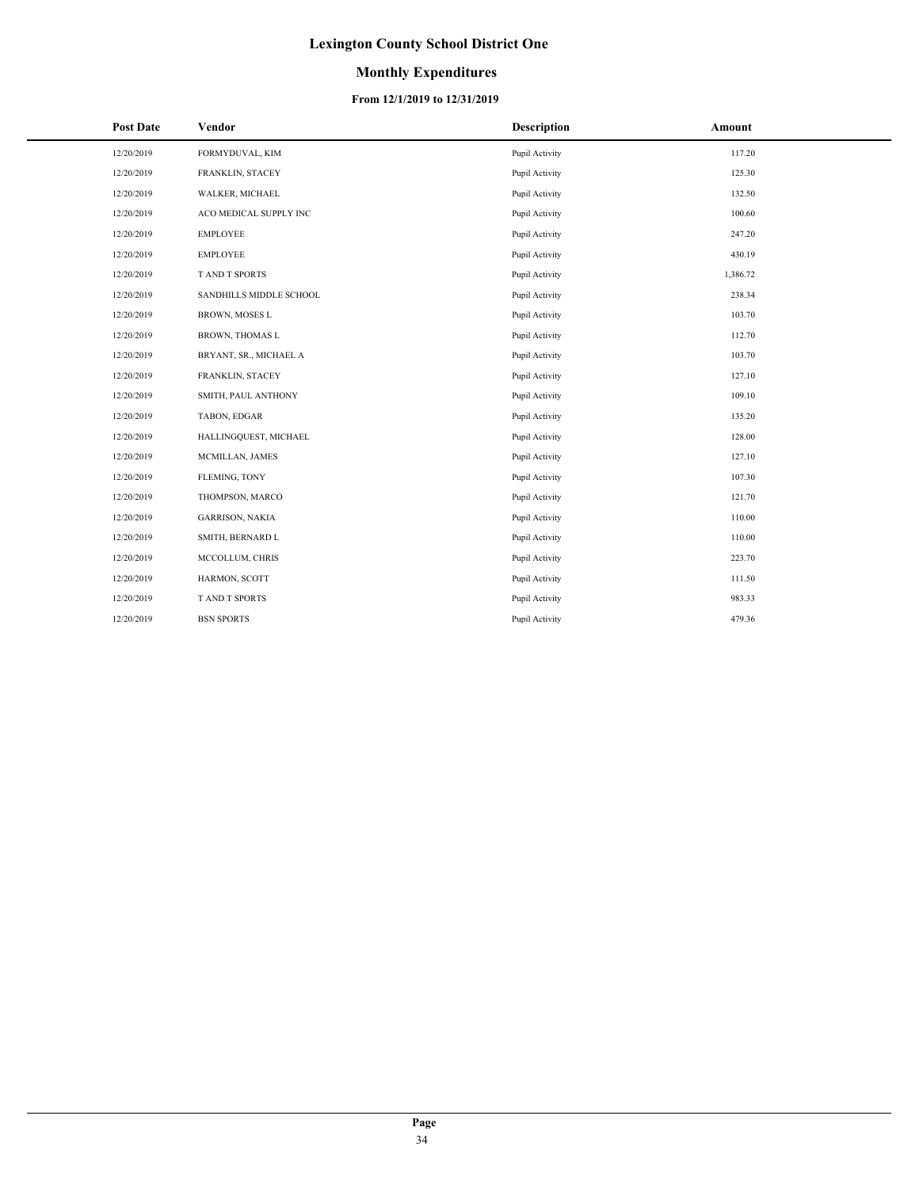# Lexington County School District One

## Monthly Expenditures

### From 12/1/2019 to 12/31/2019

| Post Date | Vendor | Description | Amount |
|---|---|---|---|
| 12/20/2019 | FORMYDUVAL, KIM | Pupil Activity | 117.20 |
| 12/20/2019 | FRANKLIN, STACEY | Pupil Activity | 125.30 |
| 12/20/2019 | WALKER, MICHAEL | Pupil Activity | 132.50 |
| 12/20/2019 | ACO MEDICAL SUPPLY INC | Pupil Activity | 100.60 |
| 12/20/2019 | EMPLOYEE | Pupil Activity | 247.20 |
| 12/20/2019 | EMPLOYEE | Pupil Activity | 430.19 |
| 12/20/2019 | T AND T SPORTS | Pupil Activity | 1,386.72 |
| 12/20/2019 | SANDHILLS MIDDLE SCHOOL | Pupil Activity | 238.34 |
| 12/20/2019 | BROWN, MOSES L | Pupil Activity | 103.70 |
| 12/20/2019 | BROWN, THOMAS L | Pupil Activity | 112.70 |
| 12/20/2019 | BRYANT, SR., MICHAEL A | Pupil Activity | 103.70 |
| 12/20/2019 | FRANKLIN, STACEY | Pupil Activity | 127.10 |
| 12/20/2019 | SMITH, PAUL ANTHONY | Pupil Activity | 109.10 |
| 12/20/2019 | TABON, EDGAR | Pupil Activity | 135.20 |
| 12/20/2019 | HALLINGQUEST, MICHAEL | Pupil Activity | 128.00 |
| 12/20/2019 | MCMILLAN, JAMES | Pupil Activity | 127.10 |
| 12/20/2019 | FLEMING, TONY | Pupil Activity | 107.30 |
| 12/20/2019 | THOMPSON, MARCO | Pupil Activity | 121.70 |
| 12/20/2019 | GARRISON, NAKIA | Pupil Activity | 110.00 |
| 12/20/2019 | SMITH, BERNARD L | Pupil Activity | 110.00 |
| 12/20/2019 | MCCOLLUM, CHRIS | Pupil Activity | 223.70 |
| 12/20/2019 | HARMON, SCOTT | Pupil Activity | 111.50 |
| 12/20/2019 | T AND T SPORTS | Pupil Activity | 983.33 |
| 12/20/2019 | BSN SPORTS | Pupil Activity | 479.36 |